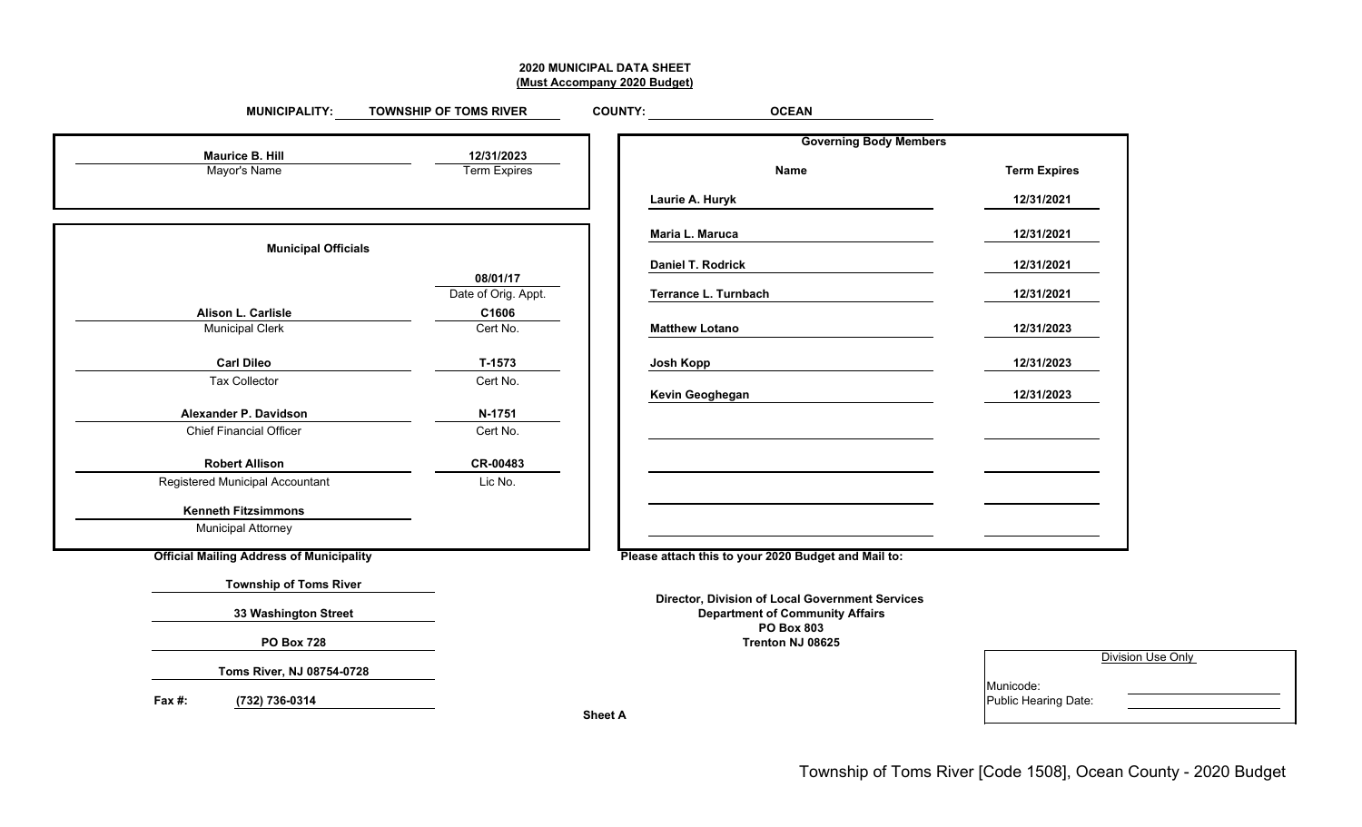# 2020 MUNICIPAL DATA SHEET

**(Must Accompany 2020 Budget)**

**MUNICIPALITY:** TOWNSHIP OF TOMS RIVER **COUNTY:** OCEAN

| Mayor's Name | Term Expires |
|---|---|
| **Maurice B. Hill** | **12/31/2023** |

## Municipal Officials

| Name / Title | |
|---|---|
| | **08/01/17** Date of Orig. Appt. |
| **Alison L. Carlisle** – Municipal Clerk | **C1606** Cert No. |
| **Carl Dileo** – Tax Collector | **T-1573** Cert No. |
| **Alexander P. Davidson** – Chief Financial Officer | **N-1751** Cert No. |
| **Robert Allison** – Registered Municipal Accountant | **CR-00483** Lic No. |
| **Kenneth Fitzsimmons** – Municipal Attorney | |

## Governing Body Members

| Name | Term Expires |
|---|---|
| Laurie A. Huryk | 12/31/2021 |
| Maria L. Maruca | 12/31/2021 |
| Daniel T. Rodrick | 12/31/2021 |
| Terrance L. Turnbach | 12/31/2021 |
| Matthew Lotano | 12/31/2023 |
| Josh Kopp | 12/31/2023 |
| Kevin Geoghegan | 12/31/2023 |
| | |
| | |
| | |
| | |

**Official Mailing Address of Municipality**

Township of Toms River
33 Washington Street
PO Box 728
Toms River, NJ 08754-0728

**Fax #:** (732) 736-0314

**Please attach this to your 2020 Budget and Mail to:**

Director, Division of Local Government Services
Department of Community Affairs
PO Box 803
Trenton NJ 08625

| Division Use Only | |
|---|---|
| Municode: | |
| Public Hearing Date: | |

**Sheet A**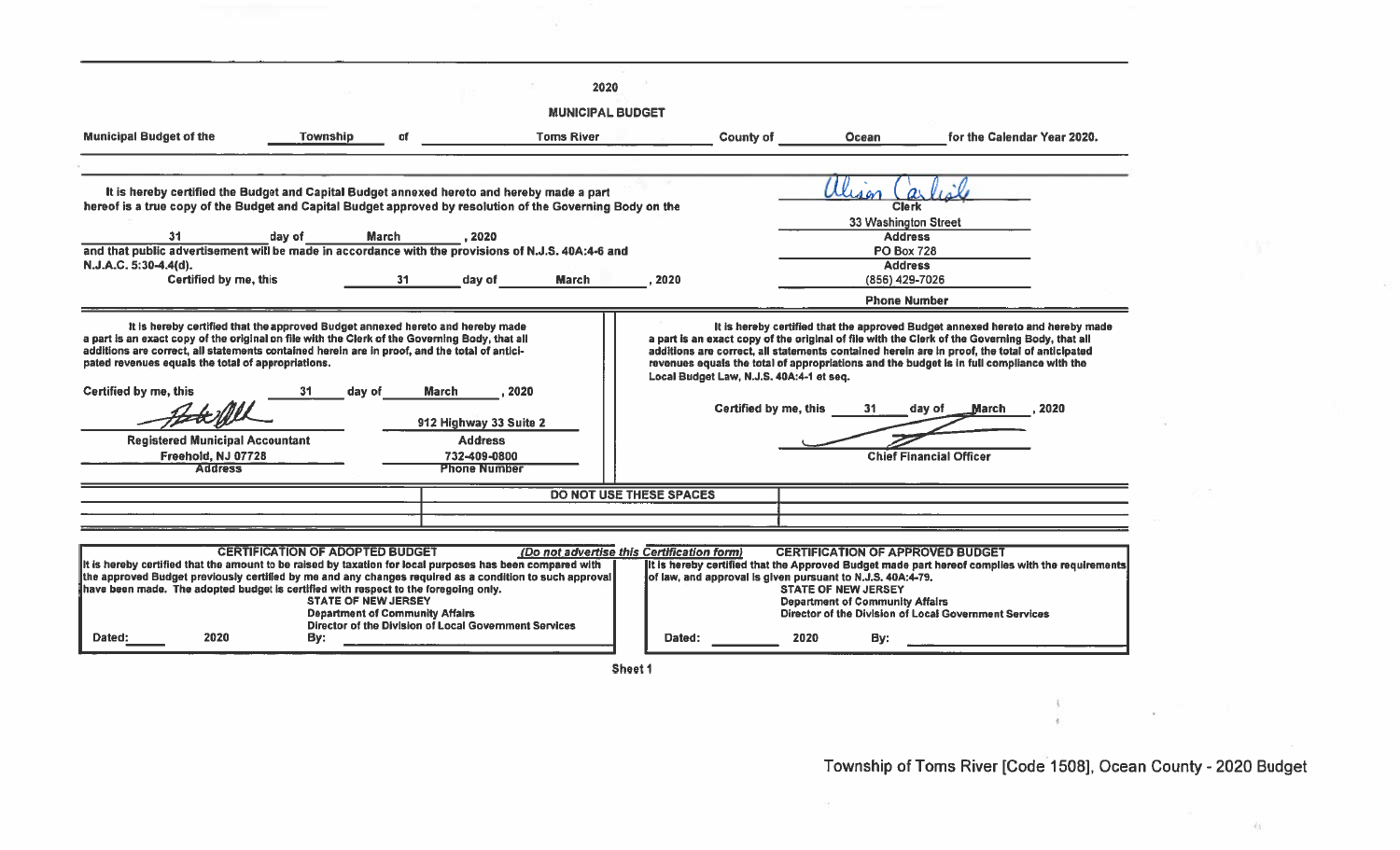# 2020

## MUNICIPAL BUDGET

**Municipal Budget of the** Township **of** Toms River **County of** Ocean **for the Calendar Year 2020.**

It is hereby certified that the Budget and Capital Budget annexed hereto and hereby made a part hereof is a true copy of the Budget and Capital Budget approved by resolution of the Governing Body on the 31 day of March, 2020 and that public advertisement will be made in accordance with the provisions of N.J.S. 40A:4-6 and N.J.A.C. 5:30-4.4(d).

Certified by me, this 31 day of March, 2020

Alison Carlisle
Clerk

33 Washington Street
Address

PO Box 728
Address

(856) 429-7026
Phone Number

It is hereby certified that the approved Budget annexed hereto and hereby made a part is an exact copy of the original on file with the Clerk of the Governing Body, that all additions are correct, all statements contained herein are in proof, and the total of anticipated revenues equals the total of appropriations.

Certified by me, this 31 day of March, 2020

Registered Municipal Accountant

Freehold, NJ 07728
Address

912 Highway 33 Suite 2
Address

732-409-0800
Phone Number

It is hereby certified that the approved Budget annexed hereto and hereby made a part is an exact copy of the original of file with the Clerk of the Governing Body, that all additions are correct, all statements contained herein are in proof, the total of anticipated revenues equals the total of appropriations and the budget is in full compliance with the Local Budget Law, N.J.S. 40A:4-1 et seq.

Certified by me, this 31 day of March, 2020

Chief Financial Officer

DO NOT USE THESE SPACES

**CERTIFICATION OF ADOPTED BUDGET**

It is hereby certified that the amount to be raised by taxation for local purposes has been compared with the approved Budget previously certified by me and any changes required as a condition to such approval have been made. The adopted budget is certified with respect to the foregoing only.

STATE OF NEW JERSEY
Department of Community Affairs
Director of the Division of Local Government Services

Dated: 2020 By:

*(Do not advertise this Certification form)*

**CERTIFICATION OF APPROVED BUDGET**

It is hereby certified that the Approved Budget made part hereof complies with the requirements of law, and approval is given pursuant to N.J.S. 40A:4-79.

STATE OF NEW JERSEY
Department of Community Affairs
Director of the Division of Local Government Services

Dated: 2020 By:

Sheet 1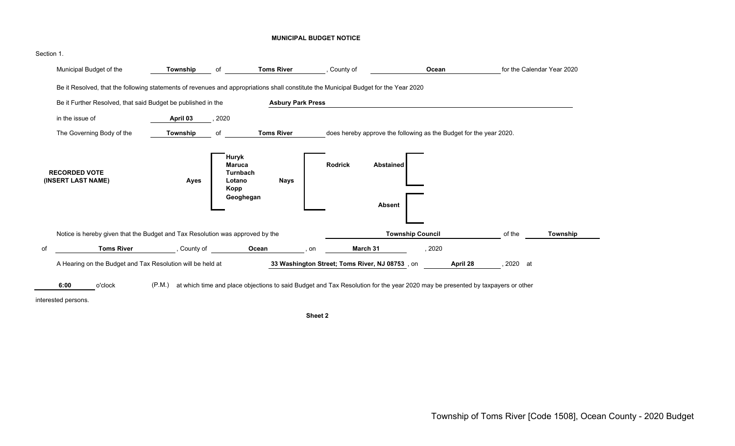# MUNICIPAL BUDGET NOTICE

Section 1.

Municipal Budget of the **Township** of **Toms River**, County of **Ocean** for the Calendar Year 2020

Be it Resolved, that the following statements of revenues and appropriations shall constitute the Municipal Budget for the Year 2020

Be it Further Resolved, that said Budget be published in the **Asbury Park Press**

in the issue of **April 03**, 2020

The Governing Body of the **Township** of **Toms River** does hereby approve the following as the Budget for the year 2020.

| RECORDED VOTE (INSERT LAST NAME) | |
|---|---|
| Ayes | Huryk, Maruca, Turnbach, Lotano, Kopp, Geoghegan |
| Nays | Rodrick |
| Abstained | |
| Absent | |

Notice is hereby given that the Budget and Tax Resolution was approved by the **Township Council** of the **Township** of **Toms River**, County of **Ocean**, on **March 31**, 2020

A Hearing on the Budget and Tax Resolution will be held at **33 Washington Street; Toms River, NJ 08753**, on **April 28**, 2020 at **6:00** o'clock (P.M.) at which time and place objections to said Budget and Tax Resolution for the year 2020 may be presented by taxpayers or other interested persons.

Sheet 2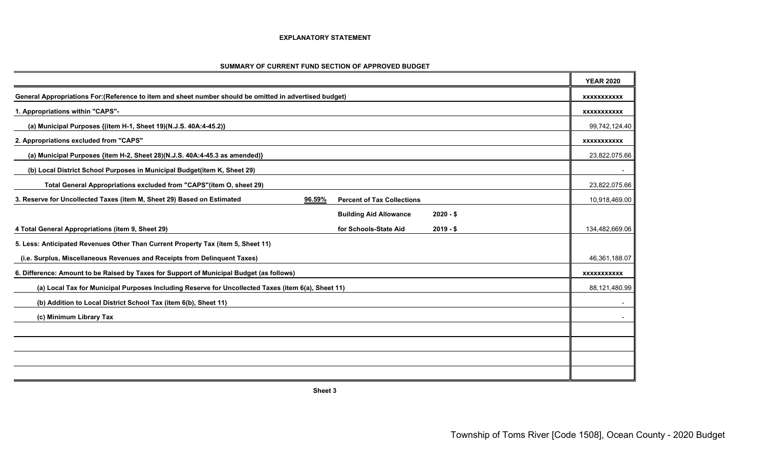EXPLANATORY STATEMENT

SUMMARY OF CURRENT FUND SECTION OF APPROVED BUDGET

| | | | | YEAR 2020 |
|---|---|---|---|---|
| General Appropriations For:(Reference to item and sheet number should be omitted in advertised budget) | | | | xxxxxxxxxxx |
| 1. Appropriations within "CAPS"- | | | | xxxxxxxxxxx |
| (a) Municipal Purposes {(item H-1, Sheet 19)(N.J.S. 40A:4-45.2)} | | | | 99,742,124.40 |
| 2. Appropriations excluded from "CAPS" | | | | xxxxxxxxxxx |
| (a) Municipal Purposes {item H-2, Sheet 28)(N.J.S. 40A:4-45.3 as amended)} | | | | 23,822,075.66 |
| (b) Local District School Purposes in Municipal Budget(item K, Sheet 29) | | | | - |
| Total General Appropriations excluded from "CAPS"(item O, sheet 29) | | | | 23,822,075.66 |
| 3. Reserve for Uncollected Taxes (item M, Sheet 29) Based on Estimated | 96.59% | Percent of Tax Collections | | 10,918,469.00 |
| | | Building Aid Allowance | 2020 - $ | |
| 4 Total General Appropriations (item 9, Sheet 29) | | for Schools-State Aid | 2019 - $ | 134,482,669.06 |
| 5. Less: Anticipated Revenues Other Than Current Property Tax (item 5, Sheet 11) | | | | |
| (i.e. Surplus, Miscellaneous Revenues and Receipts from Delinquent Taxes) | | | | 46,361,188.07 |
| 6. Difference: Amount to be Raised by Taxes for Support of Municipal Budget (as follows) | | | | xxxxxxxxxxx |
| (a) Local Tax for Municipal Purposes Including Reserve for Uncollected Taxes (item 6(a), Sheet 11) | | | | 88,121,480.99 |
| (b) Addition to Local District School Tax (item 6(b), Sheet 11) | | | | - |
| (c) Minimum Library Tax | | | | - |
| | | | | |
| | | | | |
| | | | | |
| | | | | |

Sheet 3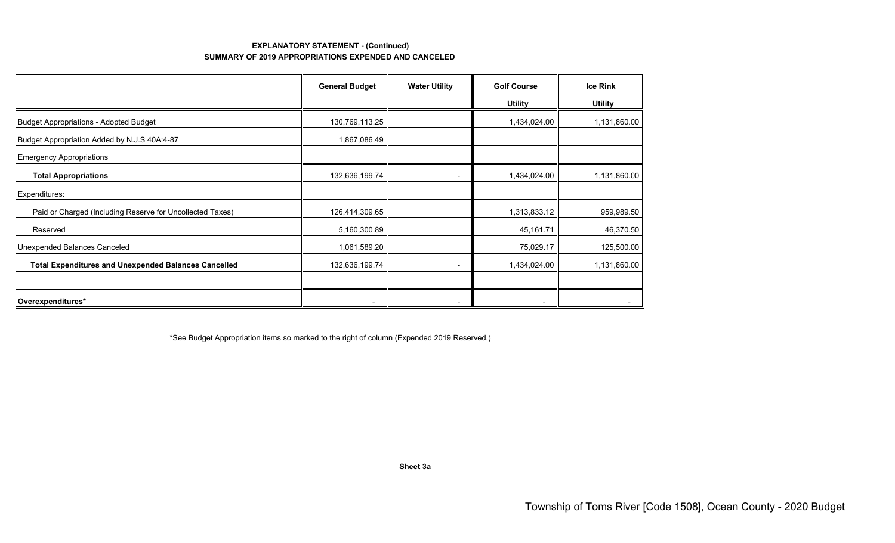**EXPLANATORY STATEMENT - (Continued)**
**SUMMARY OF 2019 APPROPRIATIONS EXPENDED AND CANCELED**

| | General Budget | Water Utility | Golf Course Utility | Ice Rink Utility |
|---|---|---|---|---|
| Budget Appropriations - Adopted Budget | 130,769,113.25 | | 1,434,024.00 | 1,131,860.00 |
| Budget Appropriation Added by N.J.S 40A:4-87 | 1,867,086.49 | | | |
| Emergency Appropriations | | | | |
| **Total Appropriations** | 132,636,199.74 | - | 1,434,024.00 | 1,131,860.00 |
| Expenditures: | | | | |
| Paid or Charged (Including Reserve for Uncollected Taxes) | 126,414,309.65 | | 1,313,833.12 | 959,989.50 |
| Reserved | 5,160,300.89 | | 45,161.71 | 46,370.50 |
| Unexpended Balances Canceled | 1,061,589.20 | | 75,029.17 | 125,500.00 |
| **Total Expenditures and Unexpended Balances Cancelled** | 132,636,199.74 | - | 1,434,024.00 | 1,131,860.00 |
| | | | | |
| **Overexpenditures*** | - | - | - | - |

*See Budget Appropriation items so marked to the right of column (Expended 2019 Reserved.)

**Sheet 3a**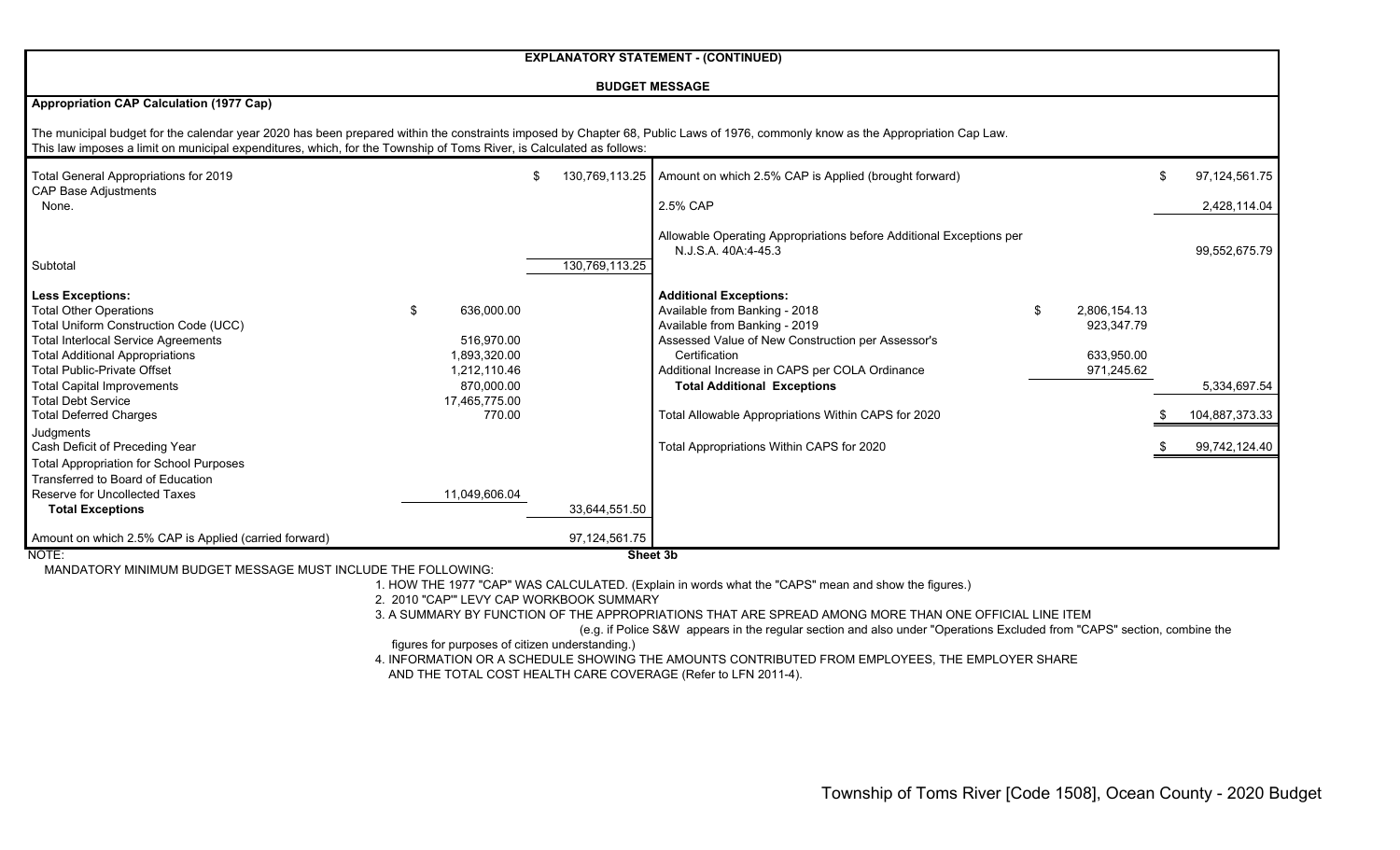**EXPLANATORY STATEMENT - (CONTINUED)**

**BUDGET MESSAGE**

**Appropriation CAP Calculation (1977 Cap)**

The municipal budget for the calendar year 2020 has been prepared within the constraints imposed by Chapter 68, Public Laws of 1976, commonly know as the Appropriation Cap Law.
This law imposes a limit on municipal expenditures, which, for the Township of Toms River, is Calculated as follows:

| | | |
|---|---|---|
| Total General Appropriations for 2019 | | $ 130,769,113.25 |
| CAP Base Adjustments | | |
| None. | | |
| Subtotal | | 130,769,113.25 |
| **Less Exceptions:** | | |
| Total Other Operations | $ 636,000.00 | |
| Total Uniform Construction Code (UCC) | | |
| Total Interlocal Service Agreements | 516,970.00 | |
| Total Additional Appropriations | 1,893,320.00 | |
| Total Public-Private Offset | 1,212,110.46 | |
| Total Capital Improvements | 870,000.00 | |
| Total Debt Service | 17,465,775.00 | |
| Total Deferred Charges | 770.00 | |
| Judgments | | |
| Cash Deficit of Preceding Year | | |
| Total Appropriation for School Purposes | | |
| Transferred to Board of Education | | |
| Reserve for Uncollected Taxes | 11,049,606.04 | |
| **Total Exceptions** | | 33,644,551.50 |
| Amount on which 2.5% CAP is Applied (carried forward) | | 97,124,561.75 |

| | | |
|---|---|---|
| Amount on which 2.5% CAP is Applied (brought forward) | | $ 97,124,561.75 |
| 2.5% CAP | | 2,428,114.04 |
| Allowable Operating Appropriations before Additional Exceptions per N.J.S.A. 40A:4-45.3 | | 99,552,675.79 |
| **Additional Exceptions:** | | |
| Available from Banking - 2018 | $ 2,806,154.13 | |
| Available from Banking - 2019 | 923,347.79 | |
| Assessed Value of New Construction per Assessor's Certification | 633,950.00 | |
| Additional Increase in CAPS per COLA Ordinance | 971,245.62 | |
| **Total Additional Exceptions** | | 5,334,697.54 |
| Total Allowable Appropriations Within CAPS for 2020 | | $ 104,887,373.33 |
| Total Appropriations Within CAPS for 2020 | | $ 99,742,124.40 |

**Sheet 3b**

NOTE:

MANDATORY MINIMUM BUDGET MESSAGE MUST INCLUDE THE FOLLOWING:

1. HOW THE 1977 "CAP" WAS CALCULATED. (Explain in words what the "CAPS" mean and show the figures.)
2. 2010 "CAP"' LEVY CAP WORKBOOK SUMMARY
3. A SUMMARY BY FUNCTION OF THE APPROPRIATIONS THAT ARE SPREAD AMONG MORE THAN ONE OFFICIAL LINE ITEM (e.g. if Police S&W appears in the regular section and also under "Operations Excluded from "CAPS" section, combine the figures for purposes of citizen understanding.)
4. INFORMATION OR A SCHEDULE SHOWING THE AMOUNTS CONTRIBUTED FROM EMPLOYEES, THE EMPLOYER SHARE AND THE TOTAL COST HEALTH CARE COVERAGE (Refer to LFN 2011-4).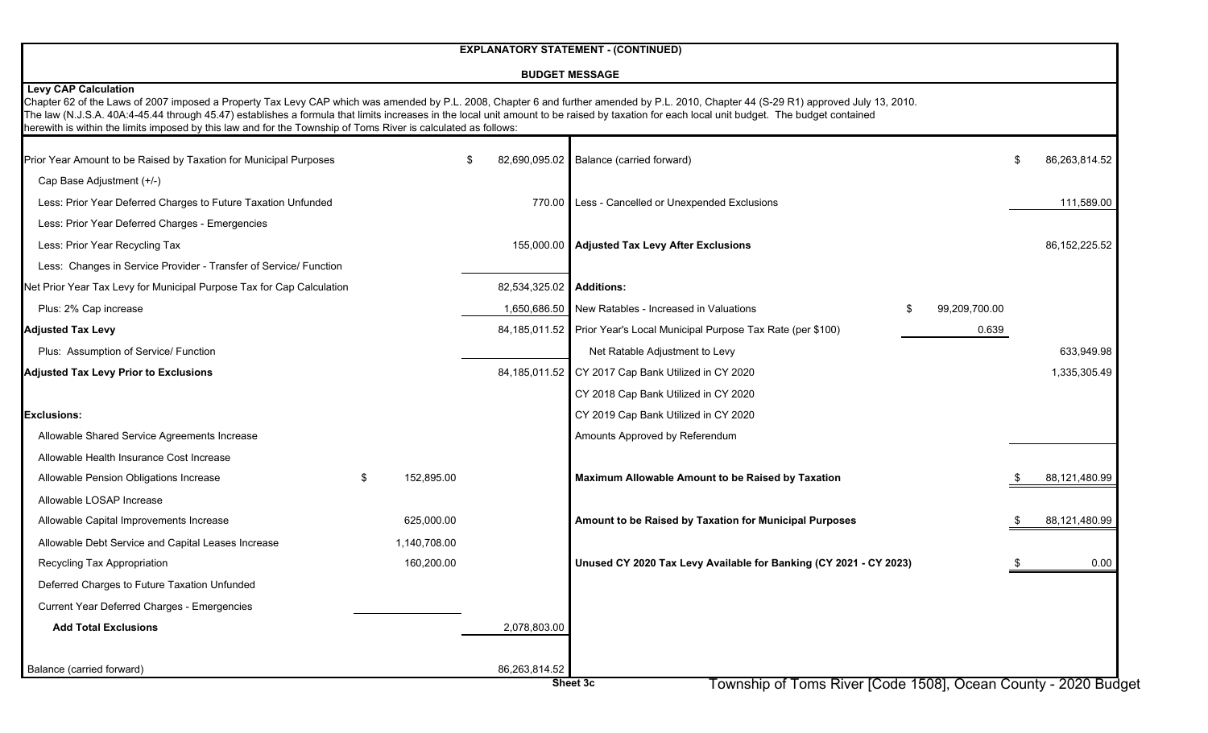**EXPLANATORY STATEMENT - (CONTINUED)**

**BUDGET MESSAGE**

**Levy CAP Calculation**

Chapter 62 of the Laws of 2007 imposed a Property Tax Levy CAP which was amended by P.L. 2008, Chapter 6 and further amended by P.L. 2010, Chapter 44 (S-29 R1) approved July 13, 2010. The law (N.J.S.A. 40A:4-45.44 through 45.47) establishes a formula that limits increases in the local unit amount to be raised by taxation for each local unit budget. The budget contained herewith is within the limits imposed by this law and for the Township of Toms River is calculated as follows:

| | | |
|---|---|---|
| Prior Year Amount to be Raised by Taxation for Municipal Purposes | | $ 82,690,095.02 |
| Cap Base Adjustment (+/-) | | |
| Less: Prior Year Deferred Charges to Future Taxation Unfunded | | 770.00 |
| Less: Prior Year Deferred Charges - Emergencies | | |
| Less: Prior Year Recycling Tax | | 155,000.00 |
| Less: Changes in Service Provider - Transfer of Service/ Function | | |
| Net Prior Year Tax Levy for Municipal Purpose Tax for Cap Calculation | | 82,534,325.02 |
| Plus: 2% Cap increase | | 1,650,686.50 |
| **Adjusted Tax Levy** | | 84,185,011.52 |
| Plus: Assumption of Service/ Function | | |
| **Adjusted Tax Levy Prior to Exclusions** | | 84,185,011.52 |
| **Exclusions:** | | |
| Allowable Shared Service Agreements Increase | | |
| Allowable Health Insurance Cost Increase | | |
| Allowable Pension Obligations Increase | $ 152,895.00 | |
| Allowable LOSAP Increase | | |
| Allowable Capital Improvements Increase | 625,000.00 | |
| Allowable Debt Service and Capital Leases Increase | 1,140,708.00 | |
| Recycling Tax Appropriation | 160,200.00 | |
| Deferred Charges to Future Taxation Unfunded | | |
| Current Year Deferred Charges - Emergencies | | |
| **Add Total Exclusions** | | 2,078,803.00 |
| Balance (carried forward) | | 86,263,814.52 |

| | | |
|---|---|---|
| Balance (carried forward) | | $ 86,263,814.52 |
| Less - Cancelled or Unexpended Exclusions | | 111,589.00 |
| **Adjusted Tax Levy After Exclusions** | | 86,152,225.52 |
| **Additions:** | | |
| New Ratables - Increased in Valuations | $ 99,209,700.00 | |
| Prior Year's Local Municipal Purpose Tax Rate (per $100) | 0.639 | |
| Net Ratable Adjustment to Levy | | 633,949.98 |
| CY 2017 Cap Bank Utilized in CY 2020 | | 1,335,305.49 |
| CY 2018 Cap Bank Utilized in CY 2020 | | |
| CY 2019 Cap Bank Utilized in CY 2020 | | |
| Amounts Approved by Referendum | | |
| **Maximum Allowable Amount to be Raised by Taxation** | | $ 88,121,480.99 |
| **Amount to be Raised by Taxation for Municipal Purposes** | | $ 88,121,480.99 |
| **Unused CY 2020 Tax Levy Available for Banking (CY 2021 - CY 2023)** | | $ 0.00 |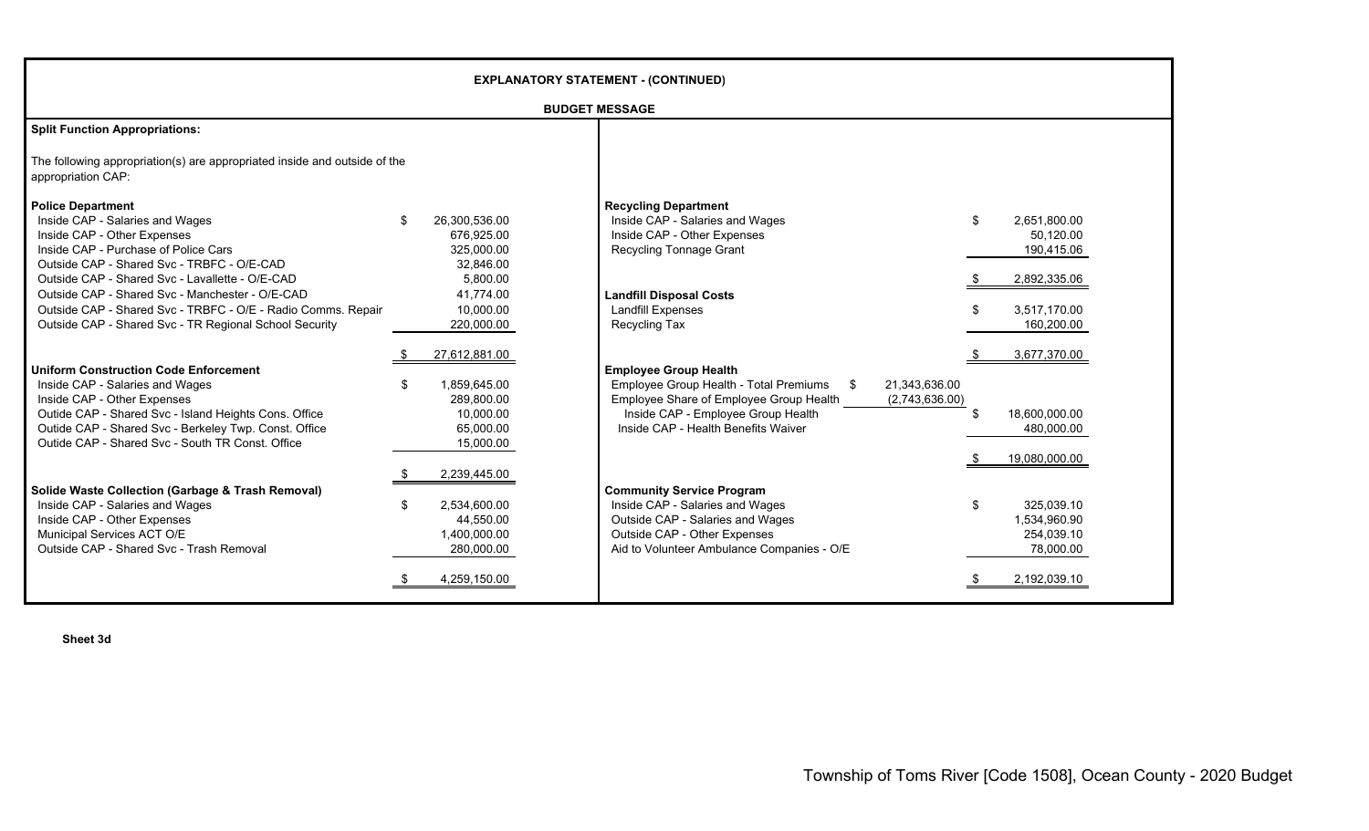## EXPLANATORY STATEMENT - (CONTINUED)

### BUDGET MESSAGE

**Split Function Appropriations:**

The following appropriation(s) are appropriated inside and outside of the appropriation CAP:

| | | |
|---|---|---|
| **Police Department** | | |
| Inside CAP - Salaries and Wages | $ | 26,300,536.00 |
| Inside CAP - Other Expenses | | 676,925.00 |
| Inside CAP - Purchase of Police Cars | | 325,000.00 |
| Outside CAP - Shared Svc - TRBFC - O/E-CAD | | 32,846.00 |
| Outside CAP - Shared Svc - Lavallette - O/E-CAD | | 5,800.00 |
| Outside CAP - Shared Svc - Manchester - O/E-CAD | | 41,774.00 |
| Outside CAP - Shared Svc - TRBFC - O/E - Radio Comms. Repair | | 10,000.00 |
| Outside CAP - Shared Svc - TR Regional School Security | | 220,000.00 |
| | $ | 27,612,881.00 |
| **Uniform Construction Code Enforcement** | | |
| Inside CAP - Salaries and Wages | $ | 1,859,645.00 |
| Inside CAP - Other Expenses | | 289,800.00 |
| Outide CAP - Shared Svc - Island Heights Cons. Office | | 10,000.00 |
| Outide CAP - Shared Svc - Berkeley Twp. Const. Office | | 65,000.00 |
| Outide CAP - Shared Svc - South TR Const. Office | | 15,000.00 |
| | $ | 2,239,445.00 |
| **Solide Waste Collection (Garbage & Trash Removal)** | | |
| Inside CAP - Salaries and Wages | $ | 2,534,600.00 |
| Inside CAP - Other Expenses | | 44,550.00 |
| Municipal Services ACT O/E | | 1,400,000.00 |
| Outside CAP - Shared Svc - Trash Removal | | 280,000.00 |
| | $ | 4,259,150.00 |

| | | | | |
|---|---|---|---|---|
| **Recycling Department** | | | | |
| Inside CAP - Salaries and Wages | | | $ | 2,651,800.00 |
| Inside CAP - Other Expenses | | | | 50,120.00 |
| Recycling Tonnage Grant | | | | 190,415.06 |
| | | | $ | 2,892,335.06 |
| **Landfill Disposal Costs** | | | | |
| Landfill Expenses | | | $ | 3,517,170.00 |
| Recycling Tax | | | | 160,200.00 |
| | | | $ | 3,677,370.00 |
| **Employee Group Health** | | | | |
| Employee Group Health - Total Premiums | $ | 21,343,636.00 | | |
| Employee Share of Employee Group Health | | (2,743,636.00) | | |
| Inside CAP - Employee Group Health | | | $ | 18,600,000.00 |
| Inside CAP - Health Benefits Waiver | | | | 480,000.00 |
| | | | $ | 19,080,000.00 |
| **Community Service Program** | | | | |
| Inside CAP - Salaries and Wages | | | $ | 325,039.10 |
| Outside CAP - Salaries and Wages | | | | 1,534,960.90 |
| Outside CAP - Other Expenses | | | | 254,039.10 |
| Aid to Volunteer Ambulance Companies - O/E | | | | 78,000.00 |
| | | | $ | 2,192,039.10 |

Sheet 3d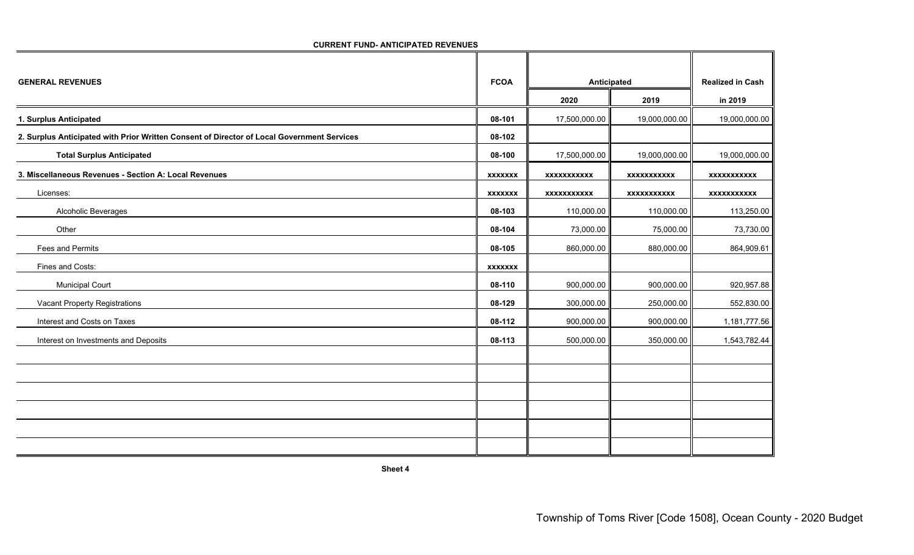**CURRENT FUND- ANTICIPATED REVENUES**

| GENERAL REVENUES | FCOA | Anticipated | | Realized in Cash |
|---|---|---|---|---|
| | | 2020 | 2019 | in 2019 |
| **1. Surplus Anticipated** | **08-101** | 17,500,000.00 | 19,000,000.00 | 19,000,000.00 |
| **2. Surplus Anticipated with Prior Written Consent of Director of Local Government Services** | **08-102** | | | |
| **Total Surplus Anticipated** | **08-100** | 17,500,000.00 | 19,000,000.00 | 19,000,000.00 |
| **3. Miscellaneous Revenues - Section A: Local Revenues** | **xxxxxxx** | **xxxxxxxxxxx** | **xxxxxxxxxxx** | **xxxxxxxxxxx** |
| Licenses: | **xxxxxxx** | **xxxxxxxxxxx** | **xxxxxxxxxxx** | **xxxxxxxxxxx** |
| Alcoholic Beverages | **08-103** | 110,000.00 | 110,000.00 | 113,250.00 |
| Other | **08-104** | 73,000.00 | 75,000.00 | 73,730.00 |
| Fees and Permits | **08-105** | 860,000.00 | 880,000.00 | 864,909.61 |
| Fines and Costs: | **xxxxxxx** | | | |
| Municipal Court | **08-110** | 900,000.00 | 900,000.00 | 920,957.88 |
| Vacant Property Registrations | **08-129** | 300,000.00 | 250,000.00 | 552,830.00 |
| Interest and Costs on Taxes | **08-112** | 900,000.00 | 900,000.00 | 1,181,777.56 |
| Interest on Investments and Deposits | **08-113** | 500,000.00 | 350,000.00 | 1,543,782.44 |
| | | | | |
| | | | | |
| | | | | |
| | | | | |
| | | | | |
| | | | | |

**Sheet 4**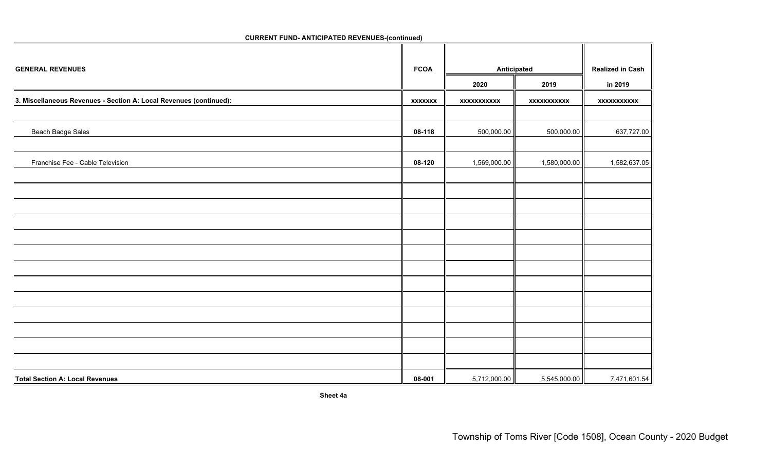**CURRENT FUND- ANTICIPATED REVENUES-(continued)**

| GENERAL REVENUES | FCOA | Anticipated | | Realized in Cash |
|---|---|---|---|---|
| | | 2020 | 2019 | in 2019 |
| **3. Miscellaneous Revenues - Section A: Local Revenues (continued):** | **xxxxxxx** | **xxxxxxxxxxx** | **xxxxxxxxxxx** | **xxxxxxxxxxx** |
| | | | | |
| Beach Badge Sales | **08-118** | 500,000.00 | 500,000.00 | 637,727.00 |
| | | | | |
| Franchise Fee - Cable Television | **08-120** | 1,569,000.00 | 1,580,000.00 | 1,582,637.05 |
| | | | | |
| | | | | |
| | | | | |
| | | | | |
| | | | | |
| | | | | |
| | | | | |
| | | | | |
| | | | | |
| | | | | |
| | | | | |
| | | | | |
| | | | | |
| **Total Section A: Local Revenues** | **08-001** | 5,712,000.00 | 5,545,000.00 | 7,471,601.54 |

**Sheet 4a**

Township of Toms River [Code 1508], Ocean County - 2020 Budget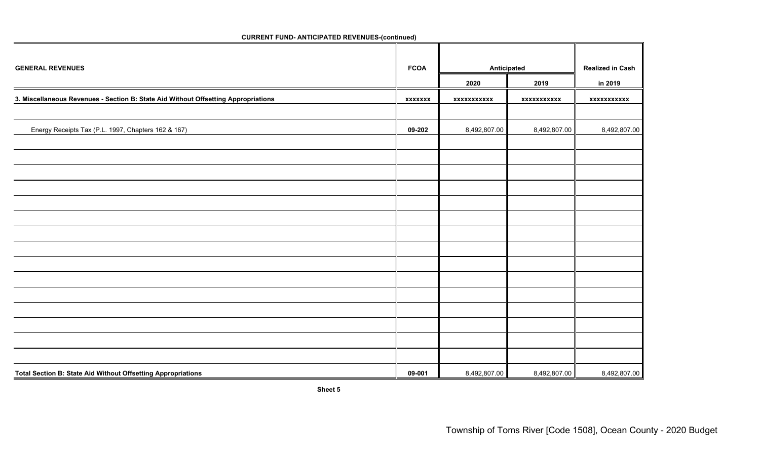**CURRENT FUND- ANTICIPATED REVENUES-(continued)**

| GENERAL REVENUES | FCOA | Anticipated | | Realized in Cash |
|---|---|---|---|---|
| | | 2020 | 2019 | in 2019 |
| **3. Miscellaneous Revenues - Section B: State Aid Without Offsetting Appropriations** | **xxxxxxx** | **xxxxxxxxxxx** | **xxxxxxxxxxx** | **xxxxxxxxxxx** |
| Energy Receipts Tax (P.L. 1997, Chapters 162 & 167) | **09-202** | 8,492,807.00 | 8,492,807.00 | 8,492,807.00 |
| **Total Section B: State Aid Without Offsetting Appropriations** | **09-001** | 8,492,807.00 | 8,492,807.00 | 8,492,807.00 |

**Sheet 5**

Township of Toms River [Code 1508], Ocean County - 2020 Budget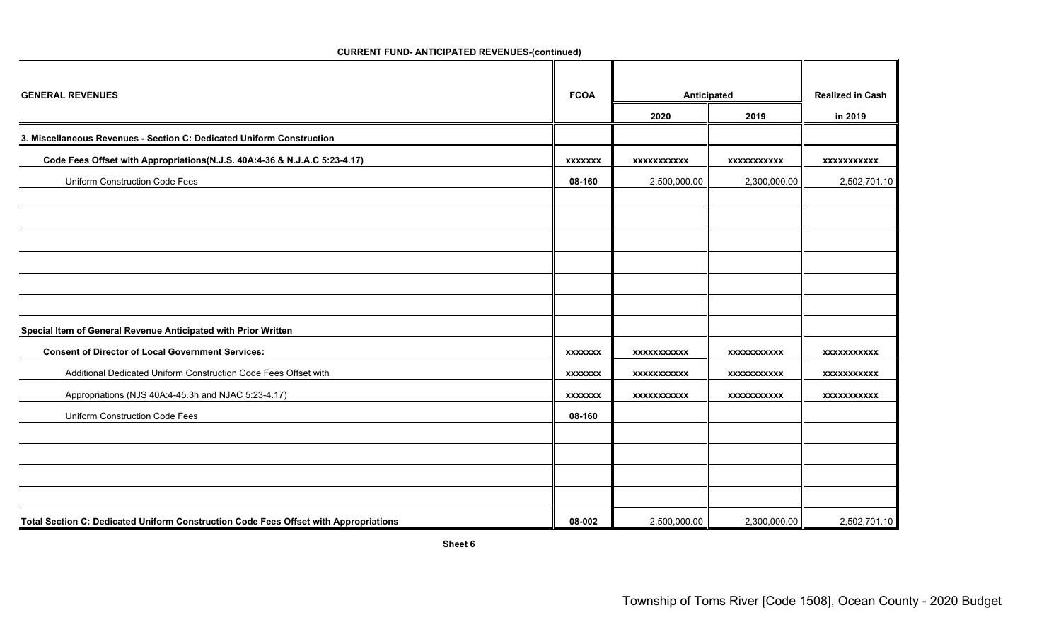**CURRENT FUND- ANTICIPATED REVENUES-(continued)**

| GENERAL REVENUES | FCOA | Anticipated | | Realized in Cash |
|---|---|---|---|---|
| | | 2020 | 2019 | in 2019 |
| **3. Miscellaneous Revenues - Section C: Dedicated Uniform Construction** | | | | |
| **Code Fees Offset with Appropriations(N.J.S. 40A:4-36 & N.J.A.C 5:23-4.17)** | xxxxxxx | xxxxxxxxxxx | xxxxxxxxxxx | xxxxxxxxxxx |
| Uniform Construction Code Fees | 08-160 | 2,500,000.00 | 2,300,000.00 | 2,502,701.10 |
| | | | | |
| | | | | |
| | | | | |
| | | | | |
| | | | | |
| | | | | |
| **Special Item of General Revenue Anticipated with Prior Written** | | | | |
| **Consent of Director of Local Government Services:** | xxxxxxx | xxxxxxxxxxx | xxxxxxxxxxx | xxxxxxxxxxx |
| Additional Dedicated Uniform Construction Code Fees Offset with | xxxxxxx | xxxxxxxxxxx | xxxxxxxxxxx | xxxxxxxxxxx |
| Appropriations (NJS 40A:4-45.3h and NJAC 5:23-4.17) | xxxxxxx | xxxxxxxxxxx | xxxxxxxxxxx | xxxxxxxxxxx |
| Uniform Construction Code Fees | 08-160 | | | |
| | | | | |
| | | | | |
| | | | | |
| | | | | |
| **Total Section C: Dedicated Uniform Construction Code Fees Offset with Appropriations** | 08-002 | 2,500,000.00 | 2,300,000.00 | 2,502,701.10 |

Sheet 6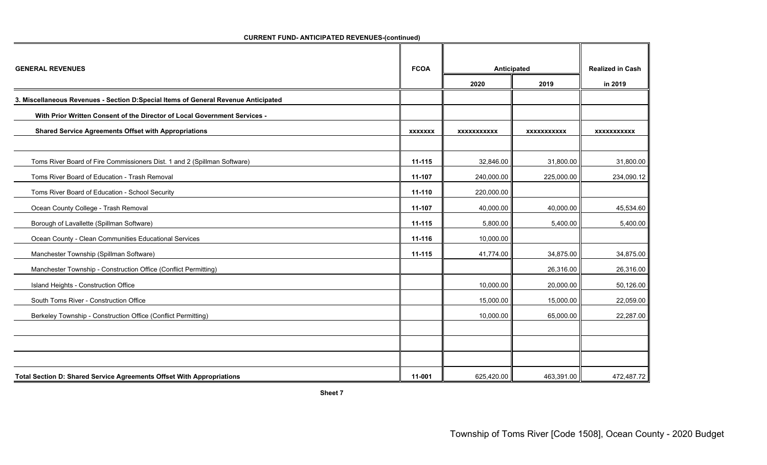**CURRENT FUND- ANTICIPATED REVENUES-(continued)**

| GENERAL REVENUES | FCOA | Anticipated | | Realized in Cash |
|---|---|---|---|---|
| | | 2020 | 2019 | in 2019 |
| **3. Miscellaneous Revenues - Section D:Special Items of General Revenue Anticipated** | | | | |
| **With Prior Written Consent of the Director of Local Government Services -** | | | | |
| **Shared Service Agreements Offset with Appropriations** | **xxxxxxx** | **xxxxxxxxxxx** | **xxxxxxxxxxx** | **xxxxxxxxxxx** |
| | | | | |
| Toms River Board of Fire Commissioners Dist. 1 and 2 (Spillman Software) | **11-115** | 32,846.00 | 31,800.00 | 31,800.00 |
| Toms River Board of Education - Trash Removal | **11-107** | 240,000.00 | 225,000.00 | 234,090.12 |
| Toms River Board of Education - School Security | **11-110** | 220,000.00 | | |
| Ocean County College - Trash Removal | **11-107** | 40,000.00 | 40,000.00 | 45,534.60 |
| Borough of Lavallette (Spillman Software) | **11-115** | 5,800.00 | 5,400.00 | 5,400.00 |
| Ocean County - Clean Communities Educational Services | **11-116** | 10,000.00 | | |
| Manchester Township (Spillman Software) | **11-115** | 41,774.00 | 34,875.00 | 34,875.00 |
| Manchester Township - Construction Office (Conflict Permitting) | | | 26,316.00 | 26,316.00 |
| Island Heights - Construction Office | | 10,000.00 | 20,000.00 | 50,126.00 |
| South Toms River - Construction Office | | 15,000.00 | 15,000.00 | 22,059.00 |
| Berkeley Township - Construction Office (Conflict Permitting) | | 10,000.00 | 65,000.00 | 22,287.00 |
| | | | | |
| | | | | |
| | | | | |
| **Total Section D: Shared Service Agreements Offset With Appropriations** | **11-001** | 625,420.00 | 463,391.00 | 472,487.72 |

**Sheet 7**

Township of Toms River [Code 1508], Ocean County - 2020 Budget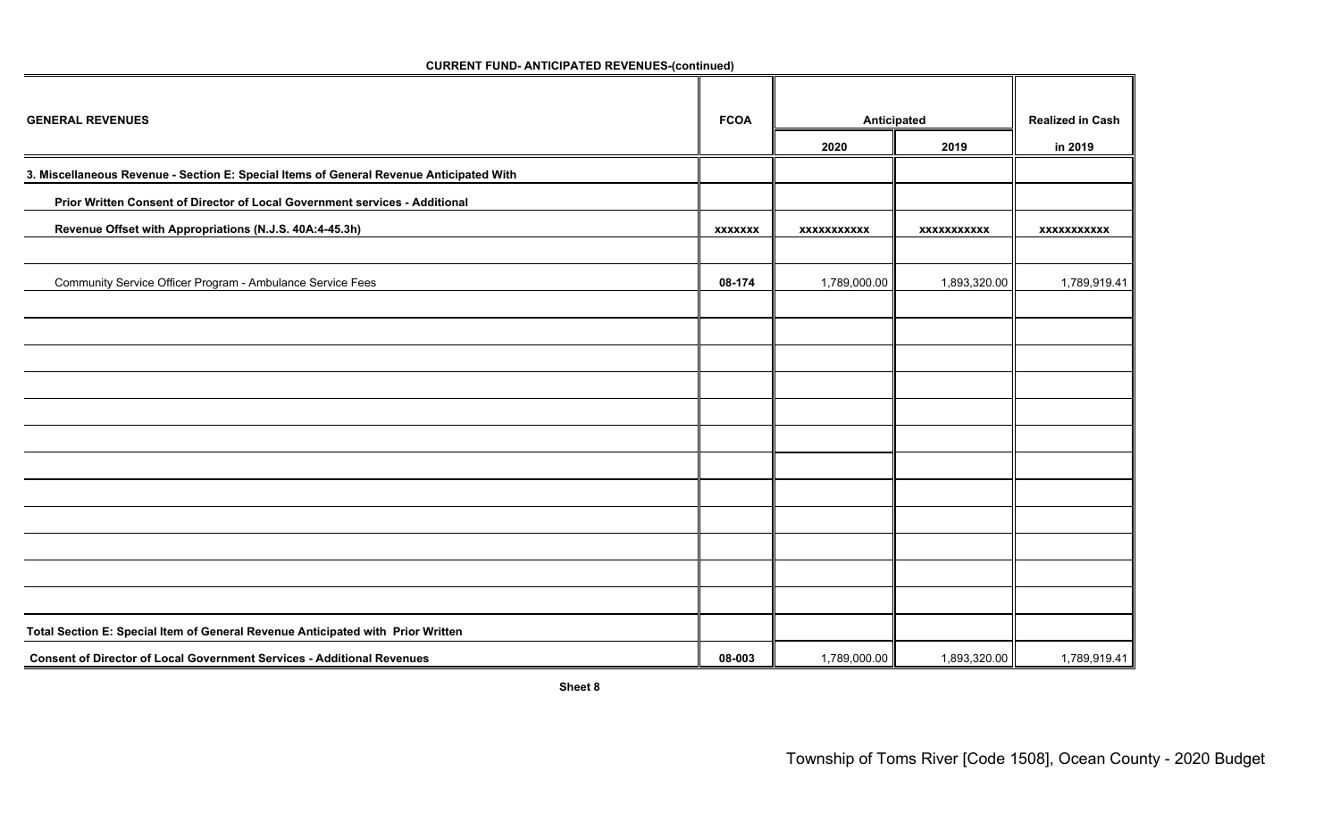**CURRENT FUND- ANTICIPATED REVENUES-(continued)**

| GENERAL REVENUES | FCOA | Anticipated | | Realized in Cash |
|---|---|---|---|---|
| | | 2020 | 2019 | in 2019 |
| **3. Miscellaneous Revenue - Section E: Special Items of General Revenue Anticipated With** | | | | |
| **Prior Written Consent of Director of Local Government services - Additional** | | | | |
| **Revenue Offset with Appropriations (N.J.S. 40A:4-45.3h)** | xxxxxxx | xxxxxxxxxxx | xxxxxxxxxxx | xxxxxxxxxxx |
| | | | | |
| Community Service Officer Program - Ambulance Service Fees | 08-174 | 1,789,000.00 | 1,893,320.00 | 1,789,919.41 |
| | | | | |
| | | | | |
| | | | | |
| | | | | |
| | | | | |
| | | | | |
| | | | | |
| | | | | |
| | | | | |
| | | | | |
| | | | | |
| | | | | |
| **Total Section E: Special Item of General Revenue Anticipated with Prior Written** | | | | |
| **Consent of Director of Local Government Services - Additional Revenues** | 08-003 | 1,789,000.00 | 1,893,320.00 | 1,789,919.41 |

**Sheet 8**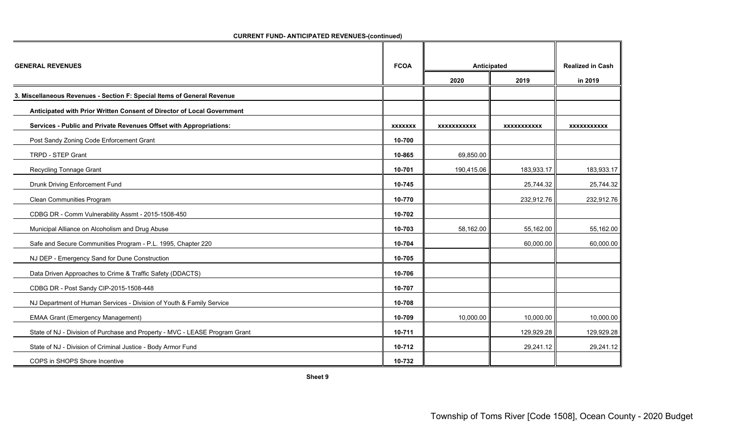**CURRENT FUND- ANTICIPATED REVENUES-(continued)**

| GENERAL REVENUES | FCOA | Anticipated | | Realized in Cash |
|---|---|---|---|---|
| | | 2020 | 2019 | in 2019 |
| **3. Miscellaneous Revenues - Section F: Special Items of General Revenue** | | | | |
| **Anticipated with Prior Written Consent of Director of Local Government** | | | | |
| **Services - Public and Private Revenues Offset with Appropriations:** | **xxxxxxx** | **xxxxxxxxxxx** | **xxxxxxxxxxx** | **xxxxxxxxxxx** |
| Post Sandy Zoning Code Enforcement Grant | **10-700** | | | |
| TRPD - STEP Grant | **10-865** | 69,850.00 | | |
| Recycling Tonnage Grant | **10-701** | 190,415.06 | 183,933.17 | 183,933.17 |
| Drunk Driving Enforcement Fund | **10-745** | | 25,744.32 | 25,744.32 |
| Clean Communities Program | **10-770** | | 232,912.76 | 232,912.76 |
| CDBG DR - Comm Vulnerability Assmt - 2015-1508-450 | **10-702** | | | |
| Municipal Alliance on Alcoholism and Drug Abuse | **10-703** | 58,162.00 | 55,162.00 | 55,162.00 |
| Safe and Secure Communities Program - P.L. 1995, Chapter 220 | **10-704** | | 60,000.00 | 60,000.00 |
| NJ DEP - Emergency Sand for Dune Construction | **10-705** | | | |
| Data Driven Approaches to Crime & Traffic Safety (DDACTS) | **10-706** | | | |
| CDBG DR - Post Sandy CIP-2015-1508-448 | **10-707** | | | |
| NJ Department of Human Services - Division of Youth & Family Service | **10-708** | | | |
| EMAA Grant (Emergency Management) | **10-709** | 10,000.00 | 10,000.00 | 10,000.00 |
| State of NJ - Division of Purchase and Property - MVC - LEASE Program Grant | **10-711** | | 129,929.28 | 129,929.28 |
| State of NJ - Division of Criminal Justice - Body Armor Fund | **10-712** | | 29,241.12 | 29,241.12 |
| COPS in SHOPS Shore Incentive | **10-732** | | | |

**Sheet 9**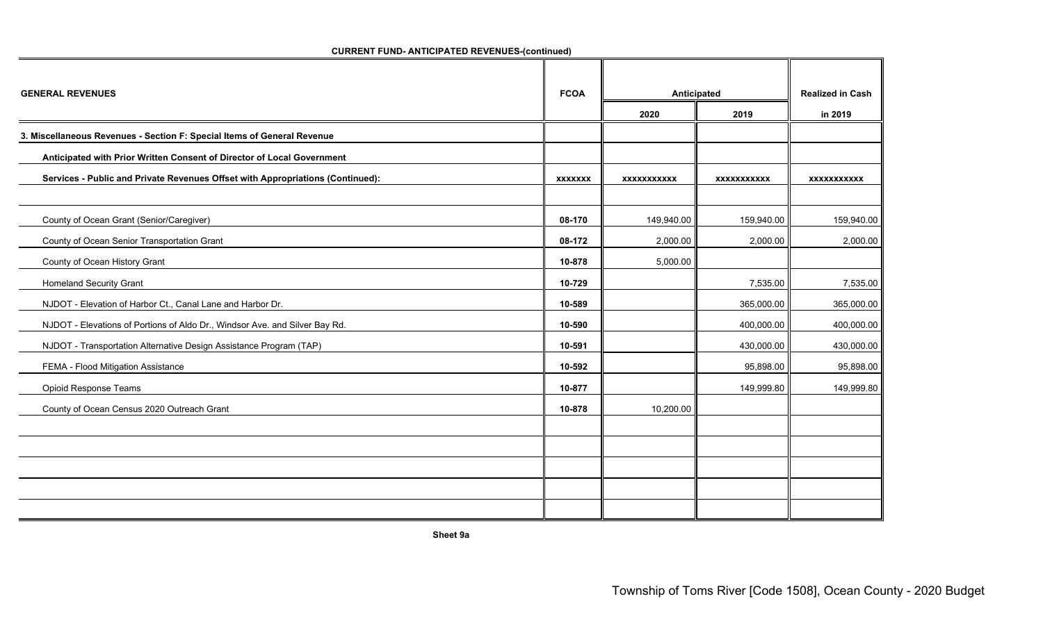**CURRENT FUND- ANTICIPATED REVENUES-(continued)**

| GENERAL REVENUES | FCOA | Anticipated | | Realized in Cash |
|---|---|---|---|---|
| | | 2020 | 2019 | in 2019 |
| **3. Miscellaneous Revenues - Section F: Special Items of General Revenue** | | | | |
| **Anticipated with Prior Written Consent of Director of Local Government** | | | | |
| **Services - Public and Private Revenues Offset with Appropriations (Continued):** | xxxxxxx | xxxxxxxxxxx | xxxxxxxxxxx | xxxxxxxxxxx |
| | | | | |
| County of Ocean Grant (Senior/Caregiver) | 08-170 | 149,940.00 | 159,940.00 | 159,940.00 |
| County of Ocean Senior Transportation Grant | 08-172 | 2,000.00 | 2,000.00 | 2,000.00 |
| County of Ocean History Grant | 10-878 | 5,000.00 | | |
| Homeland Security Grant | 10-729 | | 7,535.00 | 7,535.00 |
| NJDOT - Elevation of Harbor Ct., Canal Lane and Harbor Dr. | 10-589 | | 365,000.00 | 365,000.00 |
| NJDOT - Elevations of Portions of Aldo Dr., Windsor Ave. and Silver Bay Rd. | 10-590 | | 400,000.00 | 400,000.00 |
| NJDOT - Transportation Alternative Design Assistance Program (TAP) | 10-591 | | 430,000.00 | 430,000.00 |
| FEMA - Flood Mitigation Assistance | 10-592 | | 95,898.00 | 95,898.00 |
| Opioid Response Teams | 10-877 | | 149,999.80 | 149,999.80 |
| County of Ocean Census 2020 Outreach Grant | 10-878 | 10,200.00 | | |
| | | | | |
| | | | | |
| | | | | |
| | | | | |
| | | | | |

**Sheet 9a**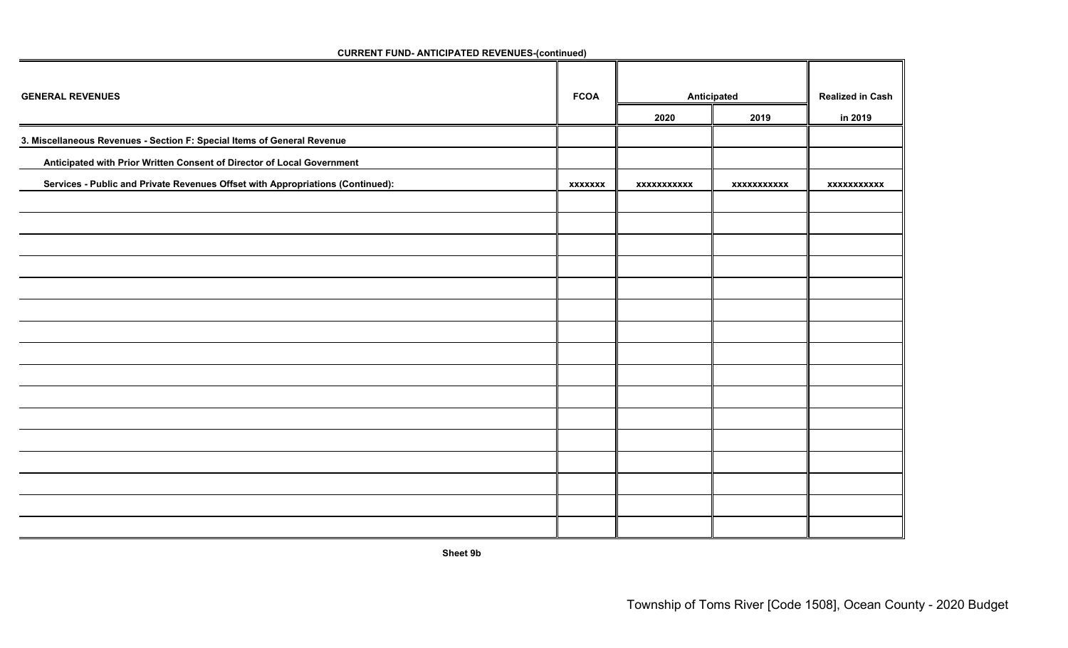**CURRENT FUND- ANTICIPATED REVENUES-(continued)**

| GENERAL REVENUES | FCOA | Anticipated | | Realized in Cash |
|---|---|---|---|---|
| | | 2020 | 2019 | in 2019 |
| **3. Miscellaneous Revenues - Section F: Special Items of General Revenue** | | | | |
| **Anticipated with Prior Written Consent of Director of Local Government** | | | | |
| **Services - Public and Private Revenues Offset with Appropriations (Continued):** | xxxxxxx | xxxxxxxxxxx | xxxxxxxxxxx | xxxxxxxxxxx |
| | | | | |
| | | | | |
| | | | | |
| | | | | |
| | | | | |
| | | | | |
| | | | | |
| | | | | |
| | | | | |
| | | | | |
| | | | | |
| | | | | |
| | | | | |
| | | | | |
| | | | | |
| | | | | |

**Sheet 9b**

Township of Toms River [Code 1508], Ocean County - 2020 Budget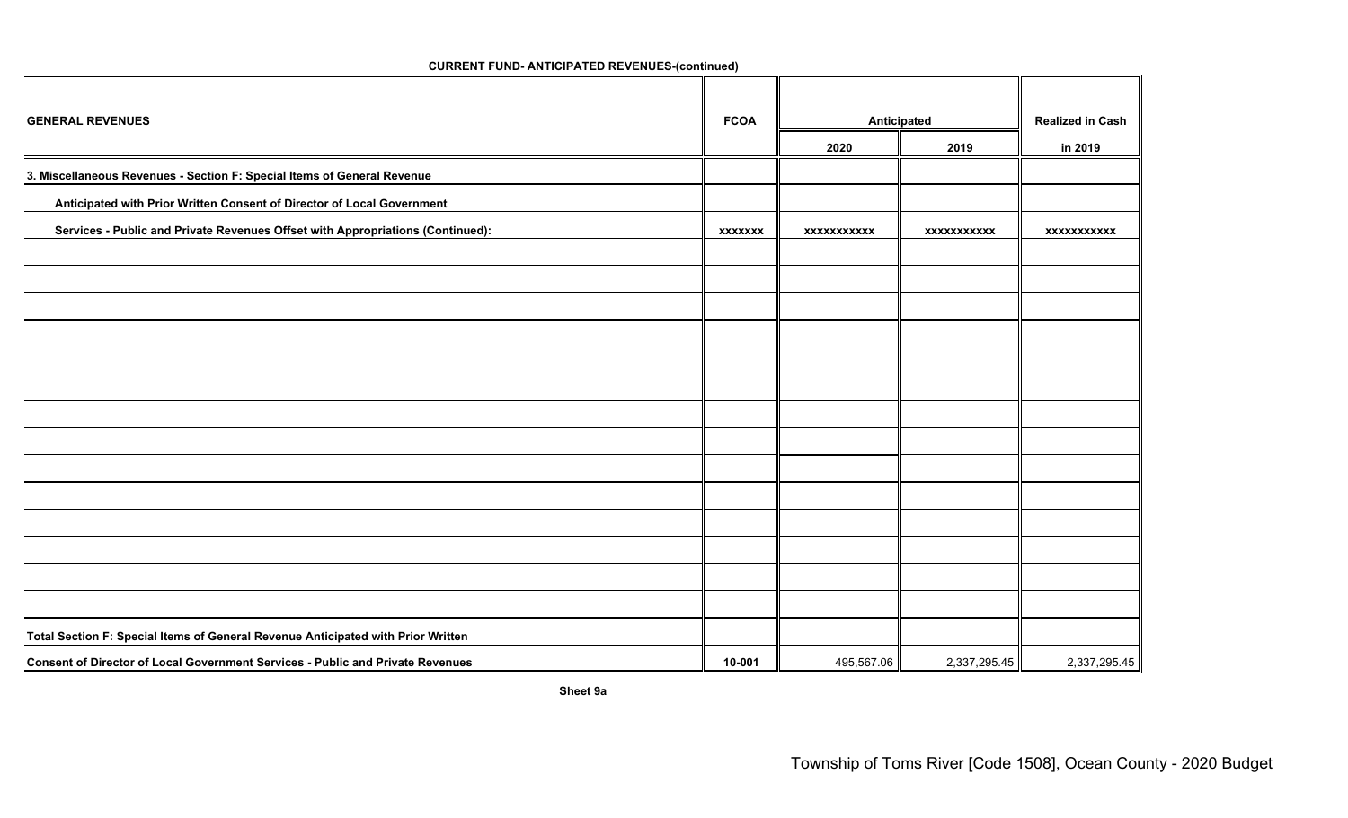**CURRENT FUND- ANTICIPATED REVENUES-(continued)**

| GENERAL REVENUES | FCOA | Anticipated | | Realized in Cash |
|---|---|---|---|---|
| | | 2020 | 2019 | in 2019 |
| **3. Miscellaneous Revenues - Section F: Special Items of General Revenue** | | | | |
| **Anticipated with Prior Written Consent of Director of Local Government** | | | | |
| **Services - Public and Private Revenues Offset with Appropriations (Continued):** | xxxxxxx | xxxxxxxxxxx | xxxxxxxxxxx | xxxxxxxxxxx |
| | | | | |
| | | | | |
| | | | | |
| | | | | |
| | | | | |
| | | | | |
| | | | | |
| | | | | |
| | | | | |
| | | | | |
| | | | | |
| | | | | |
| | | | | |
| | | | | |
| **Total Section F: Special Items of General Revenue Anticipated with Prior Written** | | | | |
| **Consent of Director of Local Government Services - Public and Private Revenues** | 10-001 | 495,567.06 | 2,337,295.45 | 2,337,295.45 |

**Sheet 9a**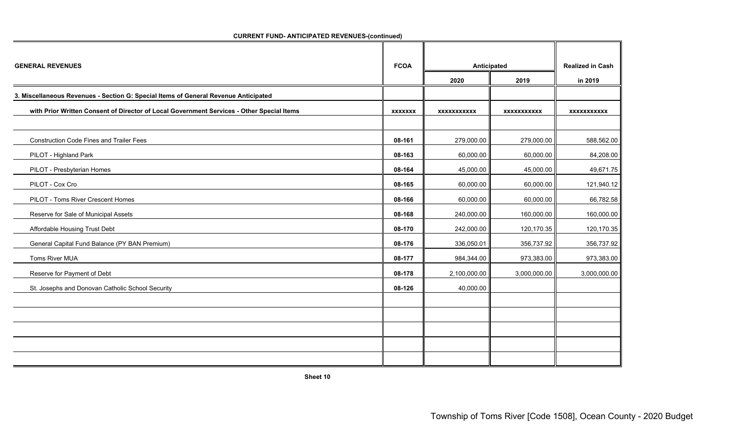**CURRENT FUND- ANTICIPATED REVENUES-(continued)**

| GENERAL REVENUES | FCOA | Anticipated | | Realized in Cash |
|---|---|---|---|---|
| | | 2020 | 2019 | in 2019 |
| 3. Miscellaneous Revenues - Section G: Special Items of General Revenue Anticipated | | | | |
| with Prior Written Consent of Director of Local Government Services - Other Special Items | xxxxxxx | xxxxxxxxxxx | xxxxxxxxxxx | xxxxxxxxxxx |
| | | | | |
| Construction Code Fines and Trailer Fees | 08-161 | 279,000.00 | 279,000.00 | 588,562.00 |
| PILOT - Highland Park | 08-163 | 60,000.00 | 60,000.00 | 84,208.00 |
| PILOT - Presbyterian Homes | 08-164 | 45,000.00 | 45,000.00 | 49,671.75 |
| PILOT - Cox Cro | 08-165 | 60,000.00 | 60,000.00 | 121,940.12 |
| PILOT - Toms River Crescent Homes | 08-166 | 60,000.00 | 60,000.00 | 66,782.58 |
| Reserve for Sale of Municipal Assets | 08-168 | 240,000.00 | 160,000.00 | 160,000.00 |
| Affordable Housing Trust Debt | 08-170 | 242,000.00 | 120,170.35 | 120,170.35 |
| General Capital Fund Balance (PY BAN Premium) | 08-176 | 336,050.01 | 356,737.92 | 356,737.92 |
| Toms River MUA | 08-177 | 984,344.00 | 973,383.00 | 973,383.00 |
| Reserve for Payment of Debt | 08-178 | 2,100,000.00 | 3,000,000.00 | 3,000,000.00 |
| St. Josephs and Donovan Catholic School Security | 08-126 | 40,000.00 | | |
| | | | | |
| | | | | |
| | | | | |
| | | | | |
| | | | | |

Sheet 10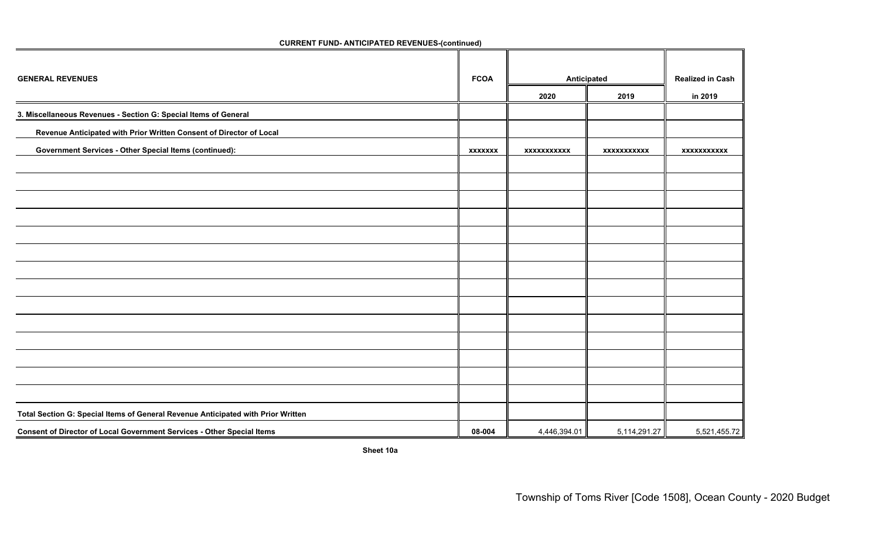**CURRENT FUND- ANTICIPATED REVENUES-(continued)**

| GENERAL REVENUES | FCOA | Anticipated | | Realized in Cash |
|---|---|---|---|---|
| | | 2020 | 2019 | in 2019 |
| **3. Miscellaneous Revenues - Section G: Special Items of General** | | | | |
| **Revenue Anticipated with Prior Written Consent of Director of Local** | | | | |
| **Government Services - Other Special Items (continued):** | xxxxxxx | xxxxxxxxxxx | xxxxxxxxxxx | xxxxxxxxxxx |
| | | | | |
| | | | | |
| | | | | |
| | | | | |
| | | | | |
| | | | | |
| | | | | |
| | | | | |
| | | | | |
| | | | | |
| | | | | |
| | | | | |
| | | | | |
| | | | | |
| **Total Section G: Special Items of General Revenue Anticipated with Prior Written** | | | | |
| **Consent of Director of Local Government Services - Other Special Items** | 08-004 | 4,446,394.01 | 5,114,291.27 | 5,521,455.72 |

**Sheet 10a**

Township of Toms River [Code 1508], Ocean County - 2020 Budget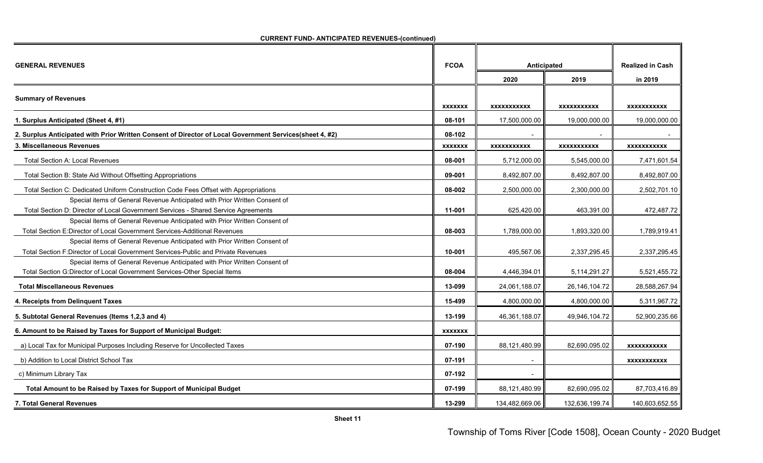**CURRENT FUND- ANTICIPATED REVENUES-(continued)**

| GENERAL REVENUES | FCOA | Anticipated | | Realized in Cash |
|---|---|---|---|---|
| | | 2020 | 2019 | in 2019 |
| **Summary of Revenues** | xxxxxxx | xxxxxxxxxxx | xxxxxxxxxxx | xxxxxxxxxxx |
| **1. Surplus Anticipated (Sheet 4, #1)** | 08-101 | 17,500,000.00 | 19,000,000.00 | 19,000,000.00 |
| **2. Surplus Anticipated with Prior Written Consent of Director of Local Government Services(sheet 4, #2)** | 08-102 | - | - | - |
| **3. Miscellaneous Revenues** | xxxxxxx | xxxxxxxxxxx | xxxxxxxxxxx | xxxxxxxxxxx |
| Total Section A: Local Revenues | 08-001 | 5,712,000.00 | 5,545,000.00 | 7,471,601.54 |
| Total Section B: State Aid Without Offsetting Appropriations | 09-001 | 8,492,807.00 | 8,492,807.00 | 8,492,807.00 |
| Total Section C: Dedicated Uniform Construction Code Fees Offset with Appropriations | 08-002 | 2,500,000.00 | 2,300,000.00 | 2,502,701.10 |
| Special items of General Revenue Anticipated with Prior Written Consent of Total Section D: Director of Local Government Services - Shared Service Agreements | 11-001 | 625,420.00 | 463,391.00 | 472,487.72 |
| Special items of General Revenue Anticipated with Prior Written Consent of Total Section E:Director of Local Government Services-Additional Revenues | 08-003 | 1,789,000.00 | 1,893,320.00 | 1,789,919.41 |
| Special items of General Revenue Anticipated with Prior Written Consent of Total Section F:Director of Local Government Services-Public and Private Revenues | 10-001 | 495,567.06 | 2,337,295.45 | 2,337,295.45 |
| Special items of General Revenue Anticipated with Prior Written Consent of Total Section G:Director of Local Government Services-Other Special Items | 08-004 | 4,446,394.01 | 5,114,291.27 | 5,521,455.72 |
| **Total Miscellaneous Revenues** | 13-099 | 24,061,188.07 | 26,146,104.72 | 28,588,267.94 |
| **4. Receipts from Delinquent Taxes** | 15-499 | 4,800,000.00 | 4,800,000.00 | 5,311,967.72 |
| **5. Subtotal General Revenues (Items 1,2,3 and 4)** | 13-199 | 46,361,188.07 | 49,946,104.72 | 52,900,235.66 |
| **6. Amount to be Raised by Taxes for Support of Municipal Budget:** | xxxxxxx | | | |
| a) Local Tax for Municipal Purposes Including Reserve for Uncollected Taxes | 07-190 | 88,121,480.99 | 82,690,095.02 | xxxxxxxxxxx |
| b) Addition to Local District School Tax | 07-191 | - | | xxxxxxxxxxx |
| c) Minimum Library Tax | 07-192 | - | | |
| **Total Amount to be Raised by Taxes for Support of Municipal Budget** | 07-199 | 88,121,480.99 | 82,690,095.02 | 87,703,416.89 |
| **7. Total General Revenues** | 13-299 | 134,482,669.06 | 132,636,199.74 | 140,603,652.55 |

**Sheet 11**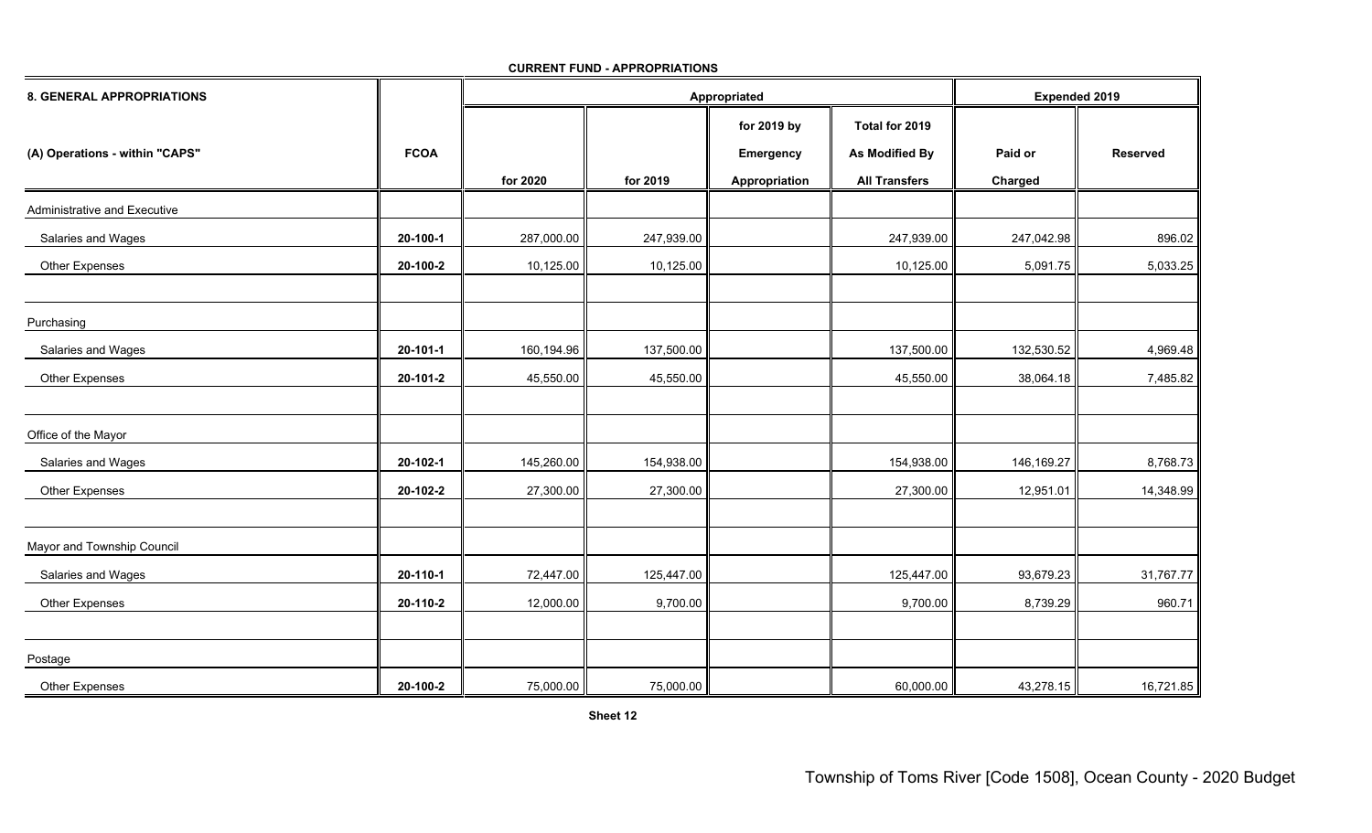**CURRENT FUND - APPROPRIATIONS**

| 8. GENERAL APPROPRIATIONS | | Appropriated | | | | Expended 2019 | |
|---|---|---|---|---|---|---|---|
| (A) Operations - within "CAPS" | FCOA | for 2020 | for 2019 | for 2019 by Emergency Appropriation | Total for 2019 As Modified By All Transfers | Paid or Charged | Reserved |
| Administrative and Executive | | | | | | | |
| Salaries and Wages | 20-100-1 | 287,000.00 | 247,939.00 | | 247,939.00 | 247,042.98 | 896.02 |
| Other Expenses | 20-100-2 | 10,125.00 | 10,125.00 | | 10,125.00 | 5,091.75 | 5,033.25 |
| | | | | | | | |
| Purchasing | | | | | | | |
| Salaries and Wages | 20-101-1 | 160,194.96 | 137,500.00 | | 137,500.00 | 132,530.52 | 4,969.48 |
| Other Expenses | 20-101-2 | 45,550.00 | 45,550.00 | | 45,550.00 | 38,064.18 | 7,485.82 |
| | | | | | | | |
| Office of the Mayor | | | | | | | |
| Salaries and Wages | 20-102-1 | 145,260.00 | 154,938.00 | | 154,938.00 | 146,169.27 | 8,768.73 |
| Other Expenses | 20-102-2 | 27,300.00 | 27,300.00 | | 27,300.00 | 12,951.01 | 14,348.99 |
| | | | | | | | |
| Mayor and Township Council | | | | | | | |
| Salaries and Wages | 20-110-1 | 72,447.00 | 125,447.00 | | 125,447.00 | 93,679.23 | 31,767.77 |
| Other Expenses | 20-110-2 | 12,000.00 | 9,700.00 | | 9,700.00 | 8,739.29 | 960.71 |
| | | | | | | | |
| Postage | | | | | | | |
| Other Expenses | 20-100-2 | 75,000.00 | 75,000.00 | | 60,000.00 | 43,278.15 | 16,721.85 |

Sheet 12

Township of Toms River [Code 1508], Ocean County - 2020 Budget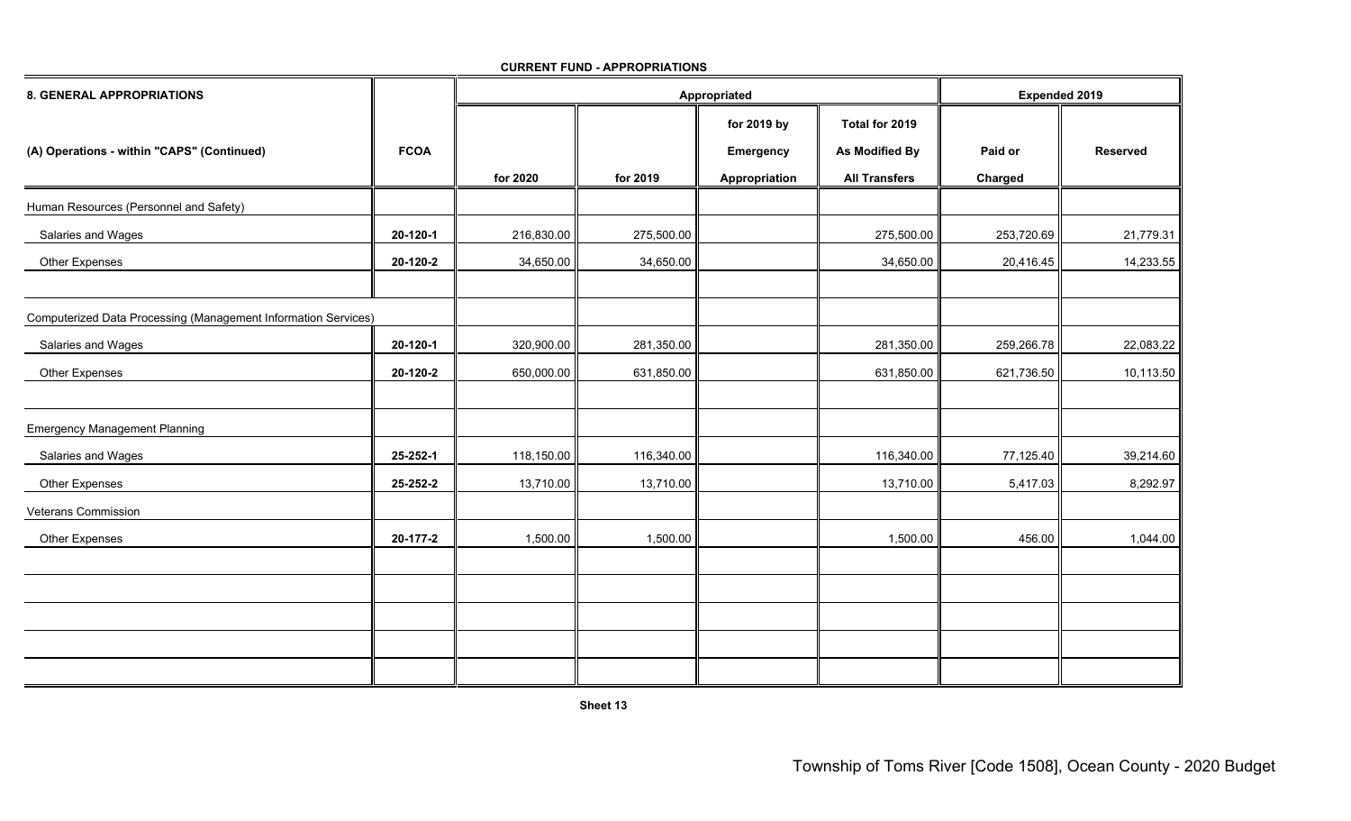**CURRENT FUND - APPROPRIATIONS**

| 8. GENERAL APPROPRIATIONS | | Appropriated | | | | Expended 2019 | |
|---|---|---|---|---|---|---|---|
| (A) Operations - within "CAPS" (Continued) | FCOA | for 2020 | for 2019 | for 2019 by Emergency Appropriation | Total for 2019 As Modified By All Transfers | Paid or Charged | Reserved |
| Human Resources (Personnel and Safety) | | | | | | | |
| Salaries and Wages | 20-120-1 | 216,830.00 | 275,500.00 | | 275,500.00 | 253,720.69 | 21,779.31 |
| Other Expenses | 20-120-2 | 34,650.00 | 34,650.00 | | 34,650.00 | 20,416.45 | 14,233.55 |
| | | | | | | | |
| Computerized Data Processing (Management Information Services) | | | | | | | |
| Salaries and Wages | 20-120-1 | 320,900.00 | 281,350.00 | | 281,350.00 | 259,266.78 | 22,083.22 |
| Other Expenses | 20-120-2 | 650,000.00 | 631,850.00 | | 631,850.00 | 621,736.50 | 10,113.50 |
| | | | | | | | |
| Emergency Management Planning | | | | | | | |
| Salaries and Wages | 25-252-1 | 118,150.00 | 116,340.00 | | 116,340.00 | 77,125.40 | 39,214.60 |
| Other Expenses | 25-252-2 | 13,710.00 | 13,710.00 | | 13,710.00 | 5,417.03 | 8,292.97 |
| Veterans Commission | | | | | | | |
| Other Expenses | 20-177-2 | 1,500.00 | 1,500.00 | | 1,500.00 | 456.00 | 1,044.00 |

Sheet 13

Township of Toms River [Code 1508], Ocean County - 2020 Budget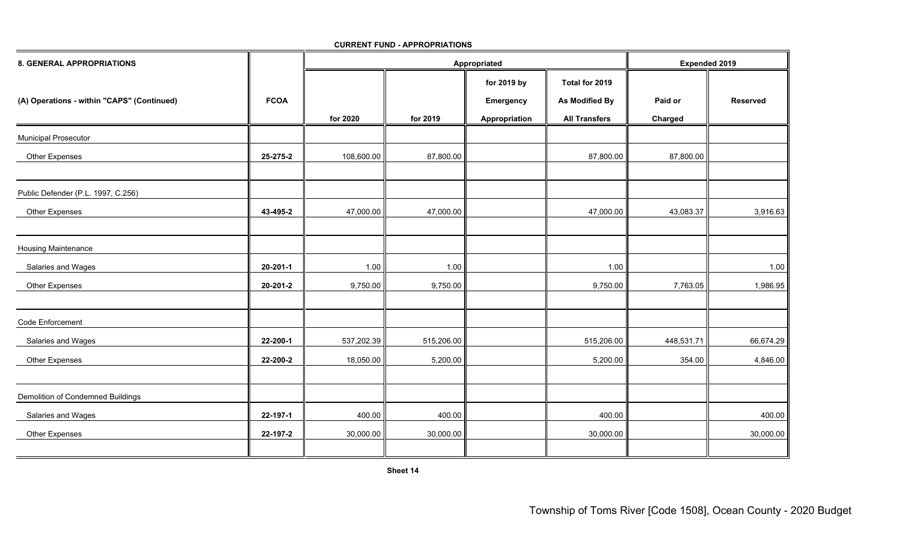**CURRENT FUND - APPROPRIATIONS**

| 8. GENERAL APPROPRIATIONS | | Appropriated | | | | Expended 2019 | |
|---|---|---|---|---|---|---|---|
| (A) Operations - within "CAPS" (Continued) | FCOA | for 2020 | for 2019 | for 2019 by Emergency Appropriation | Total for 2019 As Modified By All Transfers | Paid or Charged | Reserved |
| Municipal Prosecutor | | | | | | | |
| Other Expenses | 25-275-2 | 108,600.00 | 87,800.00 | | 87,800.00 | 87,800.00 | |
| | | | | | | | |
| Public Defender (P.L. 1997, C.256) | | | | | | | |
| Other Expenses | 43-495-2 | 47,000.00 | 47,000.00 | | 47,000.00 | 43,083.37 | 3,916.63 |
| | | | | | | | |
| Housing Maintenance | | | | | | | |
| Salaries and Wages | 20-201-1 | 1.00 | 1.00 | | 1.00 | | 1.00 |
| Other Expenses | 20-201-2 | 9,750.00 | 9,750.00 | | 9,750.00 | 7,763.05 | 1,986.95 |
| | | | | | | | |
| Code Enforcement | | | | | | | |
| Salaries and Wages | 22-200-1 | 537,202.39 | 515,206.00 | | 515,206.00 | 448,531.71 | 66,674.29 |
| Other Expenses | 22-200-2 | 18,050.00 | 5,200.00 | | 5,200.00 | 354.00 | 4,846.00 |
| | | | | | | | |
| Demolition of Condemned Buildings | | | | | | | |
| Salaries and Wages | 22-197-1 | 400.00 | 400.00 | | 400.00 | | 400.00 |
| Other Expenses | 22-197-2 | 30,000.00 | 30,000.00 | | 30,000.00 | | 30,000.00 |
| | | | | | | | |

Sheet 14

Township of Toms River [Code 1508], Ocean County - 2020 Budget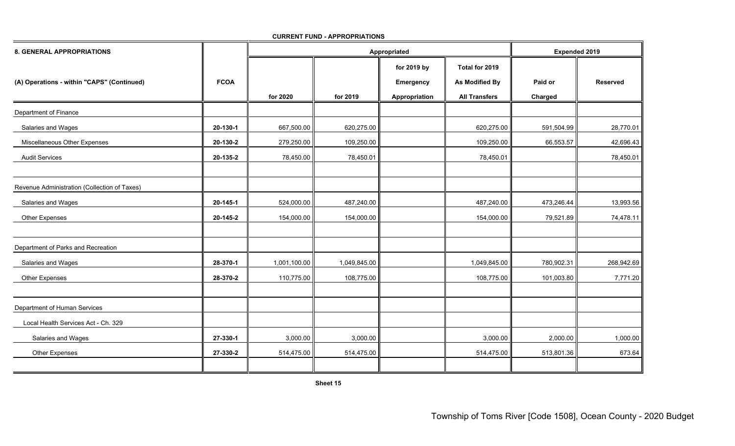**CURRENT FUND - APPROPRIATIONS**

| 8. GENERAL APPROPRIATIONS | | Appropriated | | | | Expended 2019 | |
|---|---|---|---|---|---|---|---|
| (A) Operations - within "CAPS" (Continued) | FCOA | for 2020 | for 2019 | for 2019 by Emergency Appropriation | Total for 2019 As Modified By All Transfers | Paid or Charged | Reserved |
| Department of Finance | | | | | | | |
| Salaries and Wages | 20-130-1 | 667,500.00 | 620,275.00 | | 620,275.00 | 591,504.99 | 28,770.01 |
| Miscellaneous Other Expenses | 20-130-2 | 279,250.00 | 109,250.00 | | 109,250.00 | 66,553.57 | 42,696.43 |
| Audit Services | 20-135-2 | 78,450.00 | 78,450.01 | | 78,450.01 | | 78,450.01 |
| | | | | | | | |
| Revenue Administration (Collection of Taxes) | | | | | | | |
| Salaries and Wages | 20-145-1 | 524,000.00 | 487,240.00 | | 487,240.00 | 473,246.44 | 13,993.56 |
| Other Expenses | 20-145-2 | 154,000.00 | 154,000.00 | | 154,000.00 | 79,521.89 | 74,478.11 |
| | | | | | | | |
| Department of Parks and Recreation | | | | | | | |
| Salaries and Wages | 28-370-1 | 1,001,100.00 | 1,049,845.00 | | 1,049,845.00 | 780,902.31 | 268,942.69 |
| Other Expenses | 28-370-2 | 110,775.00 | 108,775.00 | | 108,775.00 | 101,003.80 | 7,771.20 |
| | | | | | | | |
| Department of Human Services | | | | | | | |
| Local Health Services Act - Ch. 329 | | | | | | | |
| Salaries and Wages | 27-330-1 | 3,000.00 | 3,000.00 | | 3,000.00 | 2,000.00 | 1,000.00 |
| Other Expenses | 27-330-2 | 514,475.00 | 514,475.00 | | 514,475.00 | 513,801.36 | 673.64 |
| | | | | | | | |

Sheet 15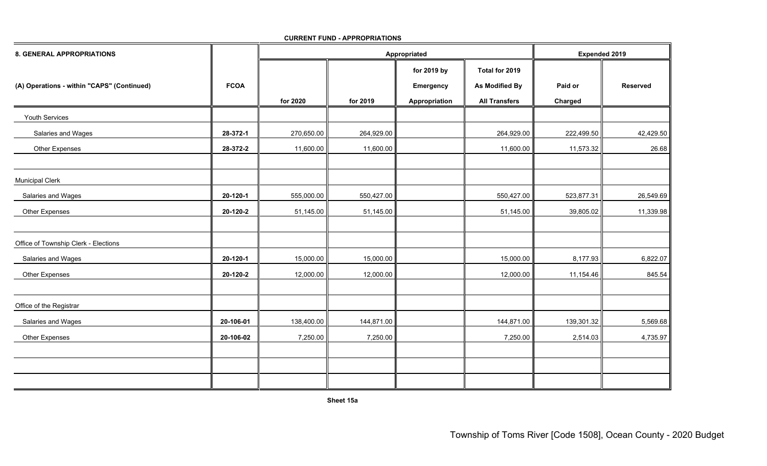**CURRENT FUND - APPROPRIATIONS**

| 8. GENERAL APPROPRIATIONS | | Appropriated | | | | Expended 2019 | |
|---|---|---|---|---|---|---|---|
| (A) Operations - within "CAPS" (Continued) | FCOA | for 2020 | for 2019 | for 2019 by Emergency Appropriation | Total for 2019 As Modified By All Transfers | Paid or Charged | Reserved |
| Youth Services | | | | | | | |
| Salaries and Wages | 28-372-1 | 270,650.00 | 264,929.00 | | 264,929.00 | 222,499.50 | 42,429.50 |
| Other Expenses | 28-372-2 | 11,600.00 | 11,600.00 | | 11,600.00 | 11,573.32 | 26.68 |
| | | | | | | | |
| Municipal Clerk | | | | | | | |
| Salaries and Wages | 20-120-1 | 555,000.00 | 550,427.00 | | 550,427.00 | 523,877.31 | 26,549.69 |
| Other Expenses | 20-120-2 | 51,145.00 | 51,145.00 | | 51,145.00 | 39,805.02 | 11,339.98 |
| | | | | | | | |
| Office of Township Clerk - Elections | | | | | | | |
| Salaries and Wages | 20-120-1 | 15,000.00 | 15,000.00 | | 15,000.00 | 8,177.93 | 6,822.07 |
| Other Expenses | 20-120-2 | 12,000.00 | 12,000.00 | | 12,000.00 | 11,154.46 | 845.54 |
| | | | | | | | |
| Office of the Registrar | | | | | | | |
| Salaries and Wages | 20-106-01 | 138,400.00 | 144,871.00 | | 144,871.00 | 139,301.32 | 5,569.68 |
| Other Expenses | 20-106-02 | 7,250.00 | 7,250.00 | | 7,250.00 | 2,514.03 | 4,735.97 |

Sheet 15a

Township of Toms River [Code 1508], Ocean County - 2020 Budget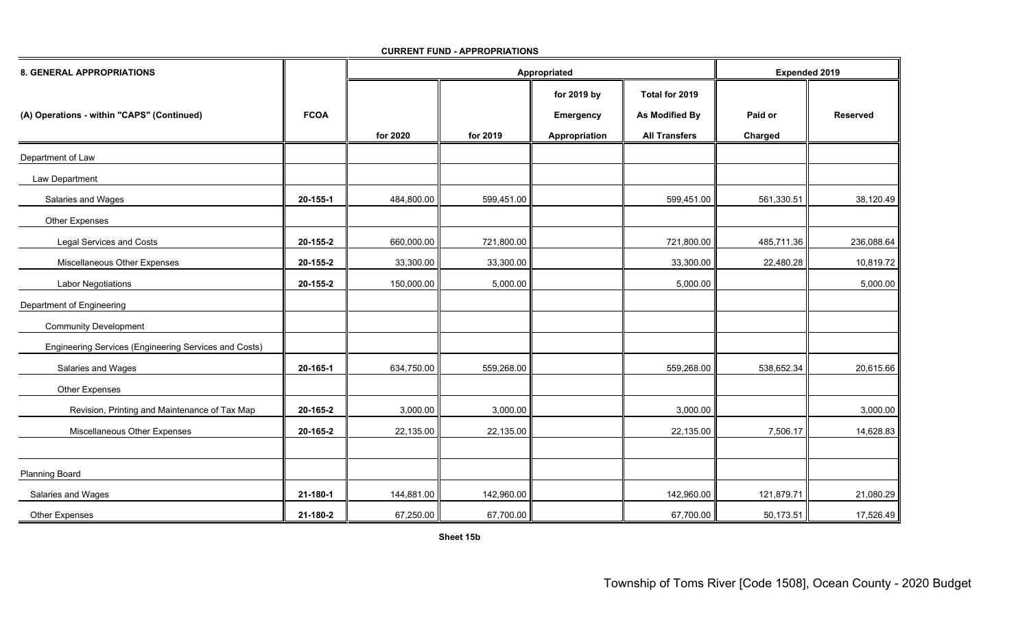**CURRENT FUND - APPROPRIATIONS**

| 8. GENERAL APPROPRIATIONS | | Appropriated | | | | Expended 2019 | |
|---|---|---|---|---|---|---|---|
| (A) Operations - within "CAPS" (Continued) | FCOA | for 2020 | for 2019 | for 2019 by Emergency Appropriation | Total for 2019 As Modified By All Transfers | Paid or Charged | Reserved |
| Department of Law | | | | | | | |
| Law Department | | | | | | | |
| Salaries and Wages | 20-155-1 | 484,800.00 | 599,451.00 | | 599,451.00 | 561,330.51 | 38,120.49 |
| Other Expenses | | | | | | | |
| Legal Services and Costs | 20-155-2 | 660,000.00 | 721,800.00 | | 721,800.00 | 485,711.36 | 236,088.64 |
| Miscellaneous Other Expenses | 20-155-2 | 33,300.00 | 33,300.00 | | 33,300.00 | 22,480.28 | 10,819.72 |
| Labor Negotiations | 20-155-2 | 150,000.00 | 5,000.00 | | 5,000.00 | | 5,000.00 |
| Department of Engineering | | | | | | | |
| Community Development | | | | | | | |
| Engineering Services (Engineering Services and Costs) | | | | | | | |
| Salaries and Wages | 20-165-1 | 634,750.00 | 559,268.00 | | 559,268.00 | 538,652.34 | 20,615.66 |
| Other Expenses | | | | | | | |
| Revision, Printing and Maintenance of Tax Map | 20-165-2 | 3,000.00 | 3,000.00 | | 3,000.00 | | 3,000.00 |
| Miscellaneous Other Expenses | 20-165-2 | 22,135.00 | 22,135.00 | | 22,135.00 | 7,506.17 | 14,628.83 |
| | | | | | | | |
| Planning Board | | | | | | | |
| Salaries and Wages | 21-180-1 | 144,881.00 | 142,960.00 | | 142,960.00 | 121,879.71 | 21,080.29 |
| Other Expenses | 21-180-2 | 67,250.00 | 67,700.00 | | 67,700.00 | 50,173.51 | 17,526.49 |

Sheet 15b

Township of Toms River [Code 1508], Ocean County - 2020 Budget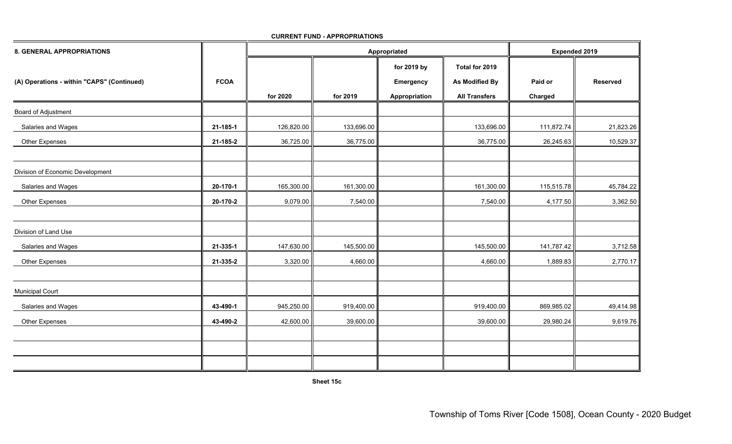**CURRENT FUND - APPROPRIATIONS**

| 8. GENERAL APPROPRIATIONS | | Appropriated | | | | Expended 2019 | |
|---|---|---|---|---|---|---|---|
| (A) Operations - within "CAPS" (Continued) | FCOA | for 2020 | for 2019 | for 2019 by Emergency Appropriation | Total for 2019 As Modified By All Transfers | Paid or Charged | Reserved |
| Board of Adjustment | | | | | | | |
| Salaries and Wages | 21-185-1 | 126,820.00 | 133,696.00 | | 133,696.00 | 111,872.74 | 21,823.26 |
| Other Expenses | 21-185-2 | 36,725.00 | 36,775.00 | | 36,775.00 | 26,245.63 | 10,529.37 |
| | | | | | | | |
| Division of Economic Development | | | | | | | |
| Salaries and Wages | 20-170-1 | 165,300.00 | 161,300.00 | | 161,300.00 | 115,515.78 | 45,784.22 |
| Other Expenses | 20-170-2 | 9,079.00 | 7,540.00 | | 7,540.00 | 4,177.50 | 3,362.50 |
| | | | | | | | |
| Division of Land Use | | | | | | | |
| Salaries and Wages | 21-335-1 | 147,630.00 | 145,500.00 | | 145,500.00 | 141,787.42 | 3,712.58 |
| Other Expenses | 21-335-2 | 3,320.00 | 4,660.00 | | 4,660.00 | 1,889.83 | 2,770.17 |
| | | | | | | | |
| Municipal Court | | | | | | | |
| Salaries and Wages | 43-490-1 | 945,250.00 | 919,400.00 | | 919,400.00 | 869,985.02 | 49,414.98 |
| Other Expenses | 43-490-2 | 42,600.00 | 39,600.00 | | 39,600.00 | 29,980.24 | 9,619.76 |

Sheet 15c

Township of Toms River [Code 1508], Ocean County - 2020 Budget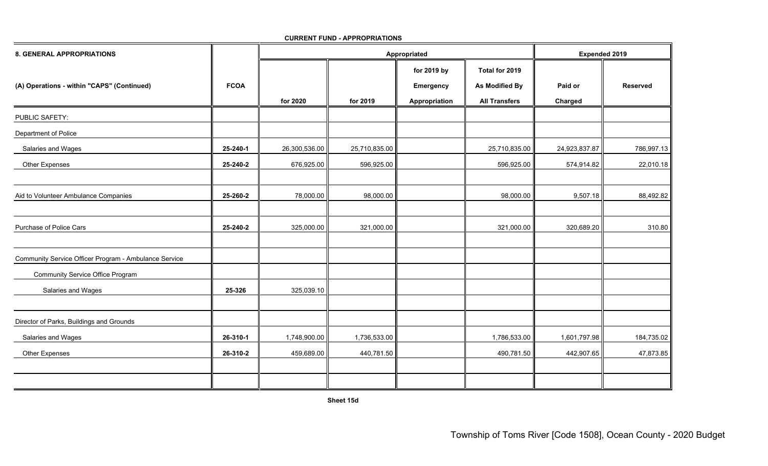**CURRENT FUND - APPROPRIATIONS**

| 8. GENERAL APPROPRIATIONS | | Appropriated | | | | Expended 2019 | |
|---|---|---|---|---|---|---|---|
| (A) Operations - within "CAPS" (Continued) | FCOA | for 2020 | for 2019 | for 2019 by Emergency Appropriation | Total for 2019 As Modified By All Transfers | Paid or Charged | Reserved |
| PUBLIC SAFETY: | | | | | | | |
| Department of Police | | | | | | | |
| Salaries and Wages | 25-240-1 | 26,300,536.00 | 25,710,835.00 | | 25,710,835.00 | 24,923,837.87 | 786,997.13 |
| Other Expenses | 25-240-2 | 676,925.00 | 596,925.00 | | 596,925.00 | 574,914.82 | 22,010.18 |
| | | | | | | | |
| Aid to Volunteer Ambulance Companies | 25-260-2 | 78,000.00 | 98,000.00 | | 98,000.00 | 9,507.18 | 88,492.82 |
| | | | | | | | |
| Purchase of Police Cars | 25-240-2 | 325,000.00 | 321,000.00 | | 321,000.00 | 320,689.20 | 310.80 |
| | | | | | | | |
| Community Service Officer Program - Ambulance Service | | | | | | | |
| Community Service Office Program | | | | | | | |
| Salaries and Wages | 25-326 | 325,039.10 | | | | | |
| | | | | | | | |
| Director of Parks, Buildings and Grounds | | | | | | | |
| Salaries and Wages | 26-310-1 | 1,748,900.00 | 1,736,533.00 | | 1,786,533.00 | 1,601,797.98 | 184,735.02 |
| Other Expenses | 26-310-2 | 459,689.00 | 440,781.50 | | 490,781.50 | 442,907.65 | 47,873.85 |

Sheet 15d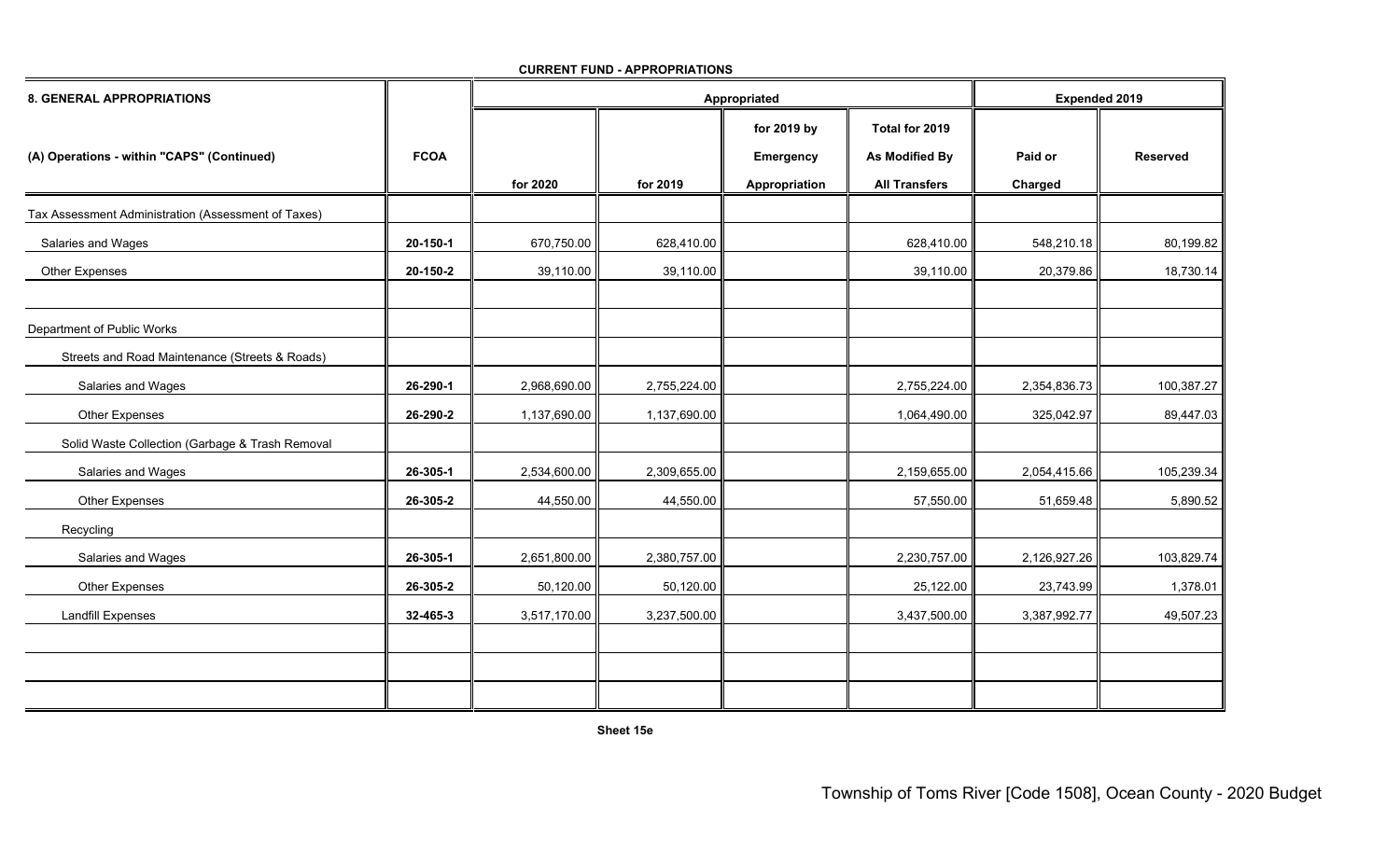**CURRENT FUND - APPROPRIATIONS**

| 8. GENERAL APPROPRIATIONS | | Appropriated | | | | Expended 2019 | |
|---|---|---|---|---|---|---|---|
| (A) Operations - within "CAPS" (Continued) | FCOA | for 2020 | for 2019 | for 2019 by Emergency Appropriation | Total for 2019 As Modified By All Transfers | Paid or Charged | Reserved |
| Tax Assessment Administration (Assessment of Taxes) | | | | | | | |
| Salaries and Wages | 20-150-1 | 670,750.00 | 628,410.00 | | 628,410.00 | 548,210.18 | 80,199.82 |
| Other Expenses | 20-150-2 | 39,110.00 | 39,110.00 | | 39,110.00 | 20,379.86 | 18,730.14 |
| | | | | | | | |
| Department of Public Works | | | | | | | |
| Streets and Road Maintenance (Streets & Roads) | | | | | | | |
| Salaries and Wages | 26-290-1 | 2,968,690.00 | 2,755,224.00 | | 2,755,224.00 | 2,354,836.73 | 100,387.27 |
| Other Expenses | 26-290-2 | 1,137,690.00 | 1,137,690.00 | | 1,064,490.00 | 325,042.97 | 89,447.03 |
| Solid Waste Collection (Garbage & Trash Removal | | | | | | | |
| Salaries and Wages | 26-305-1 | 2,534,600.00 | 2,309,655.00 | | 2,159,655.00 | 2,054,415.66 | 105,239.34 |
| Other Expenses | 26-305-2 | 44,550.00 | 44,550.00 | | 57,550.00 | 51,659.48 | 5,890.52 |
| Recycling | | | | | | | |
| Salaries and Wages | 26-305-1 | 2,651,800.00 | 2,380,757.00 | | 2,230,757.00 | 2,126,927.26 | 103,829.74 |
| Other Expenses | 26-305-2 | 50,120.00 | 50,120.00 | | 25,122.00 | 23,743.99 | 1,378.01 |
| Landfill Expenses | 32-465-3 | 3,517,170.00 | 3,237,500.00 | | 3,437,500.00 | 3,387,992.77 | 49,507.23 |
| | | | | | | | |
| | | | | | | | |
| | | | | | | | |

Sheet 15e

Township of Toms River [Code 1508], Ocean County - 2020 Budget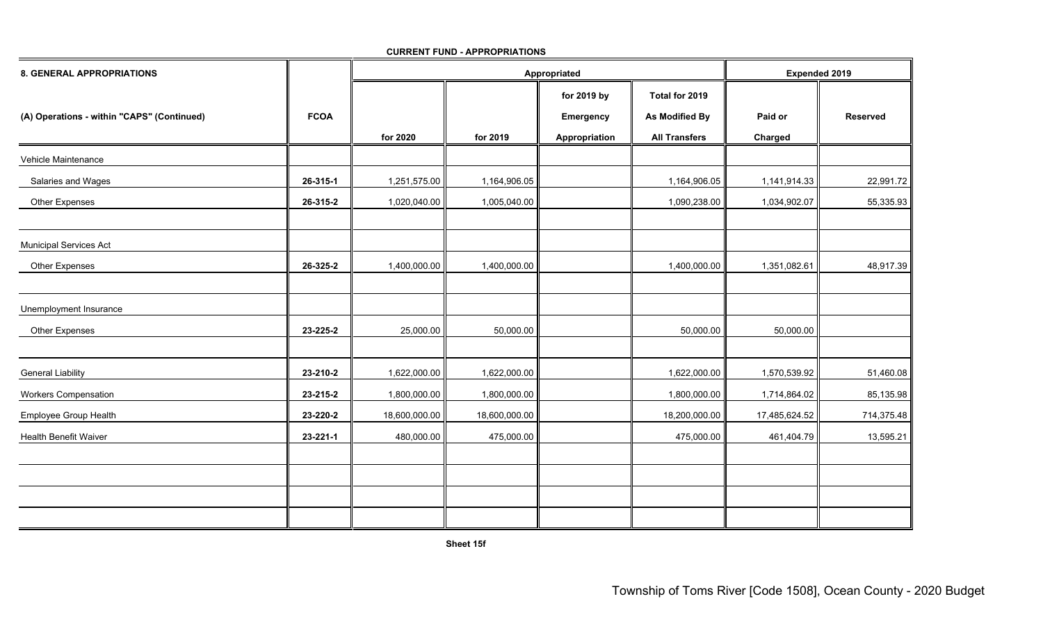**CURRENT FUND - APPROPRIATIONS**

| 8. GENERAL APPROPRIATIONS | | Appropriated | | | | Expended 2019 | |
|---|---|---|---|---|---|---|---|
| (A) Operations - within "CAPS" (Continued) | FCOA | for 2020 | for 2019 | for 2019 by Emergency Appropriation | Total for 2019 As Modified By All Transfers | Paid or Charged | Reserved |
| Vehicle Maintenance | | | | | | | |
| Salaries and Wages | 26-315-1 | 1,251,575.00 | 1,164,906.05 | | 1,164,906.05 | 1,141,914.33 | 22,991.72 |
| Other Expenses | 26-315-2 | 1,020,040.00 | 1,005,040.00 | | 1,090,238.00 | 1,034,902.07 | 55,335.93 |
| | | | | | | | |
| Municipal Services Act | | | | | | | |
| Other Expenses | 26-325-2 | 1,400,000.00 | 1,400,000.00 | | 1,400,000.00 | 1,351,082.61 | 48,917.39 |
| | | | | | | | |
| Unemployment Insurance | | | | | | | |
| Other Expenses | 23-225-2 | 25,000.00 | 50,000.00 | | 50,000.00 | 50,000.00 | |
| | | | | | | | |
| General Liability | 23-210-2 | 1,622,000.00 | 1,622,000.00 | | 1,622,000.00 | 1,570,539.92 | 51,460.08 |
| Workers Compensation | 23-215-2 | 1,800,000.00 | 1,800,000.00 | | 1,800,000.00 | 1,714,864.02 | 85,135.98 |
| Employee Group Health | 23-220-2 | 18,600,000.00 | 18,600,000.00 | | 18,200,000.00 | 17,485,624.52 | 714,375.48 |
| Health Benefit Waiver | 23-221-1 | 480,000.00 | 475,000.00 | | 475,000.00 | 461,404.79 | 13,595.21 |
| | | | | | | | |
| | | | | | | | |
| | | | | | | | |
| | | | | | | | |

Sheet 15f

Township of Toms River [Code 1508], Ocean County - 2020 Budget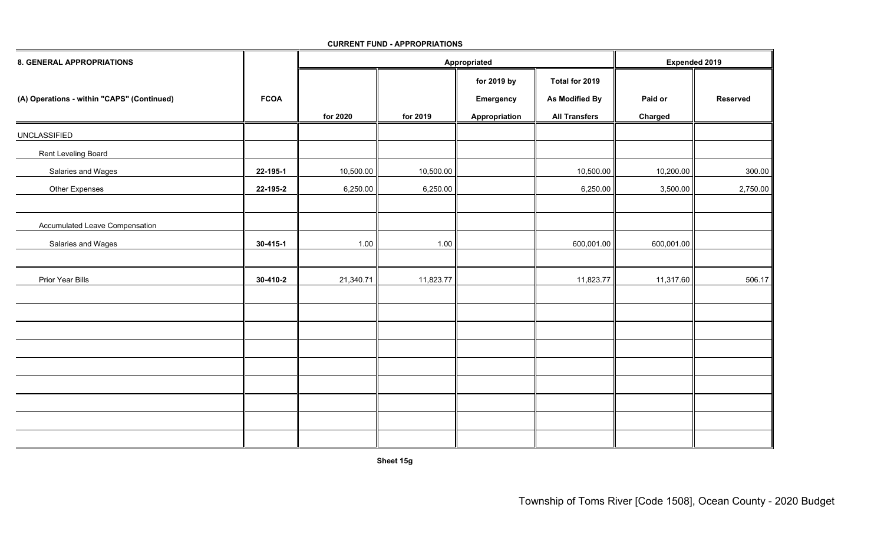**CURRENT FUND - APPROPRIATIONS**

| 8. GENERAL APPROPRIATIONS | | Appropriated | | | | Expended 2019 | |
|---|---|---|---|---|---|---|---|
| (A) Operations - within "CAPS" (Continued) | FCOA | for 2020 | for 2019 | for 2019 by Emergency Appropriation | Total for 2019 As Modified By All Transfers | Paid or Charged | Reserved |
| UNCLASSIFIED | | | | | | | |
| Rent Leveling Board | | | | | | | |
| Salaries and Wages | 22-195-1 | 10,500.00 | 10,500.00 | | 10,500.00 | 10,200.00 | 300.00 |
| Other Expenses | 22-195-2 | 6,250.00 | 6,250.00 | | 6,250.00 | 3,500.00 | 2,750.00 |
| | | | | | | | |
| Accumulated Leave Compensation | | | | | | | |
| Salaries and Wages | 30-415-1 | 1.00 | 1.00 | | 600,001.00 | 600,001.00 | |
| | | | | | | | |
| Prior Year Bills | 30-410-2 | 21,340.71 | 11,823.77 | | 11,823.77 | 11,317.60 | 506.17 |

Sheet 15g

Township of Toms River [Code 1508], Ocean County - 2020 Budget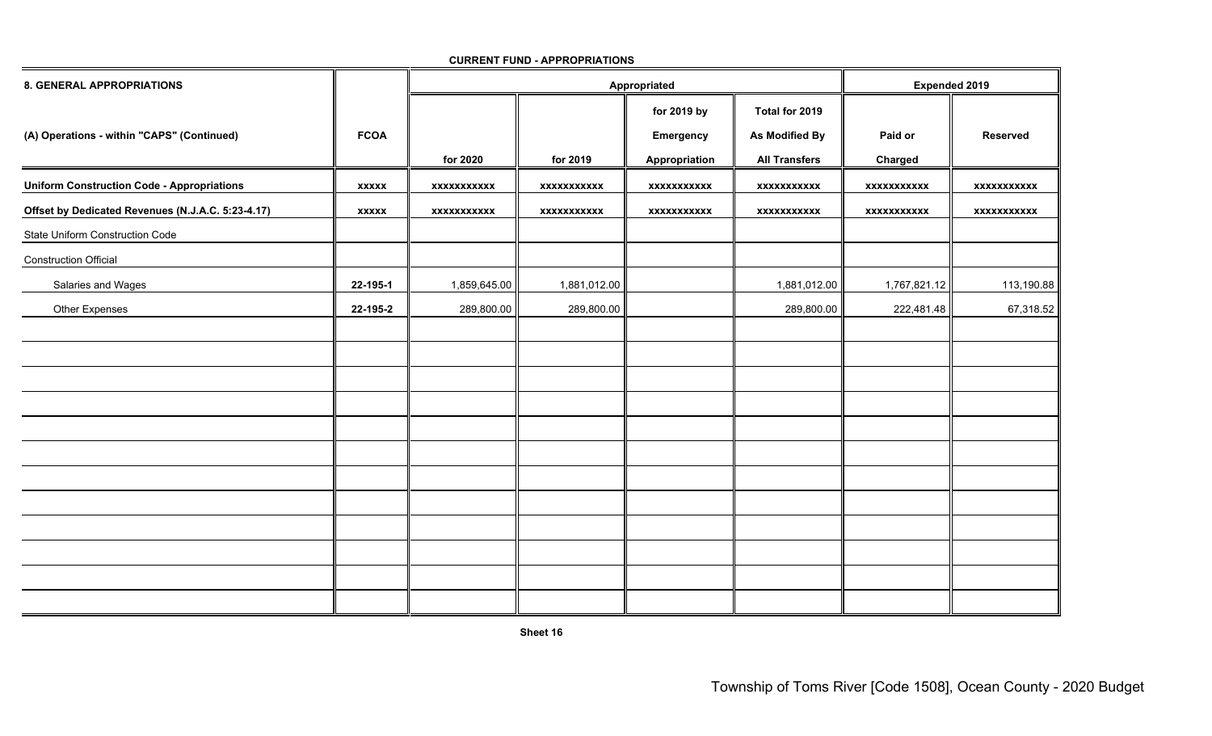**CURRENT FUNDS - APPROPRIATIONS**

| 8. GENERAL APPROPRIATIONS | | Appropriated | | | | Expended 2019 | |
|---|---|---|---|---|---|---|---|
| (A) Operations - within "CAPS" (Continued) | FCOA | for 2020 | for 2019 | for 2019 by Emergency Appropriation | Total for 2019 As Modified By All Transfers | Paid or Charged | Reserved |
| **Uniform Construction Code - Appropriations** | xxxxx | xxxxxxxxxxx | xxxxxxxxxxx | xxxxxxxxxxx | xxxxxxxxxxx | xxxxxxxxxxx | xxxxxxxxxxx |
| **Offset by Dedicated Revenues (N.J.A.C. 5:23-4.17)** | xxxxx | xxxxxxxxxxx | xxxxxxxxxxx | xxxxxxxxxxx | xxxxxxxxxxx | xxxxxxxxxxx | xxxxxxxxxxx |
| State Uniform Construction Code | | | | | | | |
| Construction Official | | | | | | | |
| Salaries and Wages | 22-195-1 | 1,859,645.00 | 1,881,012.00 | | 1,881,012.00 | 1,767,821.12 | 113,190.88 |
| Other Expenses | 22-195-2 | 289,800.00 | 289,800.00 | | 289,800.00 | 222,481.48 | 67,318.52 |

Sheet 16

Township of Toms River [Code 1508], Ocean County - 2020 Budget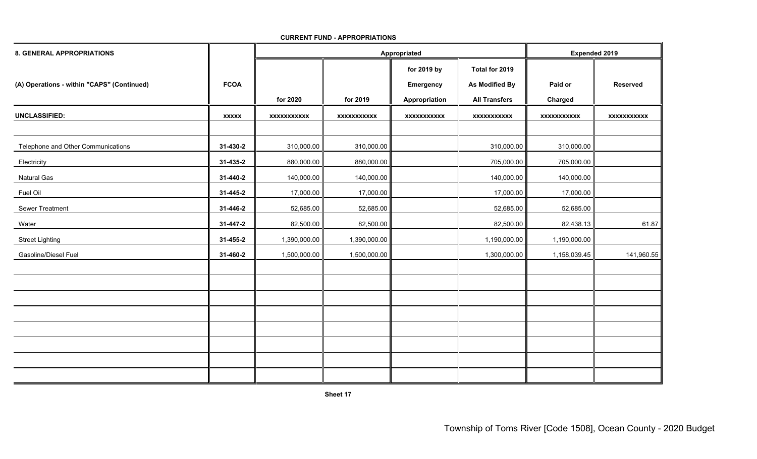**CURRENT FUND - APPROPRIATIONS**

| 8. GENERAL APPROPRIATIONS | | Appropriated | | | | Expended 2019 | |
|---|---|---|---|---|---|---|---|
| (A) Operations - within "CAPS" (Continued) | FCOA | for 2020 | for 2019 | for 2019 by Emergency Appropriation | Total for 2019 As Modified By All Transfers | Paid or Charged | Reserved |
| UNCLASSIFIED: | xxxxx | xxxxxxxxxxx | xxxxxxxxxxx | xxxxxxxxxxx | xxxxxxxxxxx | xxxxxxxxxxx | xxxxxxxxxxx |
| | | | | | | | |
| Telephone and Other Communications | 31-430-2 | 310,000.00 | 310,000.00 | | 310,000.00 | 310,000.00 | |
| Electricity | 31-435-2 | 880,000.00 | 880,000.00 | | 705,000.00 | 705,000.00 | |
| Natural Gas | 31-440-2 | 140,000.00 | 140,000.00 | | 140,000.00 | 140,000.00 | |
| Fuel Oil | 31-445-2 | 17,000.00 | 17,000.00 | | 17,000.00 | 17,000.00 | |
| Sewer Treatment | 31-446-2 | 52,685.00 | 52,685.00 | | 52,685.00 | 52,685.00 | |
| Water | 31-447-2 | 82,500.00 | 82,500.00 | | 82,500.00 | 82,438.13 | 61.87 |
| Street Lighting | 31-455-2 | 1,390,000.00 | 1,390,000.00 | | 1,190,000.00 | 1,190,000.00 | |
| Gasoline/Diesel Fuel | 31-460-2 | 1,500,000.00 | 1,500,000.00 | | 1,300,000.00 | 1,158,039.45 | 141,960.55 |

Sheet 17

Township of Toms River [Code 1508], Ocean County - 2020 Budget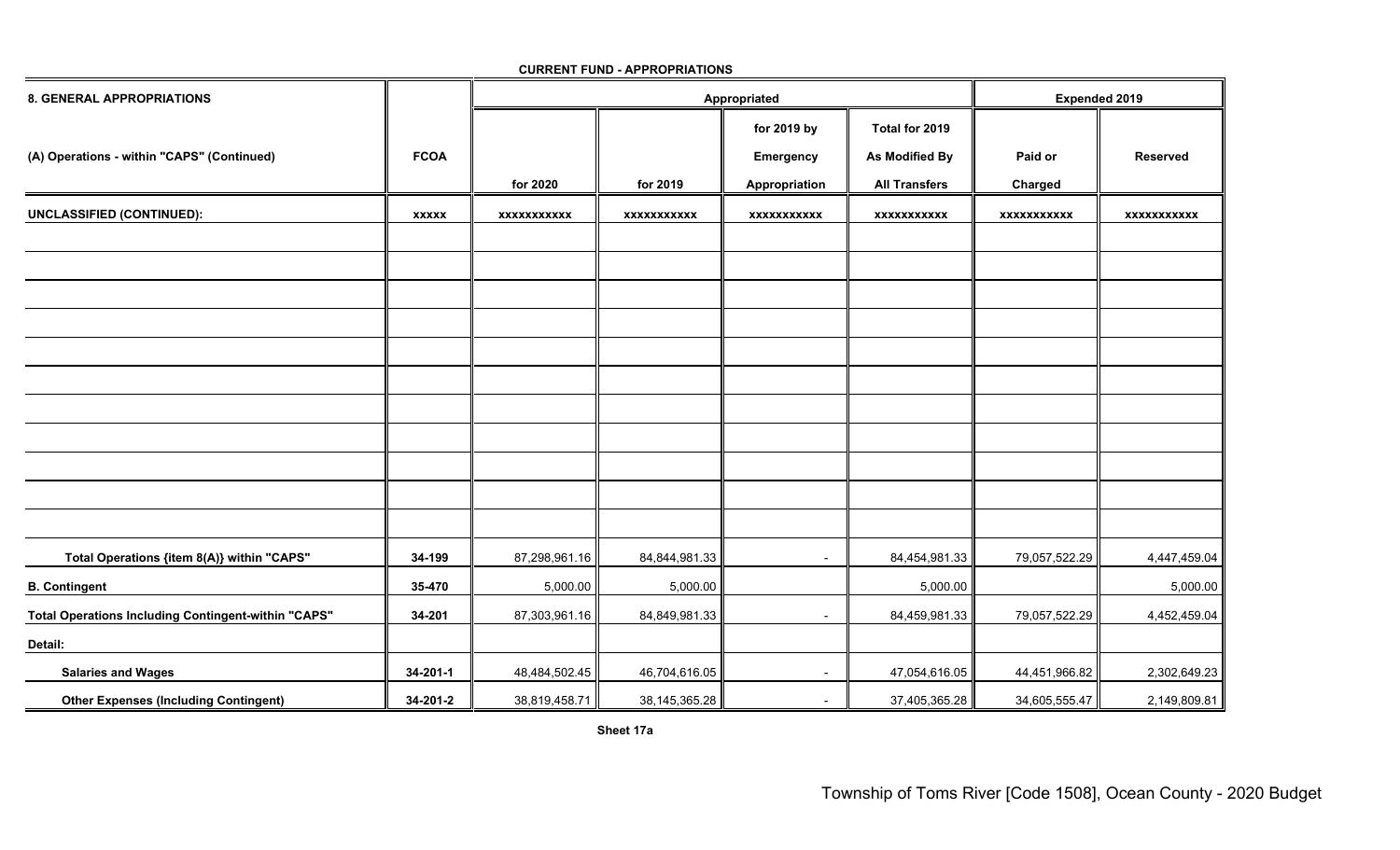**CURRENT FUND - APPROPRIATIONS**

| 8. GENERAL APPROPRIATIONS | | Appropriated | | | | Expended 2019 | |
|---|---|---|---|---|---|---|---|
| (A) Operations - within "CAPS" (Continued) | FCOA | for 2020 | for 2019 | for 2019 by Emergency Appropriation | Total for 2019 As Modified By All Transfers | Paid or Charged | Reserved |
| **UNCLASSIFIED (CONTINUED):** | xxxxx | xxxxxxxxxxx | xxxxxxxxxxx | xxxxxxxxxxx | xxxxxxxxxxx | xxxxxxxxxxx | xxxxxxxxxxx |
| | | | | | | | |
| | | | | | | | |
| | | | | | | | |
| | | | | | | | |
| | | | | | | | |
| | | | | | | | |
| | | | | | | | |
| | | | | | | | |
| | | | | | | | |
| | | | | | | | |
| | | | | | | | |
| Total Operations {item 8(A)} within "CAPS" | 34-199 | 87,298,961.16 | 84,844,981.33 | - | 84,454,981.33 | 79,057,522.29 | 4,447,459.04 |
| **B. Contingent** | 35-470 | 5,000.00 | 5,000.00 | | 5,000.00 | | 5,000.00 |
| **Total Operations Including Contingent-within "CAPS"** | 34-201 | 87,303,961.16 | 84,849,981.33 | - | 84,459,981.33 | 79,057,522.29 | 4,452,459.04 |
| **Detail:** | | | | | | | |
| Salaries and Wages | 34-201-1 | 48,484,502.45 | 46,704,616.05 | - | 47,054,616.05 | 44,451,966.82 | 2,302,649.23 |
| Other Expenses (Including Contingent) | 34-201-2 | 38,819,458.71 | 38,145,365.28 | - | 37,405,365.28 | 34,605,555.47 | 2,149,809.81 |

Sheet 17a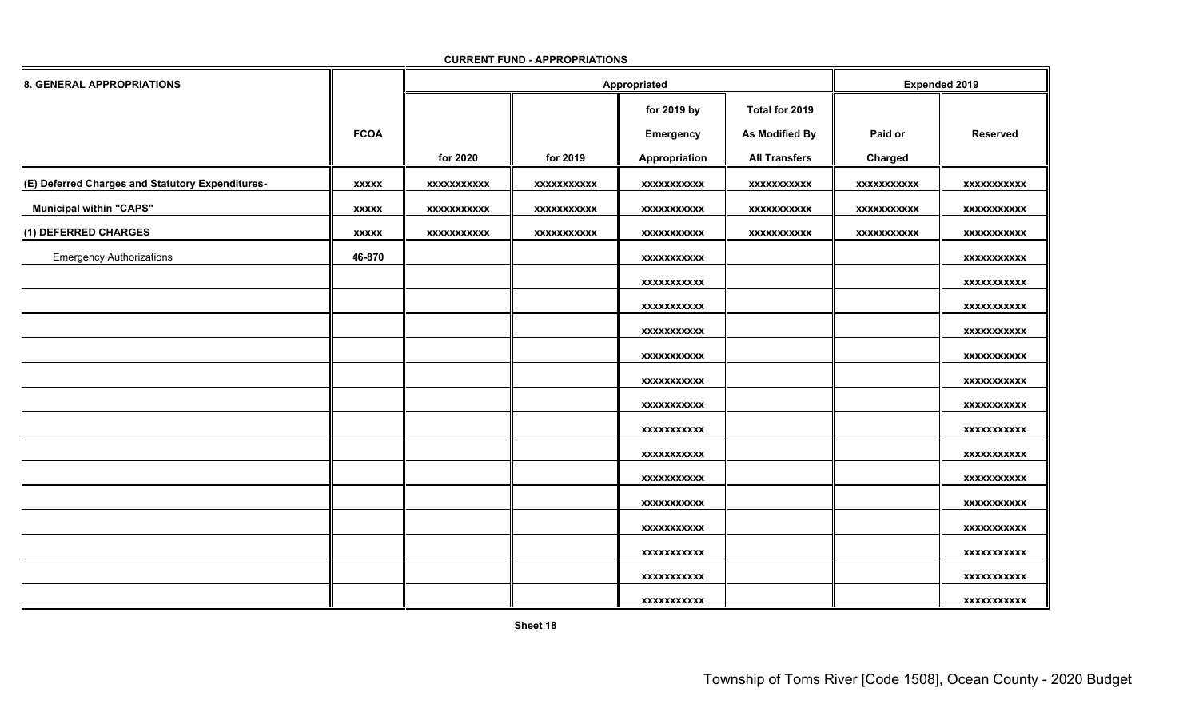**CURRENT FUND - APPROPRIATIONS**

| 8. GENERAL APPROPRIATIONS | FCOA | Appropriated | | | | Expended 2019 | |
|---|---|---|---|---|---|---|---|
| | | for 2020 | for 2019 | for 2019 by Emergency Appropriation | Total for 2019 As Modified By All Transfers | Paid or Charged | Reserved |
| (E) Deferred Charges and Statutory Expenditures- | xxxxx | xxxxxxxxxxx | xxxxxxxxxxx | xxxxxxxxxxx | xxxxxxxxxxx | xxxxxxxxxxx | xxxxxxxxxxx |
| Municipal within "CAPS" | xxxxx | xxxxxxxxxxx | xxxxxxxxxxx | xxxxxxxxxxx | xxxxxxxxxxx | xxxxxxxxxxx | xxxxxxxxxxx |
| (1) DEFERRED CHARGES | xxxxx | xxxxxxxxxxx | xxxxxxxxxxx | xxxxxxxxxxx | xxxxxxxxxxx | xxxxxxxxxxx | xxxxxxxxxxx |
| Emergency Authorizations | 46-870 | | | xxxxxxxxxxx | | | xxxxxxxxxxx |
| | | | | xxxxxxxxxxx | | | xxxxxxxxxxx |
| | | | | xxxxxxxxxxx | | | xxxxxxxxxxx |
| | | | | xxxxxxxxxxx | | | xxxxxxxxxxx |
| | | | | xxxxxxxxxxx | | | xxxxxxxxxxx |
| | | | | xxxxxxxxxxx | | | xxxxxxxxxxx |
| | | | | xxxxxxxxxxx | | | xxxxxxxxxxx |
| | | | | xxxxxxxxxxx | | | xxxxxxxxxxx |
| | | | | xxxxxxxxxxx | | | xxxxxxxxxxx |
| | | | | xxxxxxxxxxx | | | xxxxxxxxxxx |
| | | | | xxxxxxxxxxx | | | xxxxxxxxxxx |
| | | | | xxxxxxxxxxx | | | xxxxxxxxxxx |
| | | | | xxxxxxxxxxx | | | xxxxxxxxxxx |
| | | | | xxxxxxxxxxx | | | xxxxxxxxxxx |
| | | | | xxxxxxxxxxx | | | xxxxxxxxxxx |

Sheet 18

Township of Toms River [Code 1508], Ocean County - 2020 Budget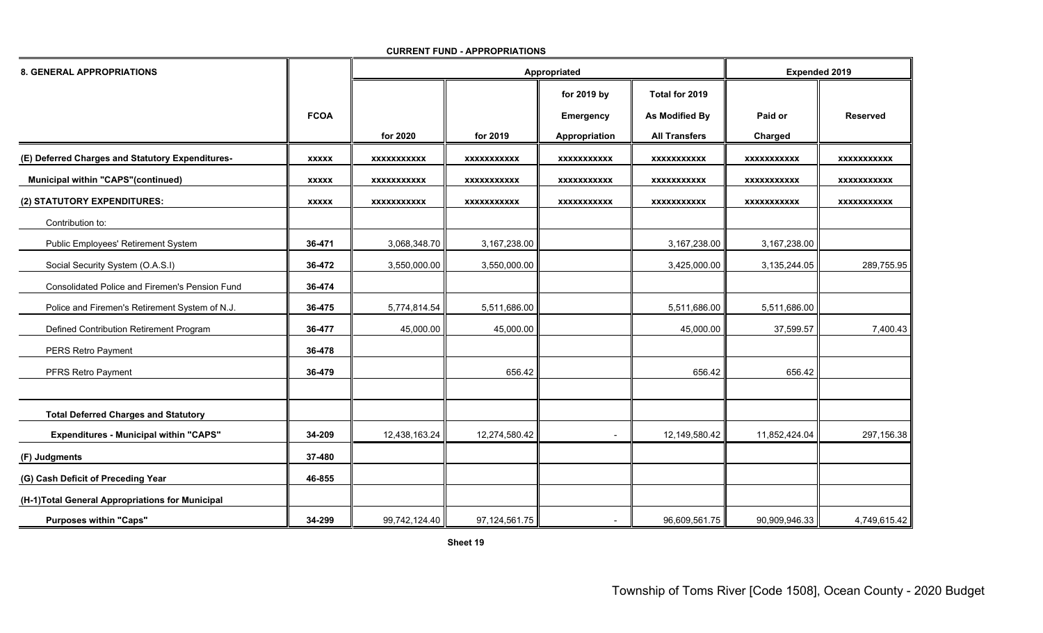**CURRENT FUND - APPROPRIATIONS**

| 8. GENERAL APPROPRIATIONS | FCOA | Appropriated | | | | Expended 2019 | |
|---|---|---|---|---|---|---|---|
| | | for 2020 | for 2019 | for 2019 by Emergency Appropriation | Total for 2019 As Modified By All Transfers | Paid or Charged | Reserved |
| **(E) Deferred Charges and Statutory Expenditures-** | xxxxx | xxxxxxxxxxx | xxxxxxxxxxx | xxxxxxxxxxx | xxxxxxxxxxx | xxxxxxxxxxx | xxxxxxxxxxx |
| **Municipal within "CAPS"(continued)** | xxxxx | xxxxxxxxxxx | xxxxxxxxxxx | xxxxxxxxxxx | xxxxxxxxxxx | xxxxxxxxxxx | xxxxxxxxxxx |
| **(2) STATUTORY EXPENDITURES:** | xxxxx | xxxxxxxxxxx | xxxxxxxxxxx | xxxxxxxxxxx | xxxxxxxxxxx | xxxxxxxxxxx | xxxxxxxxxxx |
| Contribution to: | | | | | | | |
| Public Employees' Retirement System | 36-471 | 3,068,348.70 | 3,167,238.00 | | 3,167,238.00 | 3,167,238.00 | |
| Social Security System (O.A.S.I) | 36-472 | 3,550,000.00 | 3,550,000.00 | | 3,425,000.00 | 3,135,244.05 | 289,755.95 |
| Consolidated Police and Firemen's Pension Fund | 36-474 | | | | | | |
| Police and Firemen's Retirement System of N.J. | 36-475 | 5,774,814.54 | 5,511,686.00 | | 5,511,686.00 | 5,511,686.00 | |
| Defined Contribution Retirement Program | 36-477 | 45,000.00 | 45,000.00 | | 45,000.00 | 37,599.57 | 7,400.43 |
| PERS Retro Payment | 36-478 | | | | | | |
| PFRS Retro Payment | 36-479 | | 656.42 | | 656.42 | 656.42 | |
| | | | | | | | |
| **Total Deferred Charges and Statutory** | | | | | | | |
| **Expenditures - Municipal within "CAPS"** | 34-209 | 12,438,163.24 | 12,274,580.42 | - | 12,149,580.42 | 11,852,424.04 | 297,156.38 |
| **(F) Judgments** | 37-480 | | | | | | |
| **(G) Cash Deficit of Preceding Year** | 46-855 | | | | | | |
| **(H-1)Total General Appropriations for Municipal** | | | | | | | |
| **Purposes within "Caps"** | 34-299 | 99,742,124.40 | 97,124,561.75 | - | 96,609,561.75 | 90,909,946.33 | 4,749,615.42 |

Sheet 19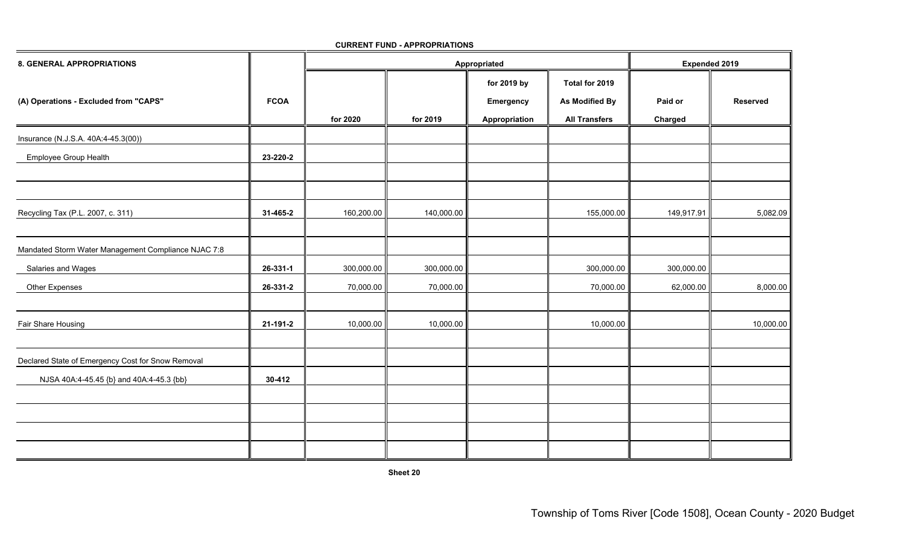**CURRENT FUND - APPROPRIATIONS**

| 8. GENERAL APPROPRIATIONS | | Appropriated | | | | Expended 2019 | |
|---|---|---|---|---|---|---|---|
| (A) Operations - Excluded from "CAPS" | FCOA | for 2020 | for 2019 | for 2019 by Emergency Appropriation | Total for 2019 As Modified By All Transfers | Paid or Charged | Reserved |
| Insurance (N.J.S.A. 40A:4-45.3(00)) | | | | | | | |
| Employee Group Health | 23-220-2 | | | | | | |
| | | | | | | | |
| | | | | | | | |
| Recycling Tax (P.L. 2007, c. 311) | 31-465-2 | 160,200.00 | 140,000.00 | | 155,000.00 | 149,917.91 | 5,082.09 |
| | | | | | | | |
| Mandated Storm Water Management Compliance NJAC 7:8 | | | | | | | |
| Salaries and Wages | 26-331-1 | 300,000.00 | 300,000.00 | | 300,000.00 | 300,000.00 | |
| Other Expenses | 26-331-2 | 70,000.00 | 70,000.00 | | 70,000.00 | 62,000.00 | 8,000.00 |
| | | | | | | | |
| Fair Share Housing | 21-191-2 | 10,000.00 | 10,000.00 | | 10,000.00 | | 10,000.00 |
| | | | | | | | |
| Declared State of Emergency Cost for Snow Removal | | | | | | | |
| NJSA 40A:4-45.45 {b} and 40A:4-45.3 {bb} | 30-412 | | | | | | |
| | | | | | | | |
| | | | | | | | |
| | | | | | | | |
| | | | | | | | |

Sheet 20

Township of Toms River [Code 1508], Ocean County - 2020 Budget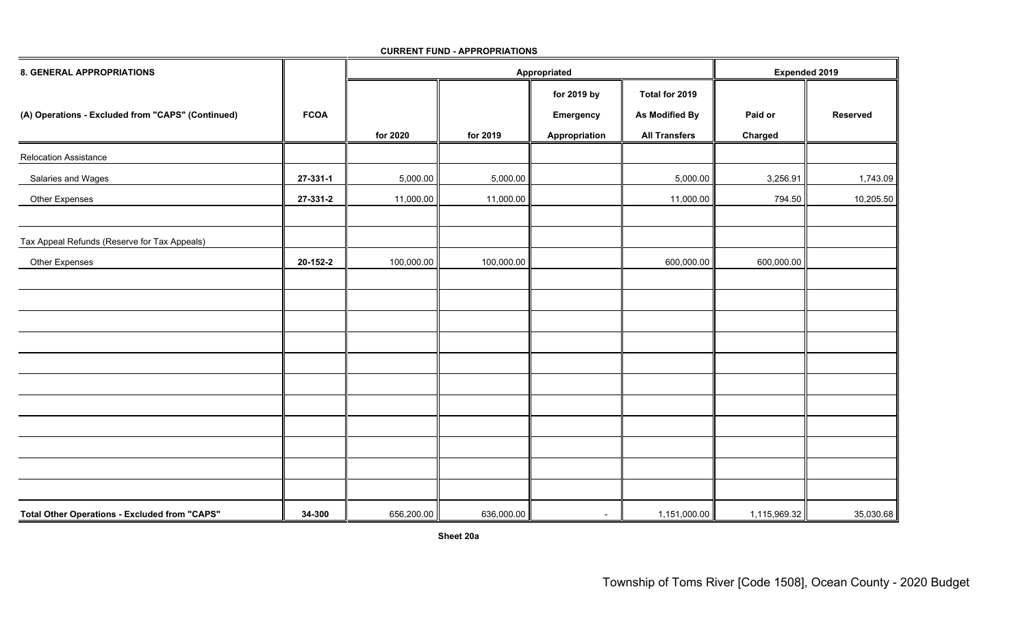**CURRENT FUND - APPROPRIATIONS**

| 8. GENERAL APPROPRIATIONS | | Appropriated | | | | Expended 2019 | |
|---|---|---|---|---|---|---|---|
| (A) Operations - Excluded from "CAPS" (Continued) | FCOA | for 2020 | for 2019 | for 2019 by Emergency Appropriation | Total for 2019 As Modified By All Transfers | Paid or Charged | Reserved |
| Relocation Assistance | | | | | | | |
| Salaries and Wages | 27-331-1 | 5,000.00 | 5,000.00 | | 5,000.00 | 3,256.91 | 1,743.09 |
| Other Expenses | 27-331-2 | 11,000.00 | 11,000.00 | | 11,000.00 | 794.50 | 10,205.50 |
| | | | | | | | |
| Tax Appeal Refunds (Reserve for Tax Appeals) | | | | | | | |
| Other Expenses | 20-152-2 | 100,000.00 | 100,000.00 | | 600,000.00 | 600,000.00 | |
| | | | | | | | |
| | | | | | | | |
| | | | | | | | |
| | | | | | | | |
| | | | | | | | |
| | | | | | | | |
| | | | | | | | |
| | | | | | | | |
| | | | | | | | |
| | | | | | | | |
| | | | | | | | |
| **Total Other Operations - Excluded from "CAPS"** | **34-300** | 656,200.00 | 636,000.00 | - | 1,151,000.00 | 1,115,969.32 | 35,030.68 |

**Sheet 20a**

Township of Toms River [Code 1508], Ocean County - 2020 Budget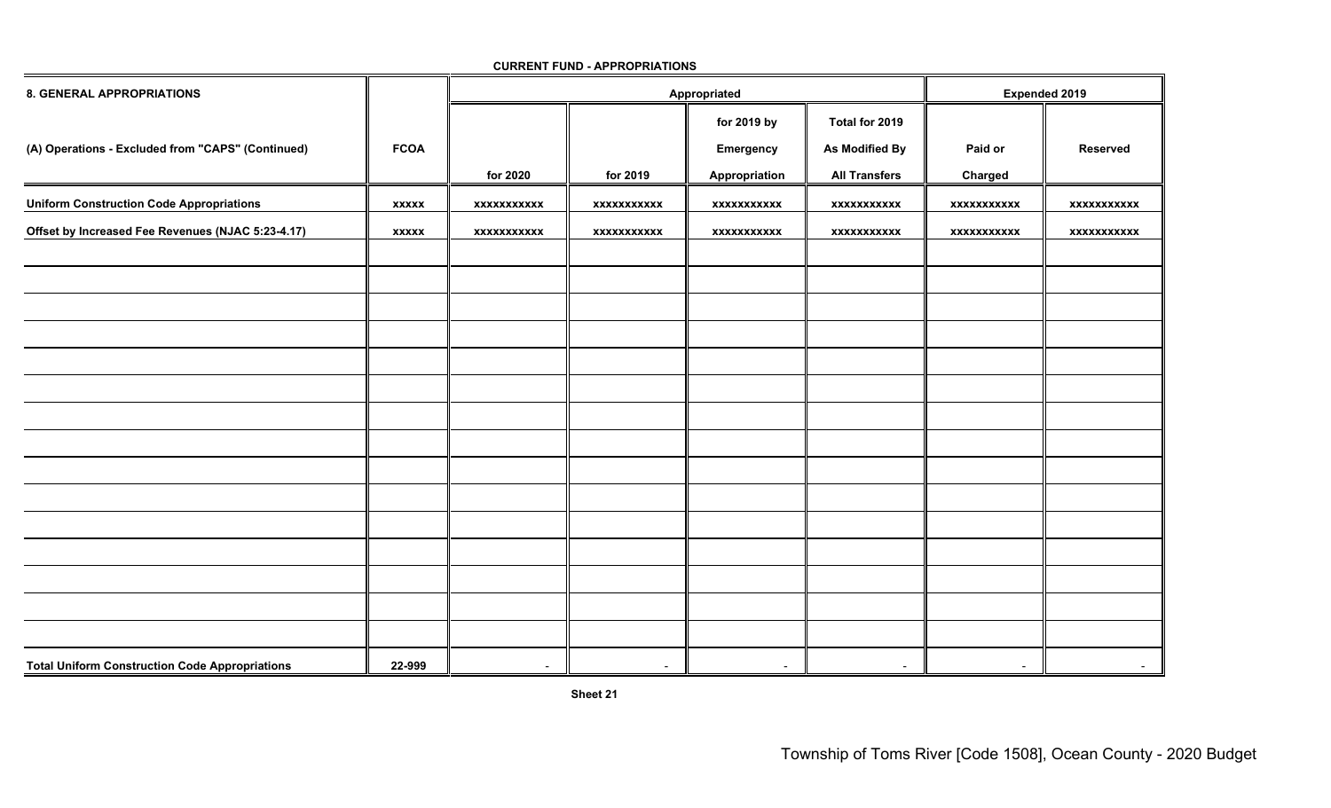**CURRENT FUND - APPROPRIATIONS**

| 8. GENERAL APPROPRIATIONS | | Appropriated | | | | Expended 2019 | |
|---|---|---|---|---|---|---|---|
| (A) Operations - Excluded from "CAPS" (Continued) | FCOA | for 2020 | for 2019 | for 2019 by Emergency Appropriation | Total for 2019 As Modified By All Transfers | Paid or Charged | Reserved |
| **Uniform Construction Code Appropriations** | xxxxx | xxxxxxxxxxx | xxxxxxxxxxx | xxxxxxxxxxx | xxxxxxxxxxx | xxxxxxxxxxx | xxxxxxxxxxx |
| **Offset by Increased Fee Revenues (NJAC 5:23-4.17)** | xxxxx | xxxxxxxxxxx | xxxxxxxxxxx | xxxxxxxxxxx | xxxxxxxxxxx | xxxxxxxxxxx | xxxxxxxxxxx |
| | | | | | | | |
| | | | | | | | |
| | | | | | | | |
| | | | | | | | |
| | | | | | | | |
| | | | | | | | |
| | | | | | | | |
| | | | | | | | |
| | | | | | | | |
| | | | | | | | |
| | | | | | | | |
| | | | | | | | |
| | | | | | | | |
| | | | | | | | |
| | | | | | | | |
| | | | | | | | |
| **Total Uniform Construction Code Appropriations** | 22-999 | - | - | - | - | - | - |

Sheet 21

Township of Toms River [Code 1508], Ocean County - 2020 Budget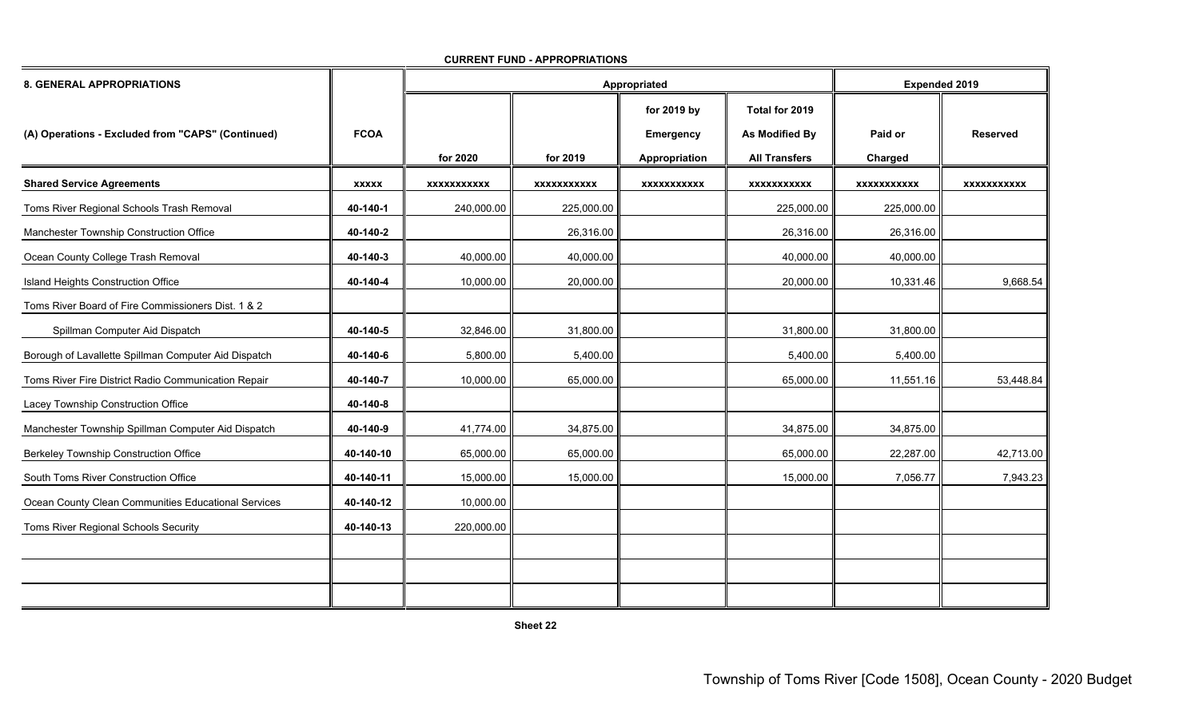**CURRENT FUND - APPROPRIATIONS**

| 8. GENERAL APPROPRIATIONS | | Appropriated | | | | Expended 2019 | |
|---|---|---|---|---|---|---|---|
| (A) Operations - Excluded from "CAPS" (Continued) | FCOA | for 2020 | for 2019 | for 2019 by Emergency Appropriation | Total for 2019 As Modified By All Transfers | Paid or Charged | Reserved |
| **Shared Service Agreements** | xxxxx | xxxxxxxxxxx | xxxxxxxxxxx | xxxxxxxxxxx | xxxxxxxxxxx | xxxxxxxxxxx | xxxxxxxxxxx |
| Toms River Regional Schools Trash Removal | 40-140-1 | 240,000.00 | 225,000.00 | | 225,000.00 | 225,000.00 | |
| Manchester Township Construction Office | 40-140-2 | | 26,316.00 | | 26,316.00 | 26,316.00 | |
| Ocean County College Trash Removal | 40-140-3 | 40,000.00 | 40,000.00 | | 40,000.00 | 40,000.00 | |
| Island Heights Construction Office | 40-140-4 | 10,000.00 | 20,000.00 | | 20,000.00 | 10,331.46 | 9,668.54 |
| Toms River Board of Fire Commissioners Dist. 1 & 2 | | | | | | | |
| Spillman Computer Aid Dispatch | 40-140-5 | 32,846.00 | 31,800.00 | | 31,800.00 | 31,800.00 | |
| Borough of Lavallette Spillman Computer Aid Dispatch | 40-140-6 | 5,800.00 | 5,400.00 | | 5,400.00 | 5,400.00 | |
| Toms River Fire District Radio Communication Repair | 40-140-7 | 10,000.00 | 65,000.00 | | 65,000.00 | 11,551.16 | 53,448.84 |
| Lacey Township Construction Office | 40-140-8 | | | | | | |
| Manchester Township Spillman Computer Aid Dispatch | 40-140-9 | 41,774.00 | 34,875.00 | | 34,875.00 | 34,875.00 | |
| Berkeley Township Construction Office | 40-140-10 | 65,000.00 | 65,000.00 | | 65,000.00 | 22,287.00 | 42,713.00 |
| South Toms River Construction Office | 40-140-11 | 15,000.00 | 15,000.00 | | 15,000.00 | 7,056.77 | 7,943.23 |
| Ocean County Clean Communities Educational Services | 40-140-12 | 10,000.00 | | | | | |
| Toms River Regional Schools Security | 40-140-13 | 220,000.00 | | | | | |
| | | | | | | | |
| | | | | | | | |
| | | | | | | | |

Sheet 22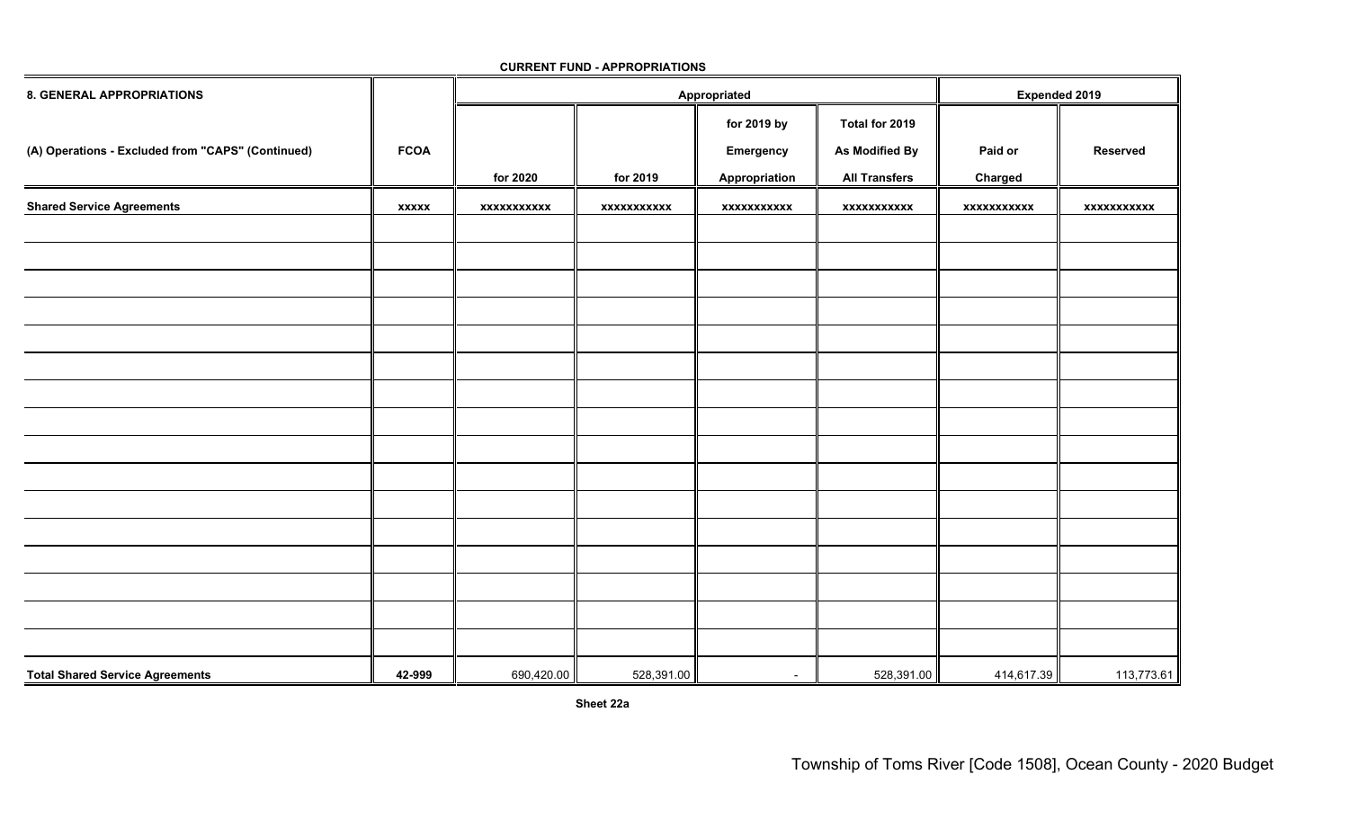**CURRENT FUND - APPROPRIATIONS**

| 8. GENERAL APPROPRIATIONS | | Appropriated | | | | Expended 2019 | |
|---|---|---|---|---|---|---|---|
| (A) Operations - Excluded from "CAPS" (Continued) | FCOA | for 2020 | for 2019 | for 2019 by Emergency Appropriation | Total for 2019 As Modified By All Transfers | Paid or Charged | Reserved |
| **Shared Service Agreements** | xxxxx | xxxxxxxxxxx | xxxxxxxxxxx | xxxxxxxxxxx | xxxxxxxxxxx | xxxxxxxxxxx | xxxxxxxxxxx |
| | | | | | | | |
| | | | | | | | |
| | | | | | | | |
| | | | | | | | |
| | | | | | | | |
| | | | | | | | |
| | | | | | | | |
| | | | | | | | |
| | | | | | | | |
| | | | | | | | |
| | | | | | | | |
| | | | | | | | |
| | | | | | | | |
| | | | | | | | |
| | | | | | | | |
| | | | | | | | |
| **Total Shared Service Agreements** | 42-999 | 690,420.00 | 528,391.00 | - | 528,391.00 | 414,617.39 | 113,773.61 |

Sheet 22a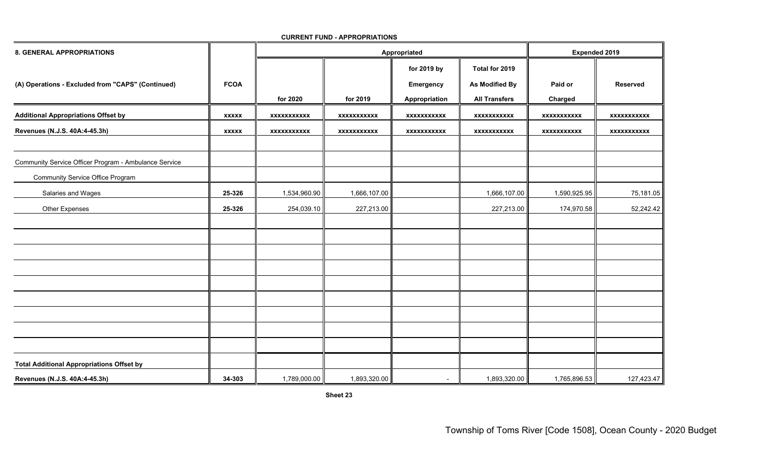**CURRENT FUND - APPROPRIATIONS**

| 8. GENERAL APPROPRIATIONS | | Appropriated | | | | Expended 2019 | |
|---|---|---|---|---|---|---|---|
| (A) Operations - Excluded from "CAPS" (Continued) | FCOA | for 2020 | for 2019 | for 2019 by Emergency Appropriation | Total for 2019 As Modified By All Transfers | Paid or Charged | Reserved |
| **Additional Appropriations Offset by** | xxxxx | xxxxxxxxxxx | xxxxxxxxxxx | xxxxxxxxxxx | xxxxxxxxxxx | xxxxxxxxxxx | xxxxxxxxxxx |
| **Revenues (N.J.S. 40A:4-45.3h)** | xxxxx | xxxxxxxxxxx | xxxxxxxxxxx | xxxxxxxxxxx | xxxxxxxxxxx | xxxxxxxxxxx | xxxxxxxxxxx |
| | | | | | | | |
| Community Service Officer Program - Ambulance Service | | | | | | | |
| Community Service Office Program | | | | | | | |
| Salaries and Wages | 25-326 | 1,534,960.90 | 1,666,107.00 | | 1,666,107.00 | 1,590,925.95 | 75,181.05 |
| Other Expenses | 25-326 | 254,039.10 | 227,213.00 | | 227,213.00 | 174,970.58 | 52,242.42 |
| | | | | | | | |
| | | | | | | | |
| | | | | | | | |
| | | | | | | | |
| | | | | | | | |
| | | | | | | | |
| | | | | | | | |
| | | | | | | | |
| | | | | | | | |
| | | | | | | | |
| **Total Additional Appropriations Offset by** | | | | | | | |
| **Revenues (N.J.S. 40A:4-45.3h)** | 34-303 | 1,789,000.00 | 1,893,320.00 | - | 1,893,320.00 | 1,765,896.53 | 127,423.47 |

**Sheet 23**

Township of Toms River [Code 1508], Ocean County - 2020 Budget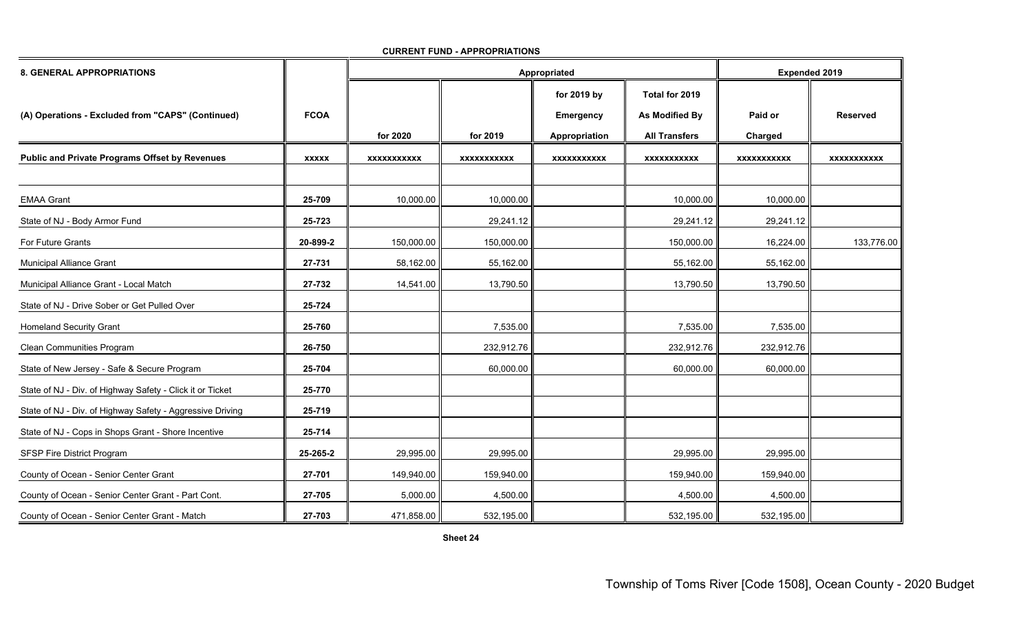**CURRENT FUND - APPROPRIATIONS**

| 8. GENERAL APPROPRIATIONS | | Appropriated | | | | Expended 2019 | |
|---|---|---|---|---|---|---|---|
| (A) Operations - Excluded from "CAPS" (Continued) | FCOA | for 2020 | for 2019 | for 2019 by Emergency Appropriation | Total for 2019 As Modified By All Transfers | Paid or Charged | Reserved |
| **Public and Private Programs Offset by Revenues** | xxxxx | xxxxxxxxxxx | xxxxxxxxxxx | xxxxxxxxxxx | xxxxxxxxxxx | xxxxxxxxxxx | xxxxxxxxxxx |
| | | | | | | | |
| EMAA Grant | 25-709 | 10,000.00 | 10,000.00 | | 10,000.00 | 10,000.00 | |
| State of NJ - Body Armor Fund | 25-723 | | 29,241.12 | | 29,241.12 | 29,241.12 | |
| For Future Grants | 20-899-2 | 150,000.00 | 150,000.00 | | 150,000.00 | 16,224.00 | 133,776.00 |
| Municipal Alliance Grant | 27-731 | 58,162.00 | 55,162.00 | | 55,162.00 | 55,162.00 | |
| Municipal Alliance Grant - Local Match | 27-732 | 14,541.00 | 13,790.50 | | 13,790.50 | 13,790.50 | |
| State of NJ - Drive Sober or Get Pulled Over | 25-724 | | | | | | |
| Homeland Security Grant | 25-760 | | 7,535.00 | | 7,535.00 | 7,535.00 | |
| Clean Communities Program | 26-750 | | 232,912.76 | | 232,912.76 | 232,912.76 | |
| State of New Jersey - Safe & Secure Program | 25-704 | | 60,000.00 | | 60,000.00 | 60,000.00 | |
| State of NJ - Div. of Highway Safety - Click it or Ticket | 25-770 | | | | | | |
| State of NJ - Div. of Highway Safety - Aggressive Driving | 25-719 | | | | | | |
| State of NJ - Cops in Shops Grant - Shore Incentive | 25-714 | | | | | | |
| SFSP Fire District Program | 25-265-2 | 29,995.00 | 29,995.00 | | 29,995.00 | 29,995.00 | |
| County of Ocean - Senior Center Grant | 27-701 | 149,940.00 | 159,940.00 | | 159,940.00 | 159,940.00 | |
| County of Ocean - Senior Center Grant - Part Cont. | 27-705 | 5,000.00 | 4,500.00 | | 4,500.00 | 4,500.00 | |
| County of Ocean - Senior Center Grant - Match | 27-703 | 471,858.00 | 532,195.00 | | 532,195.00 | 532,195.00 | |

Sheet 24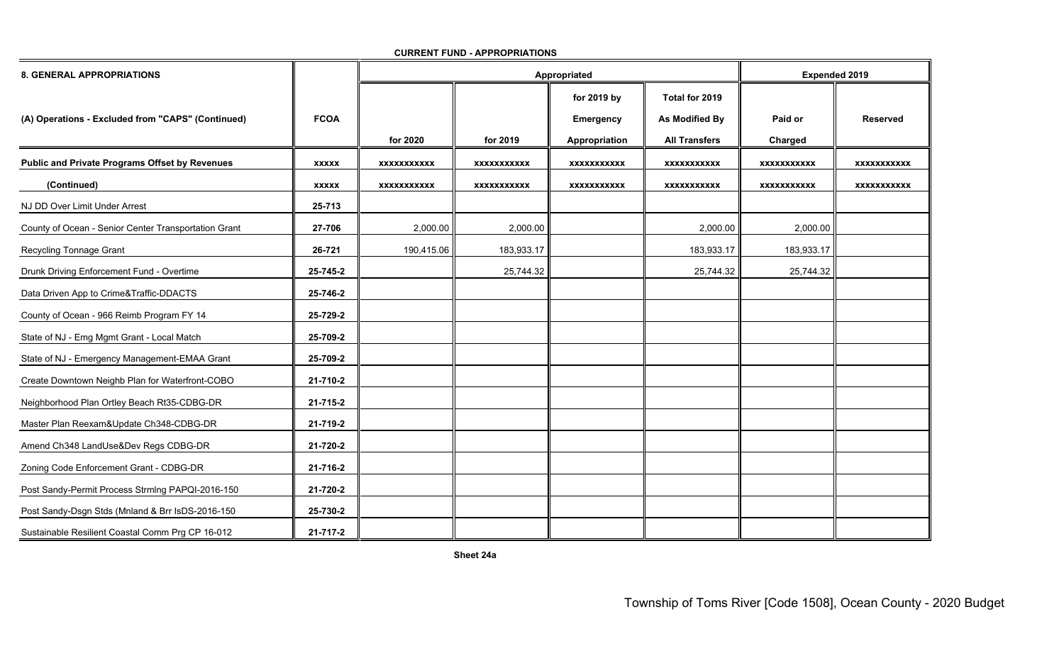**CURRENT FUND - APPROPRIATIONS**

| 8. GENERAL APPROPRIATIONS | | Appropriated | | | | Expended 2019 | |
|---|---|---|---|---|---|---|---|
| (A) Operations - Excluded from "CAPS" (Continued) | FCOA | for 2020 | for 2019 | for 2019 by Emergency Appropriation | Total for 2019 As Modified By All Transfers | Paid or Charged | Reserved |
| **Public and Private Programs Offset by Revenues** | xxxxx | xxxxxxxxxxx | xxxxxxxxxxx | xxxxxxxxxxx | xxxxxxxxxxx | xxxxxxxxxxx | xxxxxxxxxxx |
| **(Continued)** | xxxxx | xxxxxxxxxxx | xxxxxxxxxxx | xxxxxxxxxxx | xxxxxxxxxxx | xxxxxxxxxxx | xxxxxxxxxxx |
| NJ DD Over Limit Under Arrest | 25-713 | | | | | | |
| County of Ocean - Senior Center Transportation Grant | 27-706 | 2,000.00 | 2,000.00 | | 2,000.00 | 2,000.00 | |
| Recycling Tonnage Grant | 26-721 | 190,415.06 | 183,933.17 | | 183,933.17 | 183,933.17 | |
| Drunk Driving Enforcement Fund - Overtime | 25-745-2 | | 25,744.32 | | 25,744.32 | 25,744.32 | |
| Data Driven App to Crime&Traffic-DDACTS | 25-746-2 | | | | | | |
| County of Ocean - 966 Reimb Program FY 14 | 25-729-2 | | | | | | |
| State of NJ - Emg Mgmt Grant - Local Match | 25-709-2 | | | | | | |
| State of NJ - Emergency Management-EMAA Grant | 25-709-2 | | | | | | |
| Create Downtown Neighb Plan for Waterfront-COBO | 21-710-2 | | | | | | |
| Neighborhood Plan Ortley Beach Rt35-CDBG-DR | 21-715-2 | | | | | | |
| Master Plan Reexam&Update Ch348-CDBG-DR | 21-719-2 | | | | | | |
| Amend Ch348 LandUse&Dev Regs CDBG-DR | 21-720-2 | | | | | | |
| Zoning Code Enforcement Grant - CDBG-DR | 21-716-2 | | | | | | |
| Post Sandy-Permit Process Strmlng PAPQI-2016-150 | 21-720-2 | | | | | | |
| Post Sandy-Dsgn Stds (Mnland & Brr IsDS-2016-150 | 25-730-2 | | | | | | |
| Sustainable Resilient Coastal Comm Prg CP 16-012 | 21-717-2 | | | | | | |

Sheet 24a

Township of Toms River [Code 1508], Ocean County - 2020 Budget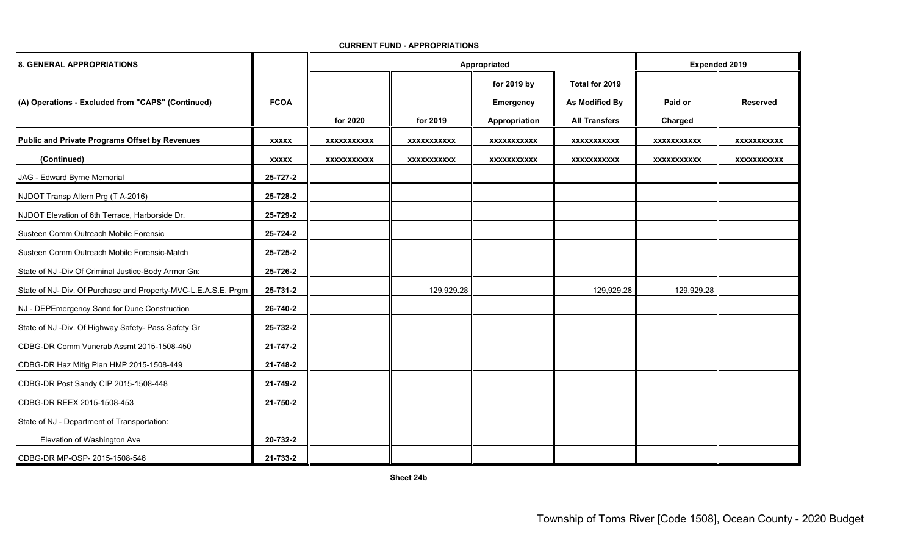**CURRENT FUND - APPROPRIATIONS**

| 8. GENERAL APPROPRIATIONS | | Appropriated | | | | Expended 2019 | |
|---|---|---|---|---|---|---|---|
| (A) Operations - Excluded from "CAPS" (Continued) | FCOA | for 2020 | for 2019 | for 2019 by Emergency Appropriation | Total for 2019 As Modified By All Transfers | Paid or Charged | Reserved |
| **Public and Private Programs Offset by Revenues** | xxxxx | xxxxxxxxxxx | xxxxxxxxxxx | xxxxxxxxxxx | xxxxxxxxxxx | xxxxxxxxxxx | xxxxxxxxxxx |
| **(Continued)** | xxxxx | xxxxxxxxxxx | xxxxxxxxxxx | xxxxxxxxxxx | xxxxxxxxxxx | xxxxxxxxxxx | xxxxxxxxxxx |
| JAG - Edward Byrne Memorial | 25-727-2 | | | | | | |
| NJDOT Transp Altern Prg (T A-2016) | 25-728-2 | | | | | | |
| NJDOT Elevation of 6th Terrace, Harborside Dr. | 25-729-2 | | | | | | |
| Susteen Comm Outreach Mobile Forensic | 25-724-2 | | | | | | |
| Susteen Comm Outreach Mobile Forensic-Match | 25-725-2 | | | | | | |
| State of NJ -Div Of Criminal Justice-Body Armor Gn: | 25-726-2 | | | | | | |
| State of NJ- Div. Of Purchase and Property-MVC-L.E.A.S.E. Prgm | 25-731-2 | | 129,929.28 | | 129,929.28 | 129,929.28 | |
| NJ - DEPEmergency Sand for Dune Construction | 26-740-2 | | | | | | |
| State of NJ -Div. Of Highway Safety- Pass Safety Gr | 25-732-2 | | | | | | |
| CDBG-DR Comm Vunerab Assmt 2015-1508-450 | 21-747-2 | | | | | | |
| CDBG-DR Haz Mitig Plan HMP 2015-1508-449 | 21-748-2 | | | | | | |
| CDBG-DR Post Sandy CIP 2015-1508-448 | 21-749-2 | | | | | | |
| CDBG-DR REEX 2015-1508-453 | 21-750-2 | | | | | | |
| State of NJ - Department of Transportation: | | | | | | | |
| Elevation of Washington Ave | 20-732-2 | | | | | | |
| CDBG-DR MP-OSP- 2015-1508-546 | 21-733-2 | | | | | | |

**Sheet 24b**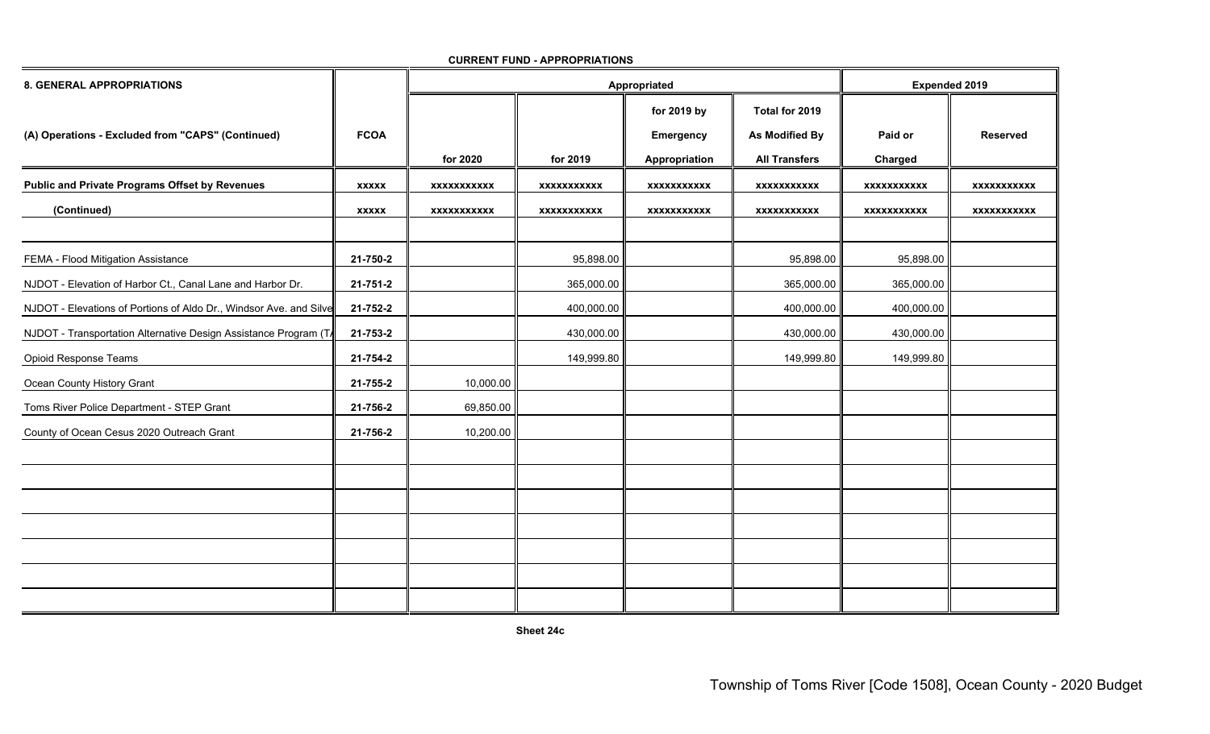**CURRENT FUND - APPROPRIATIONS**

| 8. GENERAL APPROPRIATIONS | | Appropriated | | | | Expended 2019 | |
|---|---|---|---|---|---|---|---|
| (A) Operations - Excluded from "CAPS" (Continued) | FCOA | for 2020 | for 2019 | for 2019 by Emergency Appropriation | Total for 2019 As Modified By All Transfers | Paid or Charged | Reserved |
| **Public and Private Programs Offset by Revenues** | xxxxx | xxxxxxxxxxx | xxxxxxxxxxx | xxxxxxxxxxx | xxxxxxxxxxx | xxxxxxxxxxx | xxxxxxxxxxx |
| **(Continued)** | xxxxx | xxxxxxxxxxx | xxxxxxxxxxx | xxxxxxxxxxx | xxxxxxxxxxx | xxxxxxxxxxx | xxxxxxxxxxx |
| | | | | | | | |
| FEMA - Flood Mitigation Assistance | 21-750-2 | | 95,898.00 | | 95,898.00 | 95,898.00 | |
| NJDOT - Elevation of Harbor Ct., Canal Lane and Harbor Dr. | 21-751-2 | | 365,000.00 | | 365,000.00 | 365,000.00 | |
| NJDOT - Elevations of Portions of Aldo Dr., Windsor Ave. and Silve | 21-752-2 | | 400,000.00 | | 400,000.00 | 400,000.00 | |
| NJDOT - Transportation Alternative Design Assistance Program (T/ | 21-753-2 | | 430,000.00 | | 430,000.00 | 430,000.00 | |
| Opioid Response Teams | 21-754-2 | | 149,999.80 | | 149,999.80 | 149,999.80 | |
| Ocean County History Grant | 21-755-2 | 10,000.00 | | | | | |
| Toms River Police Department - STEP Grant | 21-756-2 | 69,850.00 | | | | | |
| County of Ocean Cesus 2020 Outreach Grant | 21-756-2 | 10,200.00 | | | | | |
| | | | | | | | |
| | | | | | | | |
| | | | | | | | |
| | | | | | | | |
| | | | | | | | |
| | | | | | | | |
| | | | | | | | |

**Sheet 24c**

Township of Toms River [Code 1508], Ocean County - 2020 Budget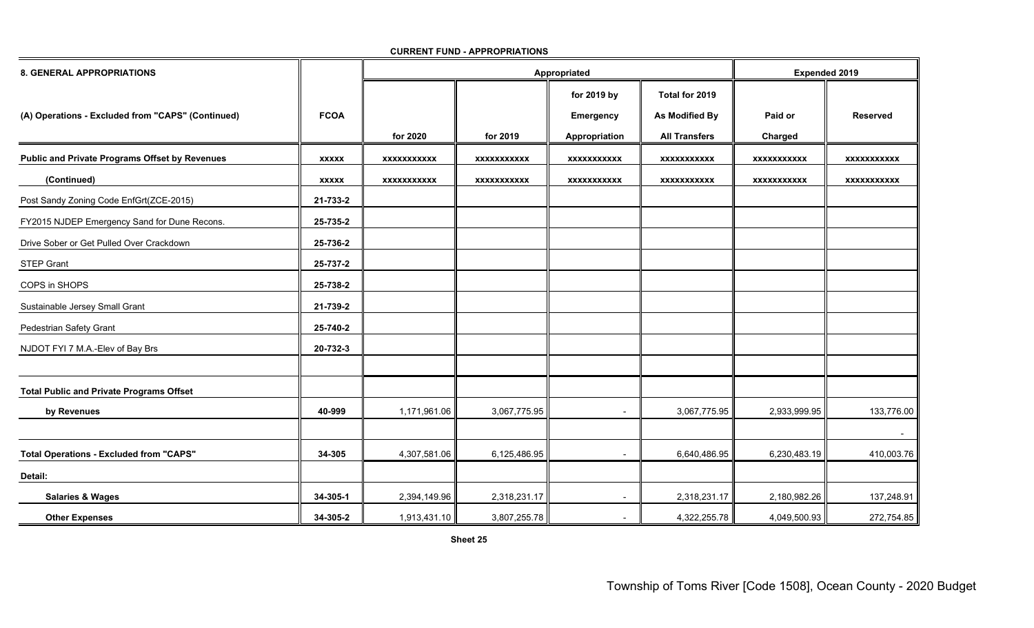**CURRENT FUND - APPROPRIATIONS**

| 8. GENERAL APPROPRIATIONS | | Appropriated | | | | Expended 2019 | |
|---|---|---|---|---|---|---|---|
| (A) Operations - Excluded from "CAPS" (Continued) | FCOA | for 2020 | for 2019 | for 2019 by Emergency Appropriation | Total for 2019 As Modified By All Transfers | Paid or Charged | Reserved |
| **Public and Private Programs Offset by Revenues** | xxxxx | xxxxxxxxxxx | xxxxxxxxxxx | xxxxxxxxxxx | xxxxxxxxxxx | xxxxxxxxxxx | xxxxxxxxxxx |
| **(Continued)** | xxxxx | xxxxxxxxxxx | xxxxxxxxxxx | xxxxxxxxxxx | xxxxxxxxxxx | xxxxxxxxxxx | xxxxxxxxxxx |
| Post Sandy Zoning Code EnfGrt(ZCE-2015) | 21-733-2 | | | | | | |
| FY2015 NJDEP Emergency Sand for Dune Recons. | 25-735-2 | | | | | | |
| Drive Sober or Get Pulled Over Crackdown | 25-736-2 | | | | | | |
| STEP Grant | 25-737-2 | | | | | | |
| COPS in SHOPS | 25-738-2 | | | | | | |
| Sustainable Jersey Small Grant | 21-739-2 | | | | | | |
| Pedestrian Safety Grant | 25-740-2 | | | | | | |
| NJDOT FYI 7 M.A.-Elev of Bay Brs | 20-732-3 | | | | | | |
| | | | | | | | |
| **Total Public and Private Programs Offset** | | | | | | | |
| **by Revenues** | 40-999 | 1,171,961.06 | 3,067,775.95 | - | 3,067,775.95 | 2,933,999.95 | 133,776.00 |
| | | | | | | | - |
| **Total Operations - Excluded from "CAPS"** | 34-305 | 4,307,581.06 | 6,125,486.95 | - | 6,640,486.95 | 6,230,483.19 | 410,003.76 |
| **Detail:** | | | | | | | |
| **Salaries & Wages** | 34-305-1 | 2,394,149.96 | 2,318,231.17 | - | 2,318,231.17 | 2,180,982.26 | 137,248.91 |
| **Other Expenses** | 34-305-2 | 1,913,431.10 | 3,807,255.78 | - | 4,322,255.78 | 4,049,500.93 | 272,754.85 |

**Sheet 25**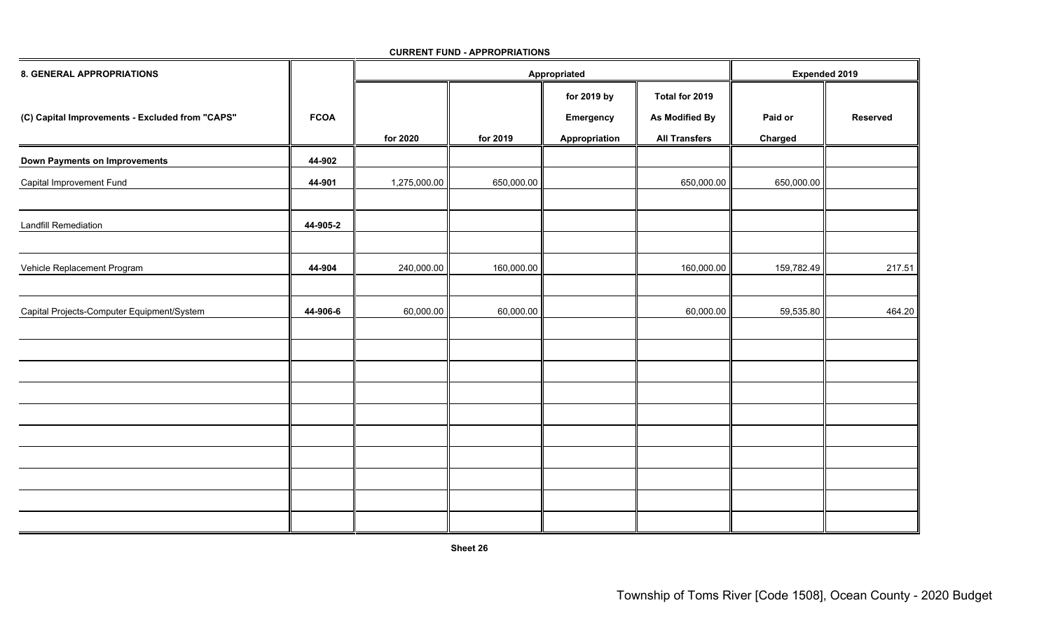**CURRENT FUND - APPROPRIATIONS**

| 8. GENERAL APPROPRIATIONS | | Appropriated | | | | Expended 2019 | |
|---|---|---|---|---|---|---|---|
| (C) Capital Improvements - Excluded from "CAPS" | FCOA | for 2020 | for 2019 | for 2019 by Emergency Appropriation | Total for 2019 As Modified By All Transfers | Paid or Charged | Reserved |
| **Down Payments on Improvements** | **44-902** | | | | | | |
| Capital Improvement Fund | **44-901** | 1,275,000.00 | 650,000.00 | | 650,000.00 | 650,000.00 | |
| | | | | | | | |
| Landfill Remediation | **44-905-2** | | | | | | |
| | | | | | | | |
| Vehicle Replacement Program | **44-904** | 240,000.00 | 160,000.00 | | 160,000.00 | 159,782.49 | 217.51 |
| | | | | | | | |
| Capital Projects-Computer Equipment/System | **44-906-6** | 60,000.00 | 60,000.00 | | 60,000.00 | 59,535.80 | 464.20 |
| | | | | | | | |
| | | | | | | | |
| | | | | | | | |
| | | | | | | | |
| | | | | | | | |
| | | | | | | | |
| | | | | | | | |
| | | | | | | | |
| | | | | | | | |
| | | | | | | | |

**Sheet 26**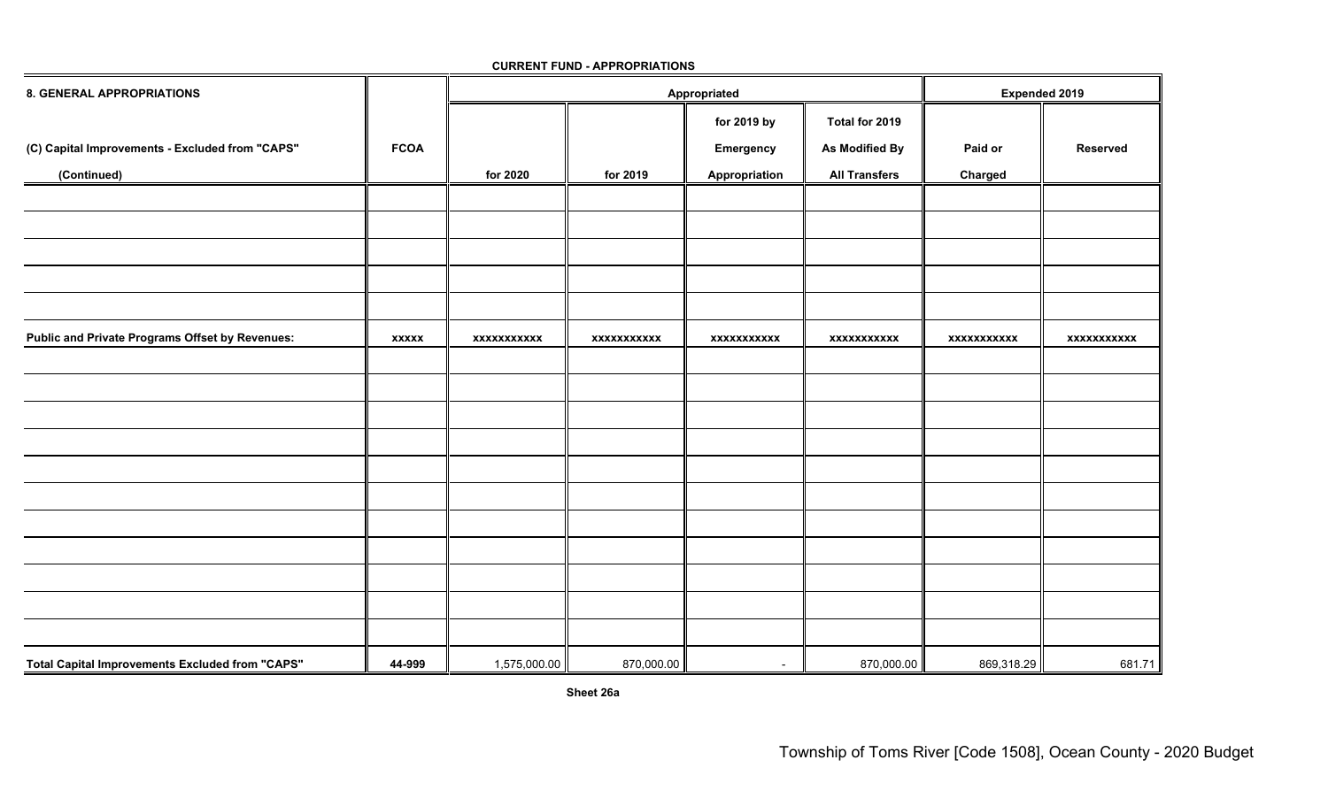**CURRENT FUND - APPROPRIATIONS**

| 8. GENERAL APPROPRIATIONS | | Appropriated | | | | Expended 2019 | |
|---|---|---|---|---|---|---|---|
| (C) Capital Improvements - Excluded from "CAPS" (Continued) | FCOA | for 2020 | for 2019 | for 2019 by Emergency Appropriation | Total for 2019 As Modified By All Transfers | Paid or Charged | Reserved |
| | | | | | | | |
| | | | | | | | |
| | | | | | | | |
| | | | | | | | |
| | | | | | | | |
| **Public and Private Programs Offset by Revenues:** | xxxxx | xxxxxxxxxxx | xxxxxxxxxxx | xxxxxxxxxxx | xxxxxxxxxxx | xxxxxxxxxxx | xxxxxxxxxxx |
| | | | | | | | |
| | | | | | | | |
| | | | | | | | |
| | | | | | | | |
| | | | | | | | |
| | | | | | | | |
| | | | | | | | |
| | | | | | | | |
| | | | | | | | |
| | | | | | | | |
| | | | | | | | |
| **Total Capital Improvements Excluded from "CAPS"** | 44-999 | 1,575,000.00 | 870,000.00 | - | 870,000.00 | 869,318.29 | 681.71 |

Sheet 26a

Township of Toms River [Code 1508], Ocean County - 2020 Budget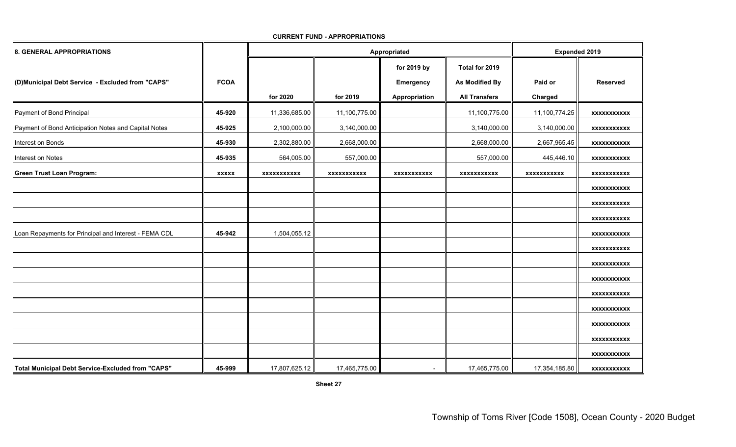**CURRENT FUND - APPROPRIATIONS**

| 8. GENERAL APPROPRIATIONS | | Appropriated | | | | Expended 2019 | |
|---|---|---|---|---|---|---|---|
| (D)Municipal Debt Service - Excluded from "CAPS" | FCOA | for 2020 | for 2019 | for 2019 by Emergency Appropriation | Total for 2019 As Modified By All Transfers | Paid or Charged | Reserved |
| Payment of Bond Principal | 45-920 | 11,336,685.00 | 11,100,775.00 | | 11,100,775.00 | 11,100,774.25 | xxxxxxxxxxx |
| Payment of Bond Anticipation Notes and Capital Notes | 45-925 | 2,100,000.00 | 3,140,000.00 | | 3,140,000.00 | 3,140,000.00 | xxxxxxxxxxx |
| Interest on Bonds | 45-930 | 2,302,880.00 | 2,668,000.00 | | 2,668,000.00 | 2,667,965.45 | xxxxxxxxxxx |
| Interest on Notes | 45-935 | 564,005.00 | 557,000.00 | | 557,000.00 | 445,446.10 | xxxxxxxxxxx |
| **Green Trust Loan Program:** | xxxxx | xxxxxxxxxxx | xxxxxxxxxxx | xxxxxxxxxxx | xxxxxxxxxxx | xxxxxxxxxxx | xxxxxxxxxxx |
| | | | | | | | xxxxxxxxxxx |
| | | | | | | | xxxxxxxxxxx |
| | | | | | | | xxxxxxxxxxx |
| Loan Repayments for Principal and Interest - FEMA CDL | 45-942 | 1,504,055.12 | | | | | xxxxxxxxxxx |
| | | | | | | | xxxxxxxxxxx |
| | | | | | | | xxxxxxxxxxx |
| | | | | | | | xxxxxxxxxxx |
| | | | | | | | xxxxxxxxxxx |
| | | | | | | | xxxxxxxxxxx |
| | | | | | | | xxxxxxxxxxx |
| | | | | | | | xxxxxxxxxxx |
| | | | | | | | xxxxxxxxxxx |
| **Total Municipal Debt Service-Excluded from "CAPS"** | 45-999 | 17,807,625.12 | 17,465,775.00 | - | 17,465,775.00 | 17,354,185.80 | xxxxxxxxxxx |

**Sheet 27**

Township of Toms River [Code 1508], Ocean County - 2020 Budget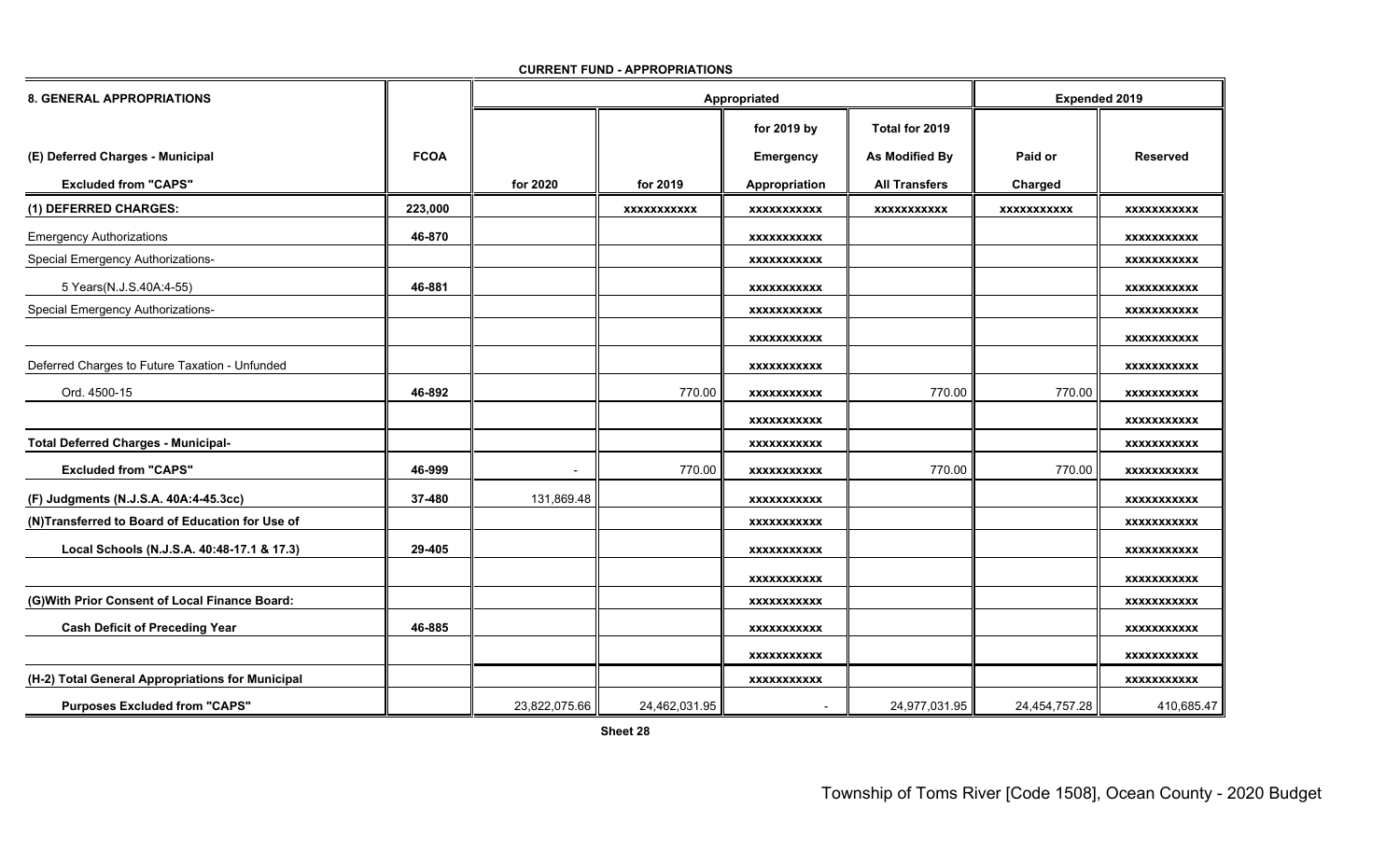**CURRENT FUND - APPROPRIATIONS**

| 8. GENERAL APPROPRIATIONS | | Appropriated | | | | Expended 2019 | |
|---|---|---|---|---|---|---|---|
| (E) Deferred Charges - Municipal Excluded from "CAPS" | FCOA | for 2020 | for 2019 | for 2019 by Emergency Appropriation | Total for 2019 As Modified By All Transfers | Paid or Charged | Reserved |
| **(1) DEFERRED CHARGES:** | 223,000 | | xxxxxxxxxxx | xxxxxxxxxxx | xxxxxxxxxxx | xxxxxxxxxxx | xxxxxxxxxxx |
| Emergency Authorizations | 46-870 | | | xxxxxxxxxxx | | | xxxxxxxxxxx |
| Special Emergency Authorizations- | | | | xxxxxxxxxxx | | | xxxxxxxxxxx |
| 5 Years(N.J.S.40A:4-55) | 46-881 | | | xxxxxxxxxxx | | | xxxxxxxxxxx |
| Special Emergency Authorizations- | | | | xxxxxxxxxxx | | | xxxxxxxxxxx |
| | | | | xxxxxxxxxxx | | | xxxxxxxxxxx |
| Deferred Charges to Future Taxation - Unfunded | | | | xxxxxxxxxxx | | | xxxxxxxxxxx |
| Ord. 4500-15 | 46-892 | | 770.00 | xxxxxxxxxxx | 770.00 | 770.00 | xxxxxxxxxxx |
| | | | | xxxxxxxxxxx | | | xxxxxxxxxxx |
| **Total Deferred Charges - Municipal-** | | | | xxxxxxxxxxx | | | xxxxxxxxxxx |
| **Excluded from "CAPS"** | 46-999 | - | 770.00 | xxxxxxxxxxx | 770.00 | 770.00 | xxxxxxxxxxx |
| **(F) Judgments (N.J.S.A. 40A:4-45.3cc)** | 37-480 | 131,869.48 | | xxxxxxxxxxx | | | xxxxxxxxxxx |
| **(N)Transferred to Board of Education for Use of** | | | | xxxxxxxxxxx | | | xxxxxxxxxxx |
| **Local Schools (N.J.S.A. 40:48-17.1 & 17.3)** | 29-405 | | | xxxxxxxxxxx | | | xxxxxxxxxxx |
| | | | | xxxxxxxxxxx | | | xxxxxxxxxxx |
| **(G)With Prior Consent of Local Finance Board:** | | | | xxxxxxxxxxx | | | xxxxxxxxxxx |
| **Cash Deficit of Preceding Year** | 46-885 | | | xxxxxxxxxxx | | | xxxxxxxxxxx |
| | | | | xxxxxxxxxxx | | | xxxxxxxxxxx |
| **(H-2) Total General Appropriations for Municipal** | | | | xxxxxxxxxxx | | | xxxxxxxxxxx |
| **Purposes Excluded from "CAPS"** | | 23,822,075.66 | 24,462,031.95 | - | 24,977,031.95 | 24,454,757.28 | 410,685.47 |

**Sheet 28**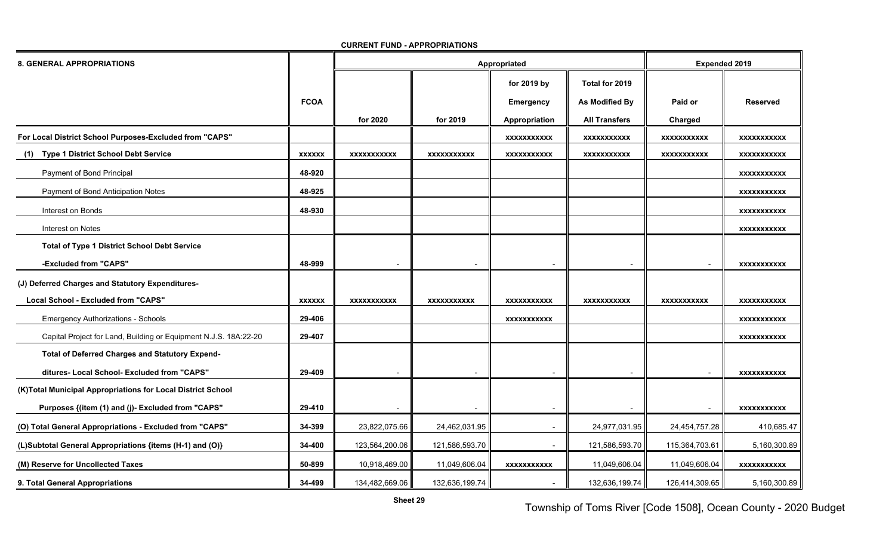**CURRENT FUND - APPROPRIATIONS**

| 8. GENERAL APPROPRIATIONS | | Appropriated | | | | Expended 2019 | |
|---|---|---|---|---|---|---|---|
| | FCOA | for 2020 | for 2019 | for 2019 by Emergency Appropriation | Total for 2019 As Modified By All Transfers | Paid or Charged | Reserved |
| For Local District School Purposes-Excluded from "CAPS" | | | | xxxxxxxxxxx | xxxxxxxxxxx | xxxxxxxxxxx | xxxxxxxxxxx |
| (1) Type 1 District School Debt Service | xxxxxx | xxxxxxxxxxx | xxxxxxxxxxx | xxxxxxxxxxx | xxxxxxxxxxx | xxxxxxxxxxx | xxxxxxxxxxx |
| Payment of Bond Principal | 48-920 | | | | | | xxxxxxxxxxx |
| Payment of Bond Anticipation Notes | 48-925 | | | | | | xxxxxxxxxxx |
| Interest on Bonds | 48-930 | | | | | | xxxxxxxxxxx |
| Interest on Notes | | | | | | | xxxxxxxxxxx |
| Total of Type 1 District School Debt Service -Excluded from "CAPS" | 48-999 | - | - | - | - | - | xxxxxxxxxxx |
| (J) Deferred Charges and Statutory Expenditures- Local School - Excluded from "CAPS" | xxxxxx | xxxxxxxxxxx | xxxxxxxxxxx | xxxxxxxxxxx | xxxxxxxxxxx | xxxxxxxxxxx | xxxxxxxxxxx |
| Emergency Authorizations - Schools | 29-406 | | | xxxxxxxxxxx | | | xxxxxxxxxxx |
| Capital Project for Land, Building or Equipment N.J.S. 18A:22-20 | 29-407 | | | | | | xxxxxxxxxxx |
| Total of Deferred Charges and Statutory Expend- ditures- Local School- Excluded from "CAPS" | 29-409 | - | - | - | - | - | xxxxxxxxxxx |
| (K)Total Municipal Appropriations for Local District School Purposes {(item (1) and (j)- Excluded from "CAPS" | 29-410 | - | - | - | - | - | xxxxxxxxxxx |
| (O) Total General Appropriations - Excluded from "CAPS" | 34-399 | 23,822,075.66 | 24,462,031.95 | - | 24,977,031.95 | 24,454,757.28 | 410,685.47 |
| (L)Subtotal General Appropriations {items (H-1) and (O)} | 34-400 | 123,564,200.06 | 121,586,593.70 | - | 121,586,593.70 | 115,364,703.61 | 5,160,300.89 |
| (M) Reserve for Uncollected Taxes | 50-899 | 10,918,469.00 | 11,049,606.04 | xxxxxxxxxxx | 11,049,606.04 | 11,049,606.04 | xxxxxxxxxxx |
| 9. Total General Appropriations | 34-499 | 134,482,669.06 | 132,636,199.74 | - | 132,636,199.74 | 126,414,309.65 | 5,160,300.89 |

Sheet 29

Township of Toms River [Code 1508], Ocean County - 2020 Budget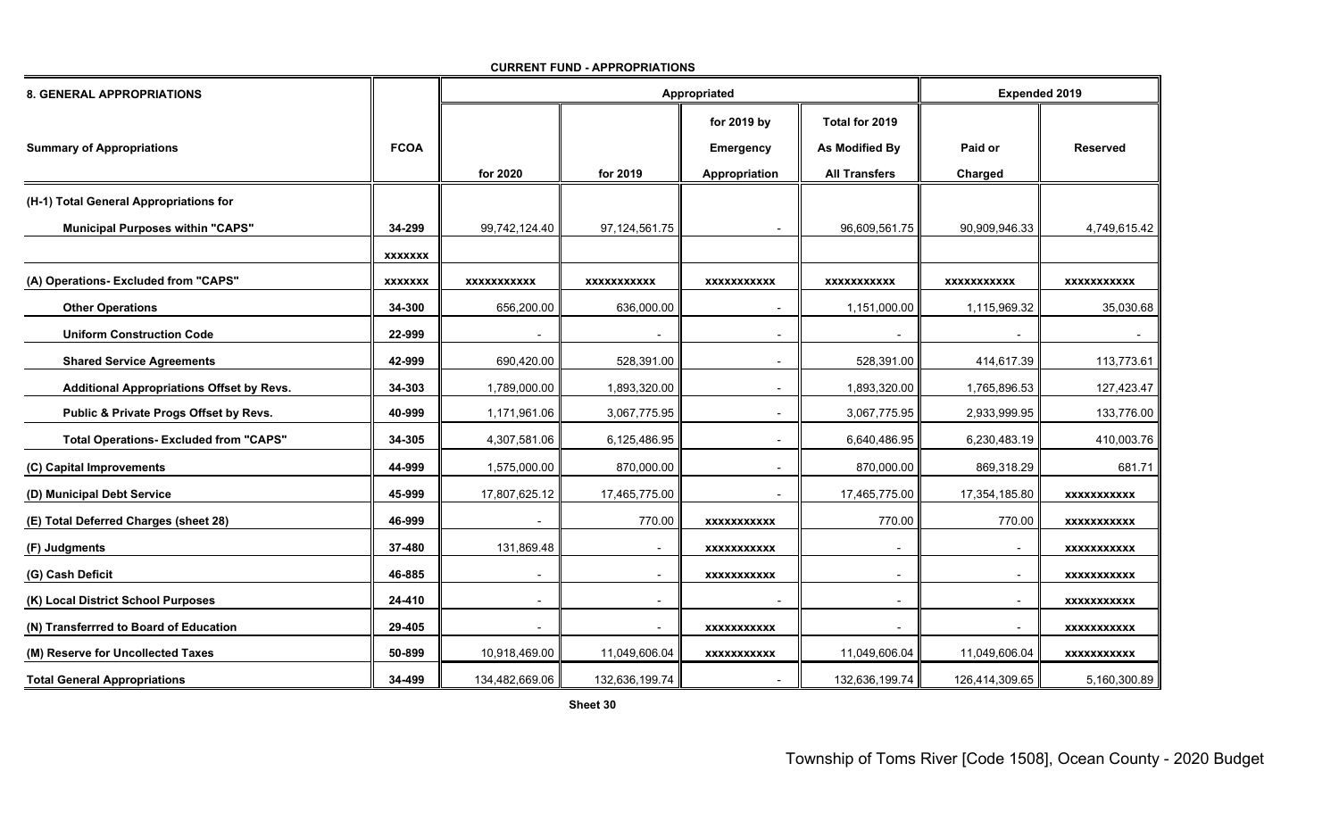**CURRENT FUND - APPROPRIATIONS**

| 8. GENERAL APPROPRIATIONS | | Appropriated | | | | Expended 2019 | |
|---|---|---|---|---|---|---|---|
| Summary of Appropriations | FCOA | for 2020 | for 2019 | for 2019 by Emergency Appropriation | Total for 2019 As Modified By All Transfers | Paid or Charged | Reserved |
| (H-1) Total General Appropriations for Municipal Purposes within "CAPS" | 34-299 | 99,742,124.40 | 97,124,561.75 | - | 96,609,561.75 | 90,909,946.33 | 4,749,615.42 |
| | xxxxxxx | | | | | | |
| (A) Operations- Excluded from "CAPS" | xxxxxxx | xxxxxxxxxxx | xxxxxxxxxxx | xxxxxxxxxxx | xxxxxxxxxxx | xxxxxxxxxxx | xxxxxxxxxxx |
| Other Operations | 34-300 | 656,200.00 | 636,000.00 | - | 1,151,000.00 | 1,115,969.32 | 35,030.68 |
| Uniform Construction Code | 22-999 | - | - | - | - | - | - |
| Shared Service Agreements | 42-999 | 690,420.00 | 528,391.00 | - | 528,391.00 | 414,617.39 | 113,773.61 |
| Additional Appropriations Offset by Revs. | 34-303 | 1,789,000.00 | 1,893,320.00 | - | 1,893,320.00 | 1,765,896.53 | 127,423.47 |
| Public & Private Progs Offset by Revs. | 40-999 | 1,171,961.06 | 3,067,775.95 | - | 3,067,775.95 | 2,933,999.95 | 133,776.00 |
| Total Operations- Excluded from "CAPS" | 34-305 | 4,307,581.06 | 6,125,486.95 | - | 6,640,486.95 | 6,230,483.19 | 410,003.76 |
| (C) Capital Improvements | 44-999 | 1,575,000.00 | 870,000.00 | - | 870,000.00 | 869,318.29 | 681.71 |
| (D) Municipal Debt Service | 45-999 | 17,807,625.12 | 17,465,775.00 | - | 17,465,775.00 | 17,354,185.80 | xxxxxxxxxxx |
| (E) Total Deferred Charges (sheet 28) | 46-999 | - | 770.00 | xxxxxxxxxxx | 770.00 | 770.00 | xxxxxxxxxxx |
| (F) Judgments | 37-480 | 131,869.48 | - | xxxxxxxxxxx | - | - | xxxxxxxxxxx |
| (G) Cash Deficit | 46-885 | - | - | xxxxxxxxxxx | - | - | xxxxxxxxxxx |
| (K) Local District School Purposes | 24-410 | - | - | - | - | - | xxxxxxxxxxx |
| (N) Transferrred to Board of Education | 29-405 | - | - | xxxxxxxxxxx | - | - | xxxxxxxxxxx |
| (M) Reserve for Uncollected Taxes | 50-899 | 10,918,469.00 | 11,049,606.04 | xxxxxxxxxxx | 11,049,606.04 | 11,049,606.04 | xxxxxxxxxxx |
| Total General Appropriations | 34-499 | 134,482,669.06 | 132,636,199.74 | - | 132,636,199.74 | 126,414,309.65 | 5,160,300.89 |

Sheet 30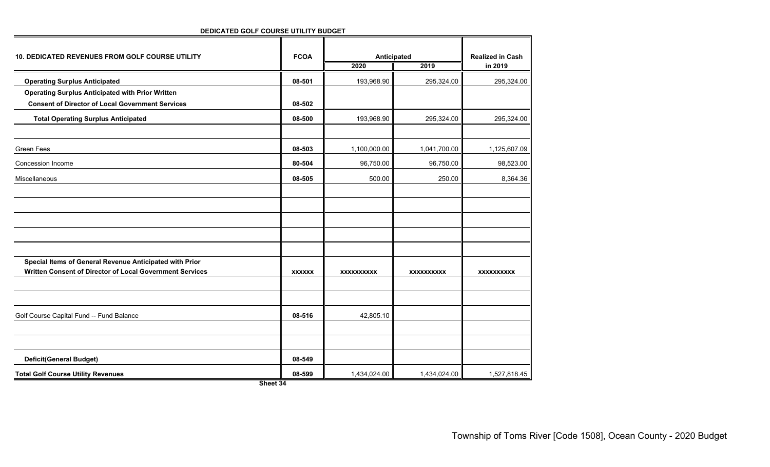## DEDICATED GOLF COURSE UTILITY BUDGET

| 10. DEDICATED REVENUES FROM GOLF COURSE UTILITY | FCOA | Anticipated | | Realized in Cash in 2019 |
|---|---|---|---|---|
| | | 2020 | 2019 | |
| **Operating Surplus Anticipated** | 08-501 | 193,968.90 | 295,324.00 | 295,324.00 |
| **Operating Surplus Anticipated with Prior Written Consent of Director of Local Government Services** | 08-502 | | | |
| **Total Operating Surplus Anticipated** | 08-500 | 193,968.90 | 295,324.00 | 295,324.00 |
| | | | | |
| Green Fees | 08-503 | 1,100,000.00 | 1,041,700.00 | 1,125,607.09 |
| Concession Income | 80-504 | 96,750.00 | 96,750.00 | 98,523.00 |
| Miscellaneous | 08-505 | 500.00 | 250.00 | 8,364.36 |
| | | | | |
| | | | | |
| | | | | |
| | | | | |
| | | | | |
| **Special Items of General Revenue Anticipated with Prior Written Consent of Director of Local Government Services** | xxxxxx | xxxxxxxxxx | xxxxxxxxxx | xxxxxxxxxx |
| | | | | |
| | | | | |
| Golf Course Capital Fund -- Fund Balance | 08-516 | 42,805.10 | | |
| | | | | |
| | | | | |
| **Deficit(General Budget)** | 08-549 | | | |
| **Total Golf Course Utility Revenues** | 08-599 | 1,434,024.00 | 1,434,024.00 | 1,527,818.45 |

Sheet 34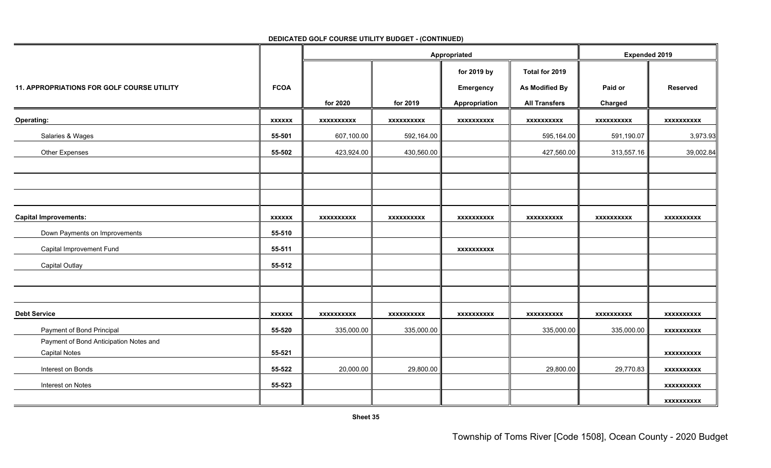## DEDICATED GOLF COURSE UTILITY BUDGET - (CONTINUED)

| 11. APPROPRIATIONS FOR GOLF COURSE UTILITY | FCOA | Appropriated | | | | Expended 2019 | |
|---|---|---|---|---|---|---|---|
| | | for 2020 | for 2019 | for 2019 by Emergency Appropriation | Total for 2019 As Modified By All Transfers | Paid or Charged | Reserved |
| **Operating:** | xxxxxx | xxxxxxxxxx | xxxxxxxxxx | xxxxxxxxxx | xxxxxxxxxx | xxxxxxxxxx | xxxxxxxxxx |
| Salaries & Wages | 55-501 | 607,100.00 | 592,164.00 | | 595,164.00 | 591,190.07 | 3,973.93 |
| Other Expenses | 55-502 | 423,924.00 | 430,560.00 | | 427,560.00 | 313,557.16 | 39,002.84 |
| | | | | | | | |
| | | | | | | | |
| | | | | | | | |
| **Capital Improvements:** | xxxxxx | xxxxxxxxxx | xxxxxxxxxx | xxxxxxxxxx | xxxxxxxxxx | xxxxxxxxxx | xxxxxxxxxx |
| Down Payments on Improvements | 55-510 | | | | | | |
| Capital Improvement Fund | 55-511 | | | xxxxxxxxxx | | | |
| Capital Outlay | 55-512 | | | | | | |
| | | | | | | | |
| | | | | | | | |
| **Debt Service** | xxxxxx | xxxxxxxxxx | xxxxxxxxxx | xxxxxxxxxx | xxxxxxxxxx | xxxxxxxxxx | xxxxxxxxxx |
| Payment of Bond Principal | 55-520 | 335,000.00 | 335,000.00 | | 335,000.00 | 335,000.00 | xxxxxxxxxx |
| Payment of Bond Anticipation Notes and Capital Notes | 55-521 | | | | | | xxxxxxxxxx |
| Interest on Bonds | 55-522 | 20,000.00 | 29,800.00 | | 29,800.00 | 29,770.83 | xxxxxxxxxx |
| Interest on Notes | 55-523 | | | | | | xxxxxxxxxx |
| | | | | | | | xxxxxxxxxx |

Sheet 35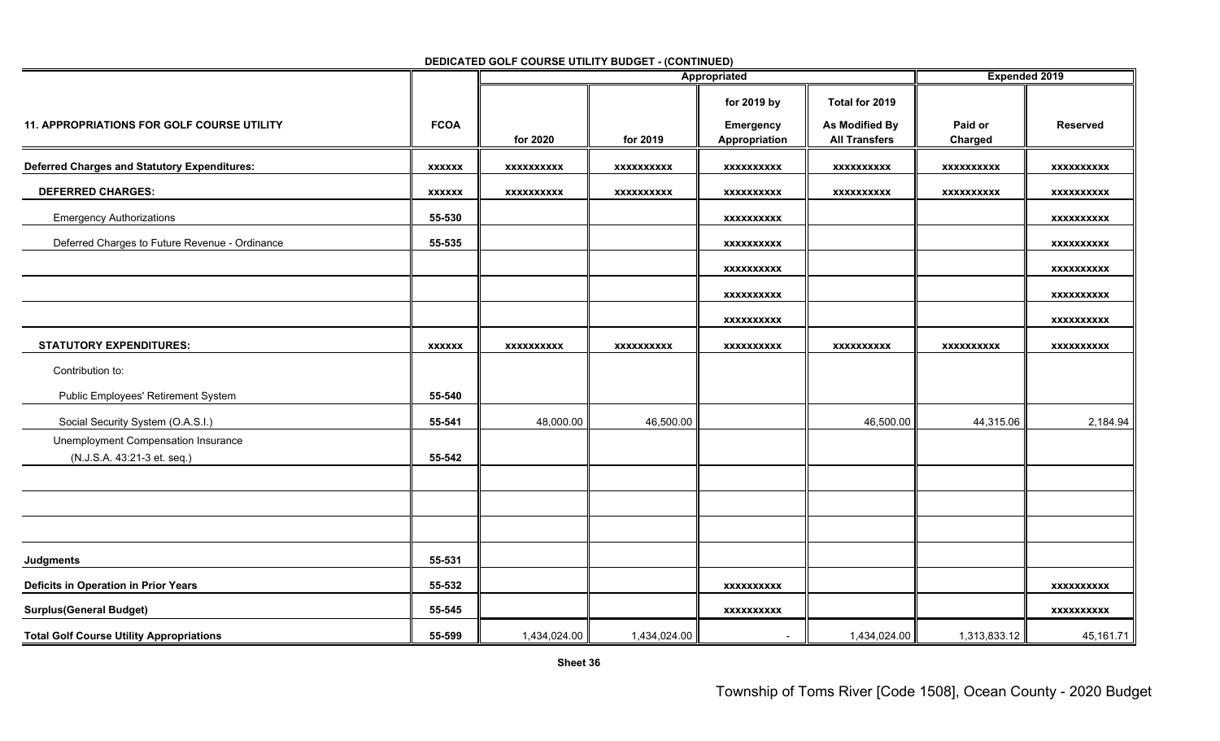## DEDICATED GOLF COURSE UTILITY BUDGET - (CONTINUED)

| 11. APPROPRIATIONS FOR GOLF COURSE UTILITY | FCOA | Appropriated | | | | Expended 2019 | |
|---|---|---|---|---|---|---|---|
| | | for 2020 | for 2019 | for 2019 by Emergency Appropriation | Total for 2019 As Modified By All Transfers | Paid or Charged | Reserved |
| **Deferred Charges and Statutory Expenditures:** | xxxxxx | xxxxxxxxxx | xxxxxxxxxx | xxxxxxxxxx | xxxxxxxxxx | xxxxxxxxxx | xxxxxxxxxx |
| **DEFERRED CHARGES:** | xxxxxx | xxxxxxxxxx | xxxxxxxxxx | xxxxxxxxxx | xxxxxxxxxx | xxxxxxxxxx | xxxxxxxxxx |
| Emergency Authorizations | 55-530 | | | xxxxxxxxxx | | | xxxxxxxxxx |
| Deferred Charges to Future Revenue - Ordinance | 55-535 | | | xxxxxxxxxx | | | xxxxxxxxxx |
| | | | | xxxxxxxxxx | | | xxxxxxxxxx |
| | | | | xxxxxxxxxx | | | xxxxxxxxxx |
| | | | | xxxxxxxxxx | | | xxxxxxxxxx |
| **STATUTORY EXPENDITURES:** | xxxxxx | xxxxxxxxxx | xxxxxxxxxx | xxxxxxxxxx | xxxxxxxxxx | xxxxxxxxxx | xxxxxxxxxx |
| Contribution to: | | | | | | | |
| Public Employees' Retirement System | 55-540 | | | | | | |
| Social Security System (O.A.S.I.) | 55-541 | 48,000.00 | 46,500.00 | | 46,500.00 | 44,315.06 | 2,184.94 |
| Unemployment Compensation Insurance (N.J.S.A. 43:21-3 et. seq.) | 55-542 | | | | | | |
| | | | | | | | |
| | | | | | | | |
| | | | | | | | |
| **Judgments** | 55-531 | | | | | | |
| **Deficits in Operation in Prior Years** | 55-532 | | | xxxxxxxxxx | | | xxxxxxxxxx |
| **Surplus(General Budget)** | 55-545 | | | xxxxxxxxxx | | | xxxxxxxxxx |
| **Total Golf Course Utility Appropriations** | 55-599 | 1,434,024.00 | 1,434,024.00 | - | 1,434,024.00 | 1,313,833.12 | 45,161.71 |

Sheet 36

Township of Toms River [Code 1508], Ocean County - 2020 Budget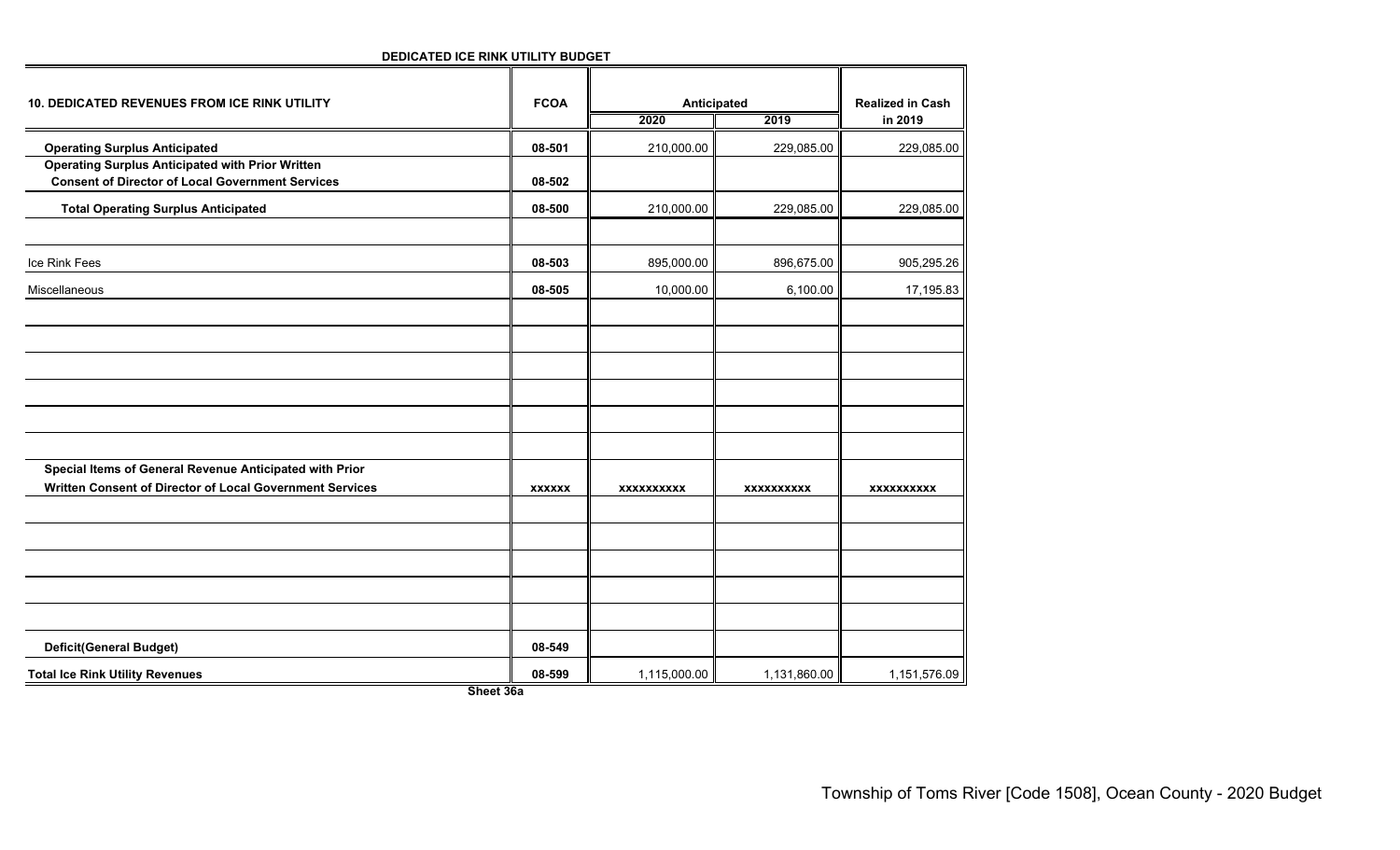## DEDICATED ICE RINK UTILITY BUDGET

| 10. DEDICATED REVENUES FROM ICE RINK UTILITY | FCOA | Anticipated | | Realized in Cash in 2019 |
|---|---|---|---|---|
| | | 2020 | 2019 | |
| **Operating Surplus Anticipated** | 08-501 | 210,000.00 | 229,085.00 | 229,085.00 |
| **Operating Surplus Anticipated with Prior Written Consent of Director of Local Government Services** | 08-502 | | | |
| **Total Operating Surplus Anticipated** | 08-500 | 210,000.00 | 229,085.00 | 229,085.00 |
| | | | | |
| Ice Rink Fees | 08-503 | 895,000.00 | 896,675.00 | 905,295.26 |
| Miscellaneous | 08-505 | 10,000.00 | 6,100.00 | 17,195.83 |
| | | | | |
| | | | | |
| | | | | |
| | | | | |
| | | | | |
| | | | | |
| **Special Items of General Revenue Anticipated with Prior Written Consent of Director of Local Government Services** | xxxxxx | xxxxxxxxxx | xxxxxxxxxx | xxxxxxxxxx |
| | | | | |
| | | | | |
| | | | | |
| | | | | |
| | | | | |
| **Deficit(General Budget)** | 08-549 | | | |
| **Total Ice Rink Utility Revenues** | 08-599 | 1,115,000.00 | 1,131,860.00 | 1,151,576.09 |

**Sheet 36a**

Township of Toms River [Code 1508], Ocean County - 2020 Budget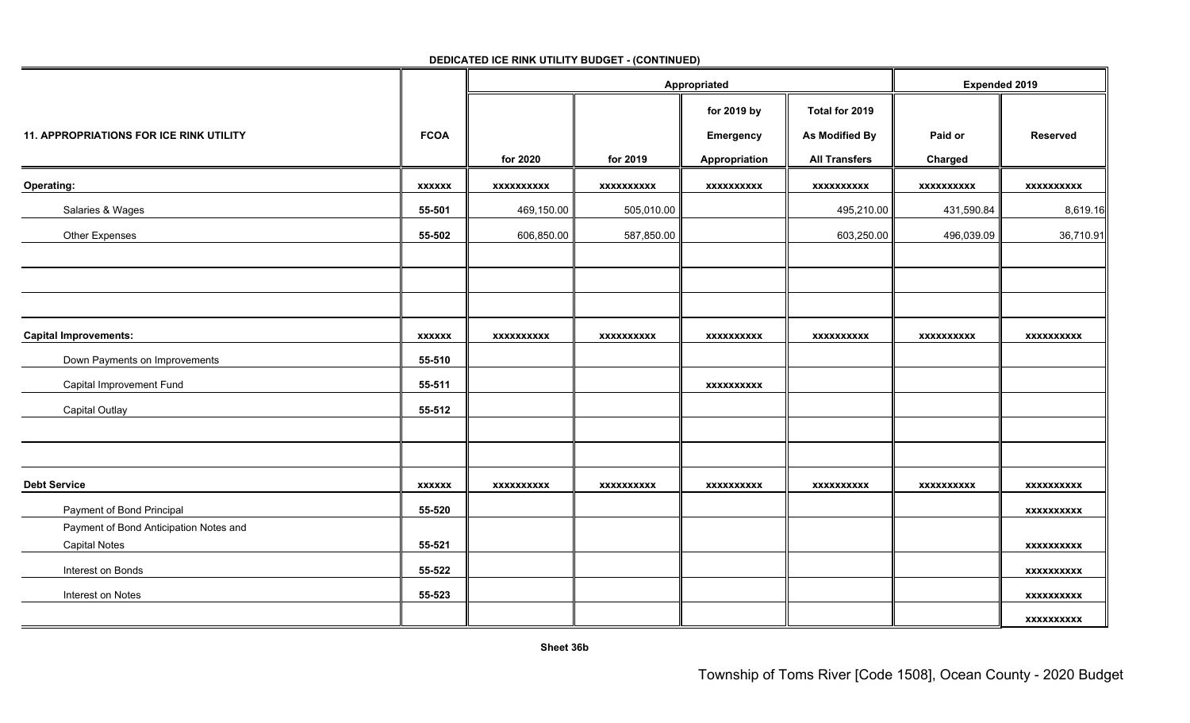## DEDICATED ICE RINK UTILITY BUDGET - (CONTINUED)

| 11. APPROPRIATIONS FOR ICE RINK UTILITY | FCOA | Appropriated | | | | Expended 2019 | |
|---|---|---|---|---|---|---|---|
| | | for 2020 | for 2019 | for 2019 by Emergency Appropriation | Total for 2019 As Modified By All Transfers | Paid or Charged | Reserved |
| **Operating:** | xxxxxx | xxxxxxxxxx | xxxxxxxxxx | xxxxxxxxxx | xxxxxxxxxx | xxxxxxxxxx | xxxxxxxxxx |
| Salaries & Wages | 55-501 | 469,150.00 | 505,010.00 | | 495,210.00 | 431,590.84 | 8,619.16 |
| Other Expenses | 55-502 | 606,850.00 | 587,850.00 | | 603,250.00 | 496,039.09 | 36,710.91 |
| | | | | | | | |
| | | | | | | | |
| | | | | | | | |
| **Capital Improvements:** | xxxxxx | xxxxxxxxxx | xxxxxxxxxx | xxxxxxxxxx | xxxxxxxxxx | xxxxxxxxxx | xxxxxxxxxx |
| Down Payments on Improvements | 55-510 | | | | | | |
| Capital Improvement Fund | 55-511 | | | xxxxxxxxxx | | | |
| Capital Outlay | 55-512 | | | | | | |
| | | | | | | | |
| | | | | | | | |
| **Debt Service** | xxxxxx | xxxxxxxxxx | xxxxxxxxxx | xxxxxxxxxx | xxxxxxxxxx | xxxxxxxxxx | xxxxxxxxxx |
| Payment of Bond Principal | 55-520 | | | | | | xxxxxxxxxx |
| Payment of Bond Anticipation Notes and Capital Notes | 55-521 | | | | | | xxxxxxxxxx |
| Interest on Bonds | 55-522 | | | | | | xxxxxxxxxx |
| Interest on Notes | 55-523 | | | | | | xxxxxxxxxx |
| | | | | | | | xxxxxxxxxx |

Sheet 36b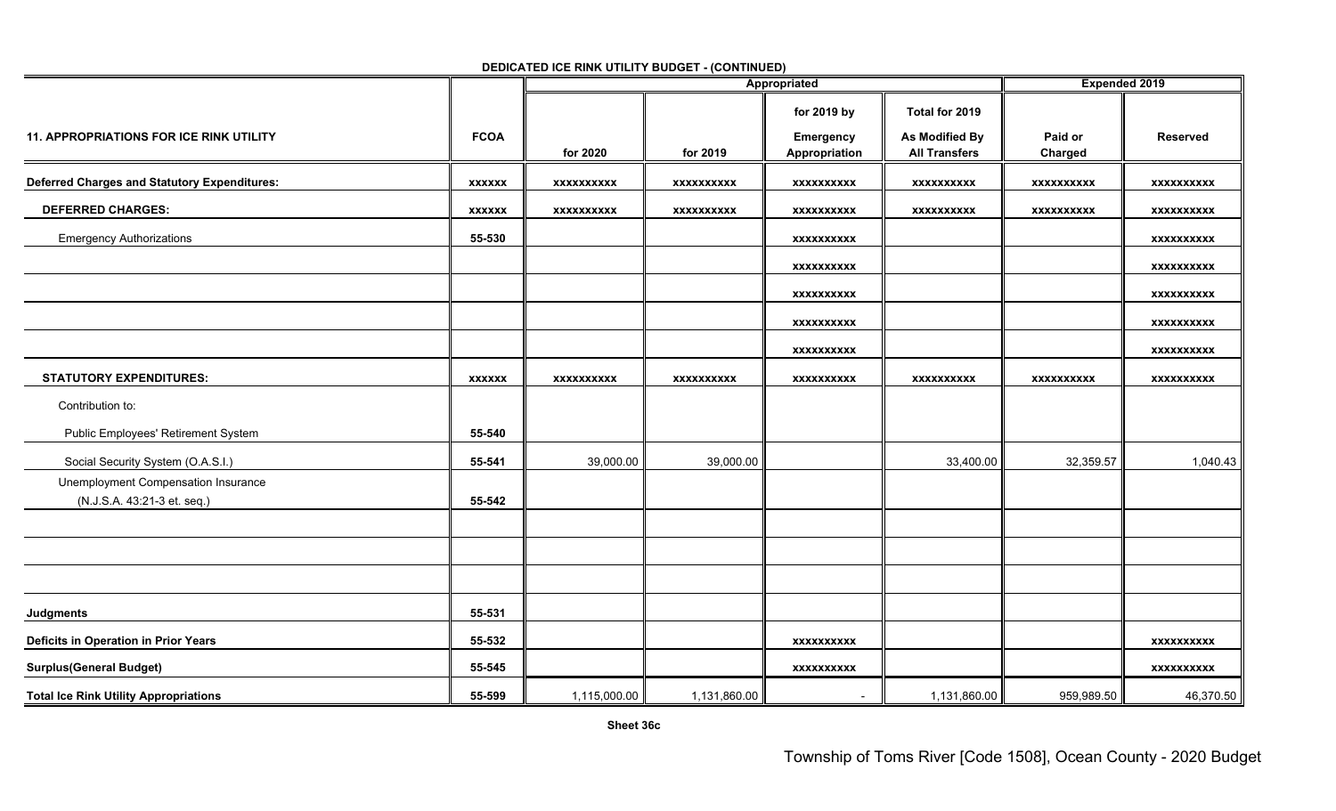## DEDICATED ICE RINK UTILITY BUDGET - (CONTINUED)

| 11. APPROPRIATIONS FOR ICE RINK UTILITY | FCOA | Appropriated for 2020 | Appropriated for 2019 | Appropriated for 2019 by Emergency Appropriation | Appropriated Total for 2019 As Modified By All Transfers | Expended 2019 Paid or Charged | Expended 2019 Reserved |
|---|---|---|---|---|---|---|---|
| **Deferred Charges and Statutory Expenditures:** | xxxxxx | xxxxxxxxxx | xxxxxxxxxx | xxxxxxxxxx | xxxxxxxxxx | xxxxxxxxxx | xxxxxxxxxx |
| **DEFERRED CHARGES:** | xxxxxx | xxxxxxxxxx | xxxxxxxxxx | xxxxxxxxxx | xxxxxxxxxx | xxxxxxxxxx | xxxxxxxxxx |
| Emergency Authorizations | 55-530 | | | xxxxxxxxxx | | | xxxxxxxxxx |
| | | | | xxxxxxxxxx | | | xxxxxxxxxx |
| | | | | xxxxxxxxxx | | | xxxxxxxxxx |
| | | | | xxxxxxxxxx | | | xxxxxxxxxx |
| | | | | xxxxxxxxxx | | | xxxxxxxxxx |
| **STATUTORY EXPENDITURES:** | xxxxxx | xxxxxxxxxx | xxxxxxxxxx | xxxxxxxxxx | xxxxxxxxxx | xxxxxxxxxx | xxxxxxxxxx |
| Contribution to: | | | | | | | |
| Public Employees' Retirement System | 55-540 | | | | | | |
| Social Security System (O.A.S.I.) | 55-541 | 39,000.00 | 39,000.00 | | 33,400.00 | 32,359.57 | 1,040.43 |
| Unemployment Compensation Insurance (N.J.S.A. 43:21-3 et. seq.) | 55-542 | | | | | | |
| | | | | | | | |
| | | | | | | | |
| | | | | | | | |
| **Judgments** | 55-531 | | | | | | |
| **Deficits in Operation in Prior Years** | 55-532 | | | xxxxxxxxxx | | | xxxxxxxxxx |
| **Surplus(General Budget)** | 55-545 | | | xxxxxxxxxx | | | xxxxxxxxxx |
| **Total Ice Rink Utility Appropriations** | 55-599 | 1,115,000.00 | 1,131,860.00 | - | 1,131,860.00 | 959,989.50 | 46,370.50 |

Sheet 36c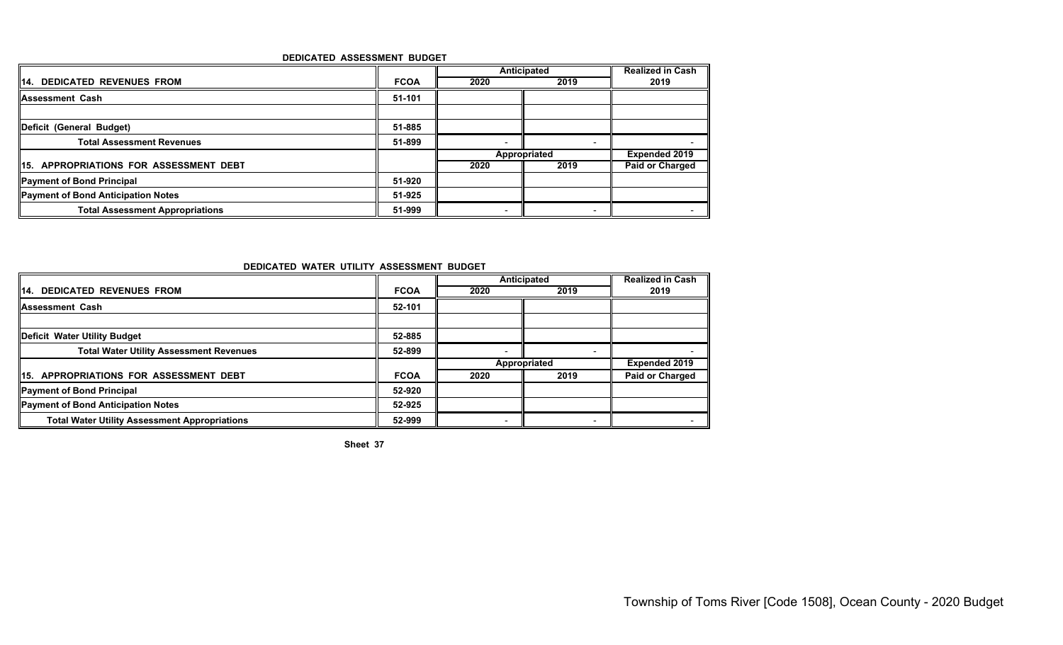## DEDICATED ASSESSMENT BUDGET

| 14. DEDICATED REVENUES FROM | FCOA | Anticipated | | Realized in Cash |
|---|---|---|---|---|
| | | 2020 | 2019 | 2019 |
| Assessment Cash | 51-101 | | | |
| | | | | |
| Deficit (General Budget) | 51-885 | | | |
| Total Assessment Revenues | 51-899 | - | - | - |
| **15. APPROPRIATIONS FOR ASSESSMENT DEBT** | | Appropriated | | Expended 2019 |
| | | 2020 | 2019 | Paid or Charged |
| Payment of Bond Principal | 51-920 | | | |
| Payment of Bond Anticipation Notes | 51-925 | | | |
| Total Assessment Appropriations | 51-999 | - | - | - |

## DEDICATED WATER UTILITY ASSESSMENT BUDGET

| 14. DEDICATED REVENUES FROM | FCOA | Anticipated | | Realized in Cash |
|---|---|---|---|---|
| | | 2020 | 2019 | 2019 |
| Assessment Cash | 52-101 | | | |
| | | | | |
| Deficit Water Utility Budget | 52-885 | | | |
| Total Water Utility Assessment Revenues | 52-899 | - | - | - |
| **15. APPROPRIATIONS FOR ASSESSMENT DEBT** | **FCOA** | Appropriated | | Expended 2019 |
| | | 2020 | 2019 | Paid or Charged |
| Payment of Bond Principal | 52-920 | | | |
| Payment of Bond Anticipation Notes | 52-925 | | | |
| Total Water Utility Assessment Appropriations | 52-999 | - | - | - |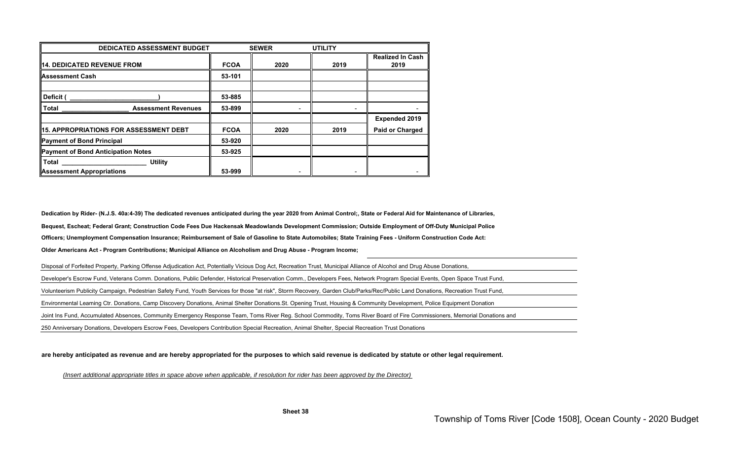| DEDICATED ASSESSMENT BUDGET | | SEWER | UTILITY | |
|---|---|---|---|---|
| **14. DEDICATED REVENUE FROM** | **FCOA** | **2020** | **2019** | **Realized In Cash 2019** |
| **Assessment Cash** | 53-101 | | | |
| | | | | |
| Deficit ( ________________________) | 53-885 | | | |
| Total ___________________ Assessment Revenues | 53-899 | - | - | - |
| | | | | **Expended 2019** |
| **15. APPROPRIATIONS FOR ASSESSMENT DEBT** | **FCOA** | **2020** | **2019** | **Paid or Charged** |
| **Payment of Bond Principal** | 53-920 | | | |
| **Payment of Bond Anticipation Notes** | 53-925 | | | |
| Total ________________________ Utility Assessment Appropriations | 53-999 | - | - | - |

**Dedication by Rider- (N.J.S. 40a:4-39) The dedicated revenues anticipated during the year 2020 from Animal Control;, State or Federal Aid for Maintenance of Libraries,**

**Bequest, Escheat; Federal Grant; Construction Code Fees Due Hackensak Meadowlands Development Commission; Outside Employment of Off-Duty Municipal Police**

**Officers; Unemployment Compensation Insurance; Reimbursement of Sale of Gasoline to State Automobiles; State Training Fees - Uniform Construction Code Act:**

**Older Americans Act - Program Contributions; Municipal Alliance on Alcoholism and Drug Abuse - Program Income;**

Disposal of Forfeited Property, Parking Offense Adjudication Act, Potentially Vicious Dog Act, Recreation Trust, Municipal Alliance of Alcohol and Drug Abuse Donations,

Developer's Escrow Fund, Veterans Comm. Donations, Public Defender, Historical Preservation Comm., Developers Fees, Network Program Special Events, Open Space Trust Fund,

Volunteerism Publicity Campaign, Pedestrian Safety Fund, Youth Services for those "at risk", Storm Recovery, Garden Club/Parks/Rec/Public Land Donations, Recreation Trust Fund,

Environmental Leaming Ctr. Donations, Camp Discovery Donations, Animal Shelter Donations.St. Opening Trust, Housing & Community Development, Police Equipment Donation

Joint Ins Fund, Accumulated Absences, Community Emergency Response Team, Toms River Reg. School Commodity, Toms River Board of Fire Commissioners, Memorial Donations and

250 Anniversary Donations, Developers Escrow Fees, Developers Contribution Special Recreation, Animal Shelter, Special Recreation Trust Donations

**are hereby anticipated as revenue and are hereby appropriated for the purposes to which said revenue is dedicated by statute or other legal requirement.**

*(Insert additional appropriate titles in space above when applicable, if resolution for rider has been approved by the Director)*

**Sheet 38**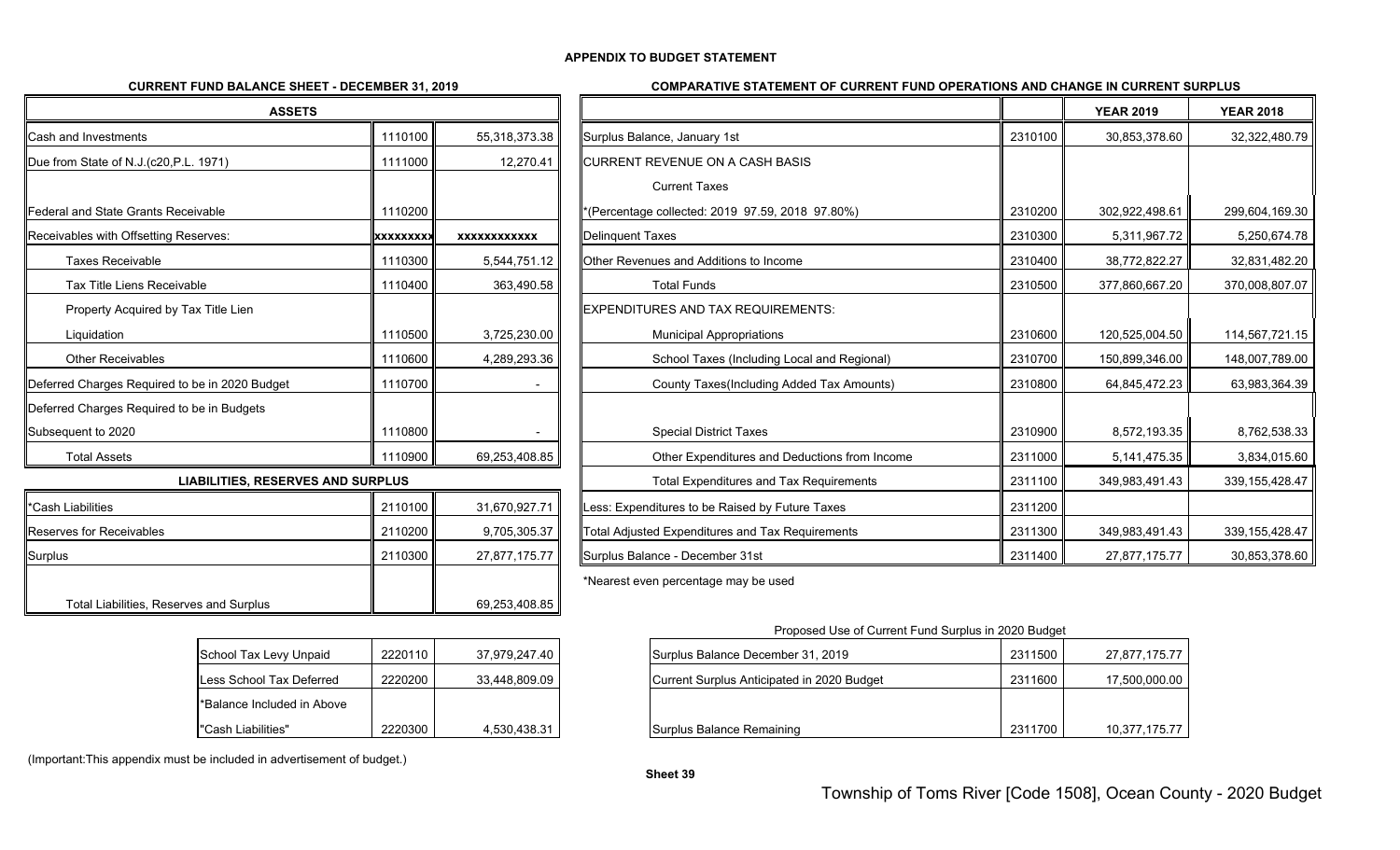## APPENDIX TO BUDGET STATEMENT

### CURRENT FUND BALANCE SHEET - DECEMBER 31, 2019

| ASSETS | | |
|---|---|---|
| Cash and Investments | 1110100 | 55,318,373.38 |
| Due from State of N.J.(c20,P.L. 1971) | 1111000 | 12,270.41 |
| Federal and State Grants Receivable | 1110200 | |
| Receivables with Offsetting Reserves: | xxxxxxxxx | xxxxxxxxxxxx |
| Taxes Receivable | 1110300 | 5,544,751.12 |
| Tax Title Liens Receivable | 1110400 | 363,490.58 |
| Property Acquired by Tax Title Lien Liquidation | 1110500 | 3,725,230.00 |
| Other Receivables | 1110600 | 4,289,293.36 |
| Deferred Charges Required to be in 2020 Budget | 1110700 | - |
| Deferred Charges Required to be in Budgets Subsequent to 2020 | 1110800 | - |
| Total Assets | 1110900 | 69,253,408.85 |

| LIABILITIES, RESERVES AND SURPLUS | | |
|---|---|---|
| *Cash Liabilities | 2110100 | 31,670,927.71 |
| Reserves for Receivables | 2110200 | 9,705,305.37 |
| Surplus | 2110300 | 27,877,175.77 |
| Total Liabilities, Reserves and Surplus | | 69,253,408.85 |

| | | |
|---|---|---|
| School Tax Levy Unpaid | 2220110 | 37,979,247.40 |
| Less School Tax Deferred | 2220200 | 33,448,809.09 |
| *Balance Included in Above "Cash Liabilities" | 2220300 | 4,530,438.31 |

(Important:This appendix must be included in advertisement of budget.)

### COMPARATIVE STATEMENT OF CURRENT FUND OPERATIONS AND CHANGE IN CURRENT SURPLUS

| | | YEAR 2019 | YEAR 2018 |
|---|---|---|---|
| Surplus Balance, January 1st | 2310100 | 30,853,378.60 | 32,322,480.79 |
| CURRENT REVENUE ON A CASH BASIS | | | |
| Current Taxes | | | |
| *(Percentage collected: 2019 97.59, 2018 97.80%) | 2310200 | 302,922,498.61 | 299,604,169.30 |
| Delinquent Taxes | 2310300 | 5,311,967.72 | 5,250,674.78 |
| Other Revenues and Additions to Income | 2310400 | 38,772,822.27 | 32,831,482.20 |
| Total Funds | 2310500 | 377,860,667.20 | 370,008,807.07 |
| EXPENDITURES AND TAX REQUIREMENTS: | | | |
| Municipal Appropriations | 2310600 | 120,525,004.50 | 114,567,721.15 |
| School Taxes (Including Local and Regional) | 2310700 | 150,899,346.00 | 148,007,789.00 |
| County Taxes(Including Added Tax Amounts) | 2310800 | 64,845,472.23 | 63,983,364.39 |
| Special District Taxes | 2310900 | 8,572,193.35 | 8,762,538.33 |
| Other Expenditures and Deductions from Income | 2311000 | 5,141,475.35 | 3,834,015.60 |
| Total Expenditures and Tax Requirements | 2311100 | 349,983,491.43 | 339,155,428.47 |
| Less: Expenditures to be Raised by Future Taxes | 2311200 | | |
| Total Adjusted Expenditures and Tax Requirements | 2311300 | 349,983,491.43 | 339,155,428.47 |
| Surplus Balance - December 31st | 2311400 | 27,877,175.77 | 30,853,378.60 |

*Nearest even percentage may be used

#### Proposed Use of Current Fund Surplus in 2020 Budget

| | | |
|---|---|---|
| Surplus Balance December 31, 2019 | 2311500 | 27,877,175.77 |
| Current Surplus Anticipated in 2020 Budget | 2311600 | 17,500,000.00 |
| Surplus Balance Remaining | 2311700 | 10,377,175.77 |

Sheet 39

Township of Toms River [Code 1508], Ocean County - 2020 Budget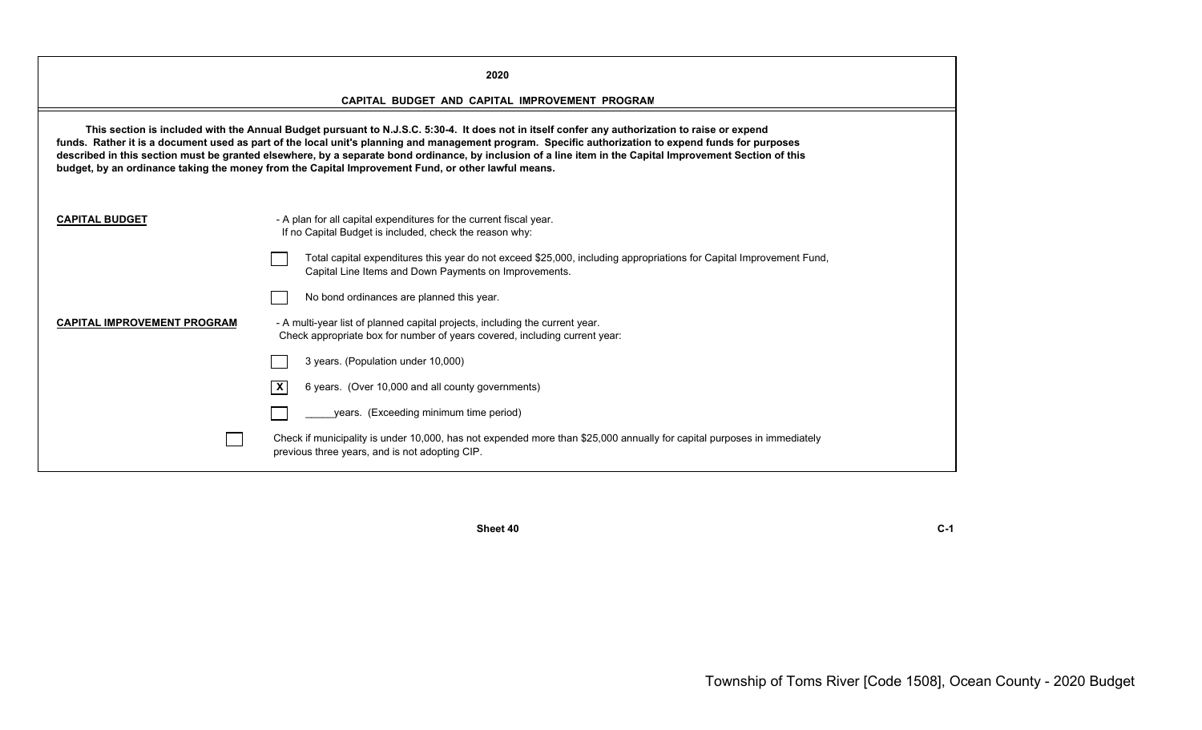## 2020

## CAPITAL BUDGET AND CAPITAL IMPROVEMENT PROGRAM

**This section is included with the Annual Budget pursuant to N.J.S.C. 5:30-4. It does not in itself confer any authorization to raise or expend funds. Rather it is a document used as part of the local unit's planning and management program. Specific authorization to expend funds for purposes described in this section must be granted elsewhere, by a separate bond ordinance, by inclusion of a line item in the Capital Improvement Section of this budget, by an ordinance taking the money from the Capital Improvement Fund, or other lawful means.**

**CAPITAL BUDGET** - A plan for all capital expenditures for the current fiscal year.
If no Capital Budget is included, check the reason why:

- [ ] Total capital expenditures this year do not exceed $25,000, including appropriations for Capital Improvement Fund, Capital Line Items and Down Payments on Improvements.
- [ ] No bond ordinances are planned this year.

**CAPITAL IMPROVEMENT PROGRAM** - A multi-year list of planned capital projects, including the current year.
Check appropriate box for number of years covered, including current year:

- [ ] 3 years. (Population under 10,000)
- [X] 6 years. (Over 10,000 and all county governments)
- [ ] _____years. (Exceeding minimum time period)

- [ ] Check if municipality is under 10,000, has not expended more than $25,000 annually for capital purposes in immediately previous three years, and is not adopting CIP.

Sheet 40

C-1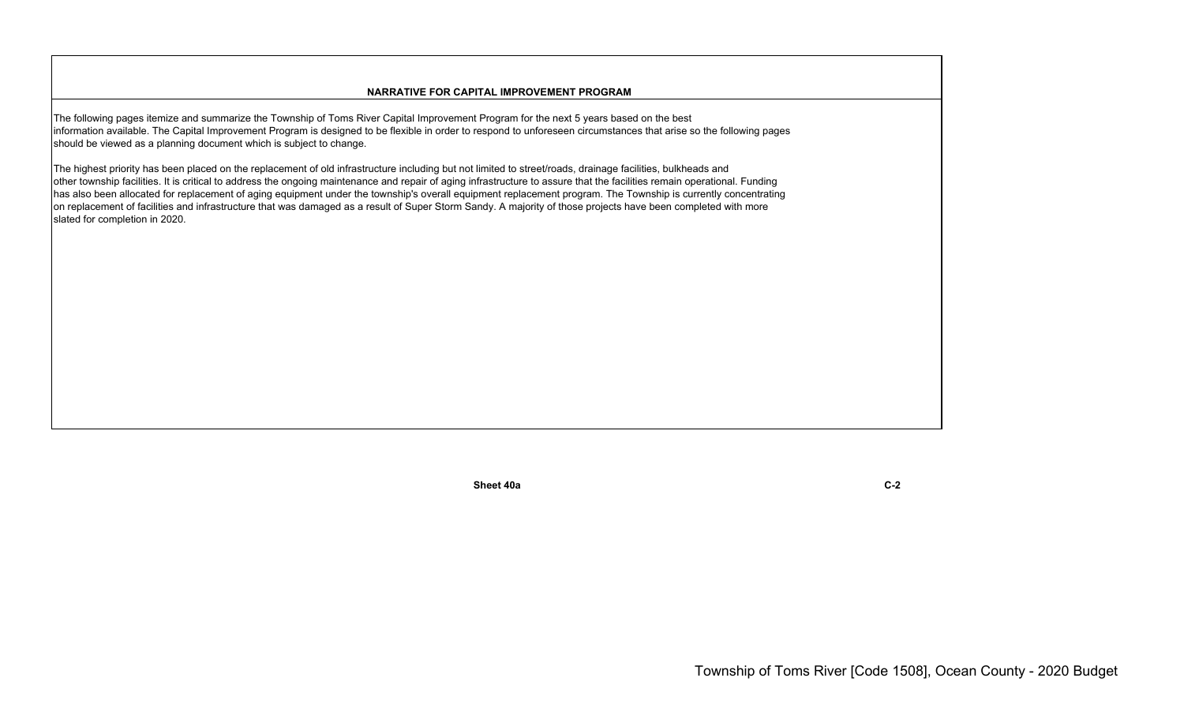## NARRATIVE FOR CAPITAL IMPROVEMENT PROGRAM

The following pages itemize and summarize the Township of Toms River Capital Improvement Program for the next 5 years based on the best information available. The Capital Improvement Program is designed to be flexible in order to respond to unforeseen circumstances that arise so the following pages should be viewed as a planning document which is subject to change.

The highest priority has been placed on the replacement of old infrastructure including but not limited to street/roads, drainage facilities, bulkheads and other township facilities. It is critical to address the ongoing maintenance and repair of aging infrastructure to assure that the facilities remain operational. Funding has also been allocated for replacement of aging equipment under the township's overall equipment replacement program. The Township is currently concentrating on replacement of facilities and infrastructure that was damaged as a result of Super Storm Sandy. A majority of those projects have been completed with more slated for completion in 2020.

**Sheet 40a** **C-2**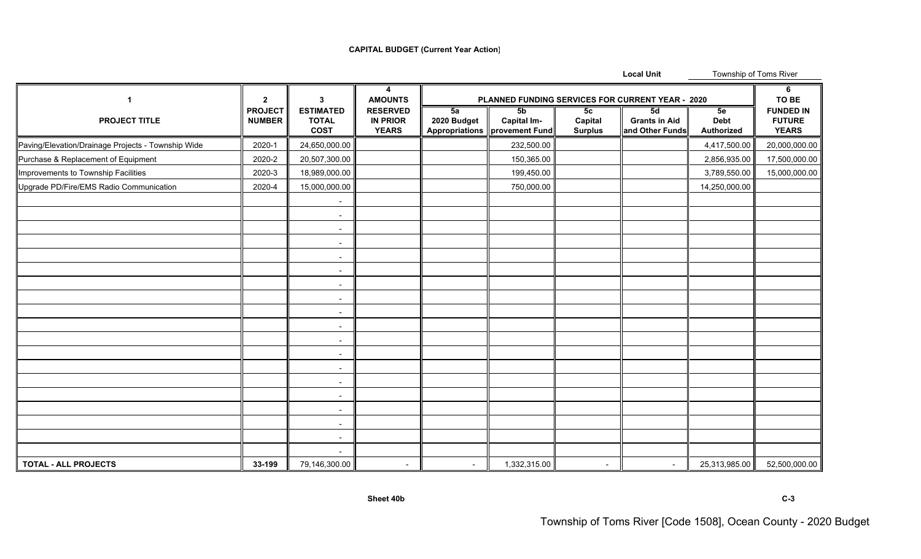**CAPITAL BUDGET (Current Year Action)**

**Local Unit** Township of Toms River

| 1 | 2 | 3 | 4 AMOUNTS | PLANNED FUNDING SERVICES FOR CURRENT YEAR - 2020 | | | | | 6 TO BE |
|---|---|---|---|---|---|---|---|---|---|
| PROJECT TITLE | PROJECT NUMBER | ESTIMATED TOTAL COST | RESERVED IN PRIOR YEARS | 5a 2020 Budget Appropriations | 5b Capital Im-provement Fund | 5c Capital Surplus | 5d Grants in Aid and Other Funds | 5e Debt Authorized | FUNDED IN FUTURE YEARS |
| Paving/Elevation/Drainage Projects - Township Wide | 2020-1 | 24,650,000.00 | | | 232,500.00 | | | 4,417,500.00 | 20,000,000.00 |
| Purchase & Replacement of Equipment | 2020-2 | 20,507,300.00 | | | 150,365.00 | | | 2,856,935.00 | 17,500,000.00 |
| Improvements to Township Facilities | 2020-3 | 18,989,000.00 | | | 199,450.00 | | | 3,789,550.00 | 15,000,000.00 |
| Upgrade PD/Fire/EMS Radio Communication | 2020-4 | 15,000,000.00 | | | 750,000.00 | | | 14,250,000.00 | |
| | | - | | | | | | | |
| | | - | | | | | | | |
| | | - | | | | | | | |
| | | - | | | | | | | |
| | | - | | | | | | | |
| | | - | | | | | | | |
| | | - | | | | | | | |
| | | - | | | | | | | |
| | | - | | | | | | | |
| | | - | | | | | | | |
| | | - | | | | | | | |
| | | - | | | | | | | |
| | | - | | | | | | | |
| | | - | | | | | | | |
| | | - | | | | | | | |
| | | - | | | | | | | |
| | | - | | | | | | | |
| | | - | | | | | | | |
| | | - | | | | | | | |
| **TOTAL - ALL PROJECTS** | **33-199** | 79,146,300.00 | - | - | 1,332,315.00 | - | - | 25,313,985.00 | 52,500,000.00 |

**Sheet 40b** **C-3**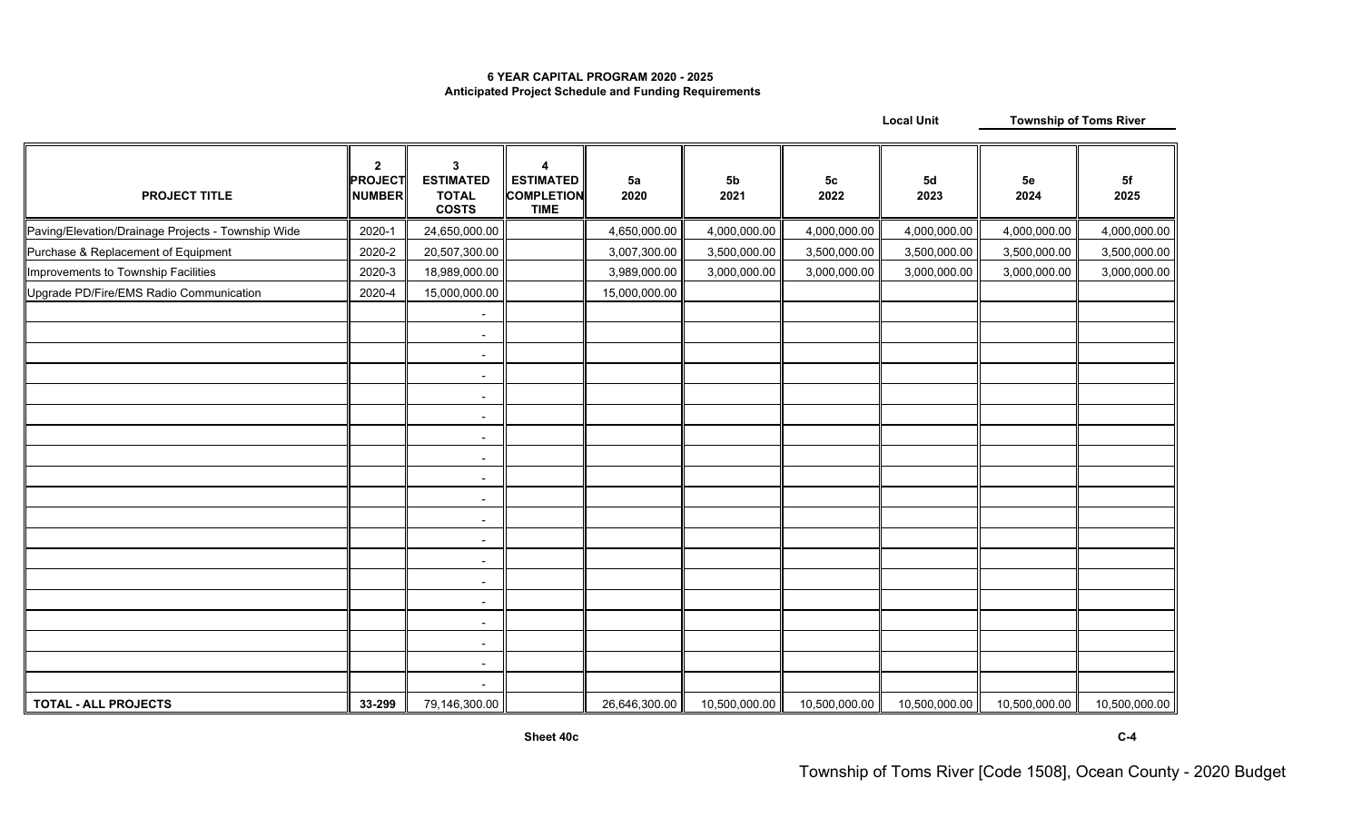**6 YEAR CAPITAL PROGRAM 2020 - 2025**
**Anticipated Project Schedule and Funding Requirements**

**Local Unit** **Township of Toms River**

| PROJECT TITLE | 2 PROJECT NUMBER | 3 ESTIMATED TOTAL COSTS | 4 ESTIMATED COMPLETION TIME | 5a 2020 | 5b 2021 | 5c 2022 | 5d 2023 | 5e 2024 | 5f 2025 |
|---|---|---|---|---|---|---|---|---|---|
| Paving/Elevation/Drainage Projects - Township Wide | 2020-1 | 24,650,000.00 | | 4,650,000.00 | 4,000,000.00 | 4,000,000.00 | 4,000,000.00 | 4,000,000.00 | 4,000,000.00 |
| Purchase & Replacement of Equipment | 2020-2 | 20,507,300.00 | | 3,007,300.00 | 3,500,000.00 | 3,500,000.00 | 3,500,000.00 | 3,500,000.00 | 3,500,000.00 |
| Improvements to Township Facilities | 2020-3 | 18,989,000.00 | | 3,989,000.00 | 3,000,000.00 | 3,000,000.00 | 3,000,000.00 | 3,000,000.00 | 3,000,000.00 |
| Upgrade PD/Fire/EMS Radio Communication | 2020-4 | 15,000,000.00 | | 15,000,000.00 | | | | | |
| | | - | | | | | | | |
| | | - | | | | | | | |
| | | - | | | | | | | |
| | | - | | | | | | | |
| | | - | | | | | | | |
| | | - | | | | | | | |
| | | - | | | | | | | |
| | | - | | | | | | | |
| | | - | | | | | | | |
| | | - | | | | | | | |
| | | - | | | | | | | |
| | | - | | | | | | | |
| | | - | | | | | | | |
| | | - | | | | | | | |
| | | - | | | | | | | |
| | | - | | | | | | | |
| | | - | | | | | | | |
| | | - | | | | | | | |
| | | - | | | | | | | |
| **TOTAL - ALL PROJECTS** | **33-299** | 79,146,300.00 | | 26,646,300.00 | 10,500,000.00 | 10,500,000.00 | 10,500,000.00 | 10,500,000.00 | 10,500,000.00 |

**Sheet 40c** **C-4**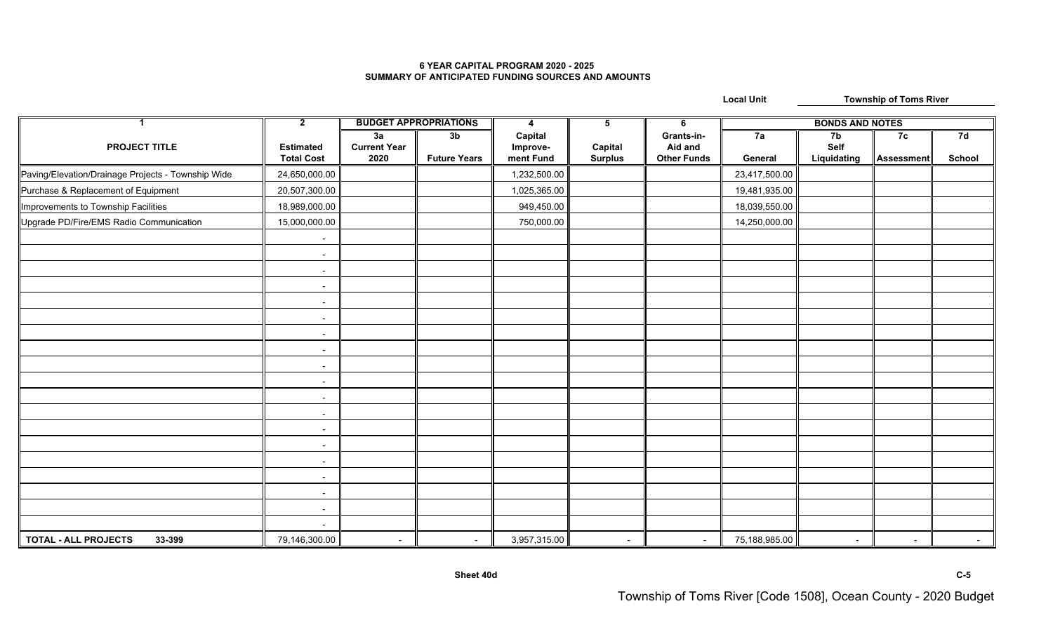**6 YEAR CAPITAL PROGRAM 2020 - 2025**
**SUMMARY OF ANTICIPATED FUNDING SOURCES AND AMOUNTS**

Local Unit **Township of Toms River**

| 1 | 2 | BUDGET APPROPRIATIONS | | 4 | 5 | 6 | BONDS AND NOTES | | | |
|---|---|---|---|---|---|---|---|---|---|---|
| PROJECT TITLE | Estimated Total Cost | 3a Current Year 2020 | 3b Future Years | Capital Improvement Fund | Capital Surplus | Grants-in-Aid and Other Funds | 7a General | 7b Self Liquidating | 7c Assessment | 7d School |
| Paving/Elevation/Drainage Projects - Township Wide | 24,650,000.00 | | | 1,232,500.00 | | | 23,417,500.00 | | | |
| Purchase & Replacement of Equipment | 20,507,300.00 | | | 1,025,365.00 | | | 19,481,935.00 | | | |
| Improvements to Township Facilities | 18,989,000.00 | | | 949,450.00 | | | 18,039,550.00 | | | |
| Upgrade PD/Fire/EMS Radio Communication | 15,000,000.00 | | | 750,000.00 | | | 14,250,000.00 | | | |
| | - | | | | | | | | | |
| | - | | | | | | | | | |
| | - | | | | | | | | | |
| | - | | | | | | | | | |
| | - | | | | | | | | | |
| | - | | | | | | | | | |
| | - | | | | | | | | | |
| | - | | | | | | | | | |
| | - | | | | | | | | | |
| | - | | | | | | | | | |
| | - | | | | | | | | | |
| | - | | | | | | | | | |
| | - | | | | | | | | | |
| | - | | | | | | | | | |
| | - | | | | | | | | | |
| | - | | | | | | | | | |
| | - | | | | | | | | | |
| | - | | | | | | | | | |
| | - | | | | | | | | | |
| **TOTAL - ALL PROJECTS 33-399** | 79,146,300.00 | - | - | 3,957,315.00 | - | - | 75,188,985.00 | - | - | - |

Sheet 40d

C-5

Township of Toms River [Code 1508], Ocean County - 2020 Budget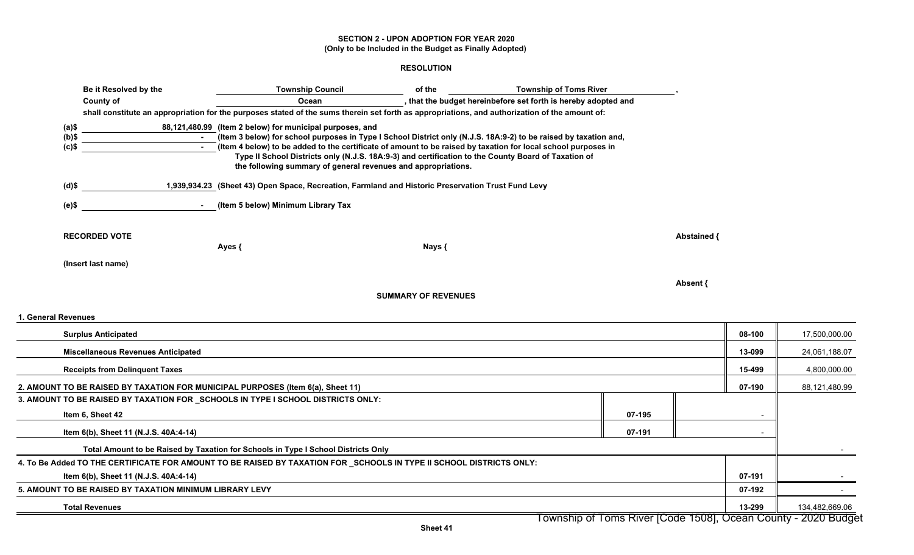**SECTION 2 - UPON ADOPTION FOR YEAR 2020**
**(Only to be Included in the Budget as Finally Adopted)**

**RESOLUTION**

**Be it Resolved by the** **Township Council** **of the** **Township of Toms River**,
**County of** **Ocean**, **that the budget hereinbefore set forth is hereby adopted and**
**shall constitute an appropriation for the purposes stated of the sums therein set forth as appropriations, and authorization of the amount of:**

**(a)$ 88,121,480.99 (Item 2 below) for municipal purposes, and**
**(b)$ - (Item 3 below) for school purposes in Type I School District only (N.J.S. 18A:9-2) to be raised by taxation and,**
**(c)$ - (Item 4 below) to be added to the certificate of amount to be raised by taxation for local school purposes in Type II School Districts only (N.J.S. 18A:9-3) and certification to the County Board of Taxation of the following summary of general revenues and appropriations.**

**(d)$ 1,939,934.23 (Sheet 43) Open Space, Recreation, Farmland and Historic Preservation Trust Fund Levy**

**(e)$ - (Item 5 below) Minimum Library Tax**

**RECORDED VOTE** **Ayes {** **Nays {** **Abstained {**

**(Insert last name)**

**Absent {**

**SUMMARY OF REVENUES**

| | | | | |
|---|---|---|---|---|
| **1. General Revenues** | | | | |
| **Surplus Anticipated** | | | **08-100** | 17,500,000.00 |
| **Miscellaneous Revenues Anticipated** | | | **13-099** | 24,061,188.07 |
| **Receipts from Delinquent Taxes** | | | **15-499** | 4,800,000.00 |
| **2. AMOUNT TO BE RAISED BY TAXATION FOR MUNICIPAL PURPOSES (Item 6(a), Sheet 11)** | | | **07-190** | 88,121,480.99 |
| **3. AMOUNT TO BE RAISED BY TAXATION FOR _SCHOOLS IN TYPE I SCHOOL DISTRICTS ONLY:** | | | | |
| **Item 6, Sheet 42** | **07-195** | | - | |
| **Item 6(b), Sheet 11 (N.J.S. 40A:4-14)** | **07-191** | | - | |
| **Total Amount to be Raised by Taxation for Schools in Type I School Districts Only** | | | | - |
| **4. To Be Added TO THE CERTIFICATE FOR AMOUNT TO BE RAISED BY TAXATION FOR _SCHOOLS IN TYPE II SCHOOL DISTRICTS ONLY:** | | | | |
| **Item 6(b), Sheet 11 (N.J.S. 40A:4-14)** | | | **07-191** | - |
| **5. AMOUNT TO BE RAISED BY TAXATION MINIMUM LIBRARY LEVY** | | | **07-192** | - |
| **Total Revenues** | | | **13-299** | 134,482,669.06 |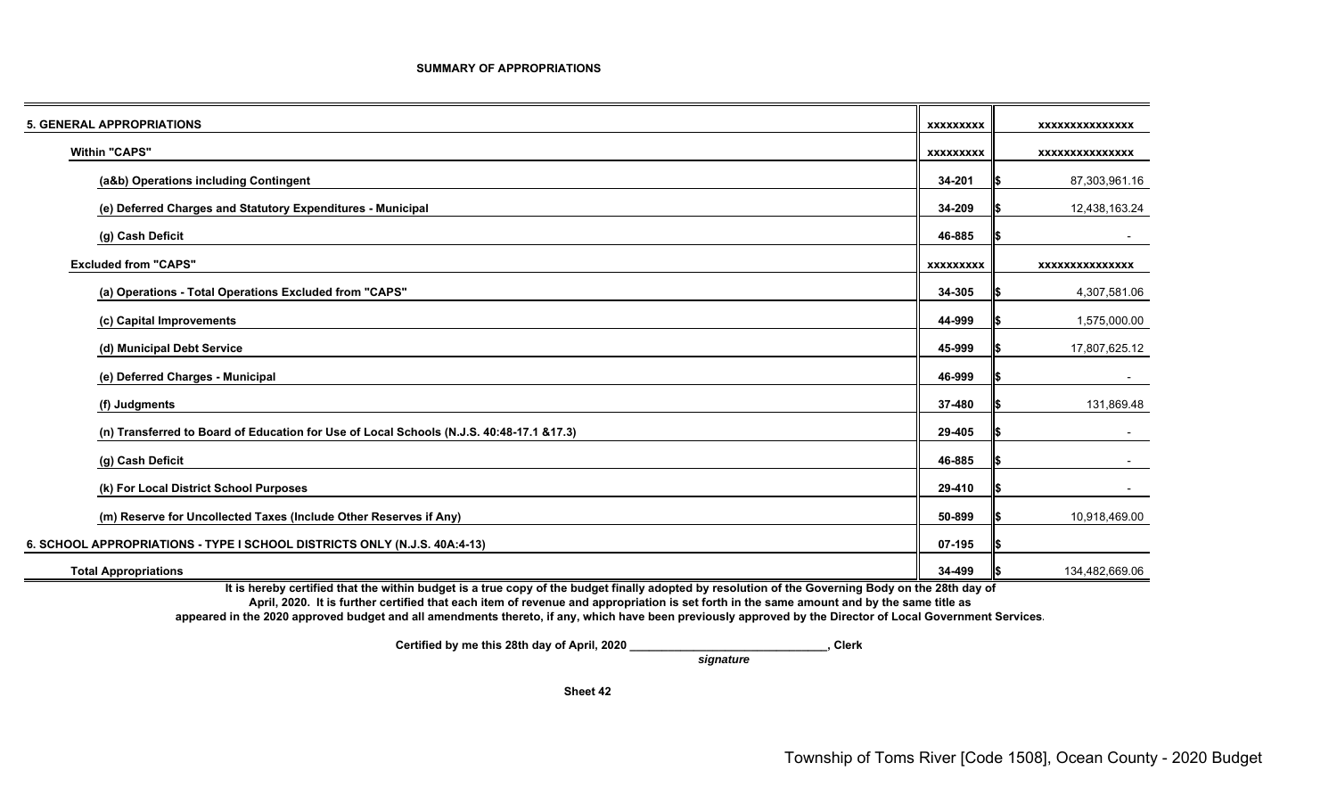## SUMMARY OF APPROPRIATIONS

| | | |
|---|---|---|
| **5. GENERAL APPROPRIATIONS** | **xxxxxxxxx** | **xxxxxxxxxxxxxx** |
| **Within "CAPS"** | **xxxxxxxxx** | **xxxxxxxxxxxxxx** |
| **(a&b) Operations including Contingent** | **34-201** | $ 87,303,961.16 |
| **(e) Deferred Charges and Statutory Expenditures - Municipal** | **34-209** | $ 12,438,163.24 |
| **(g) Cash Deficit** | **46-885** | $ - |
| **Excluded from "CAPS"** | **xxxxxxxxx** | **xxxxxxxxxxxxxx** |
| **(a) Operations - Total Operations Excluded from "CAPS"** | **34-305** | $ 4,307,581.06 |
| **(c) Capital Improvements** | **44-999** | $ 1,575,000.00 |
| **(d) Municipal Debt Service** | **45-999** | $ 17,807,625.12 |
| **(e) Deferred Charges - Municipal** | **46-999** | $ - |
| **(f) Judgments** | **37-480** | $ 131,869.48 |
| **(n) Transferred to Board of Education for Use of Local Schools (N.J.S. 40:48-17.1 &17.3)** | **29-405** | $ - |
| **(g) Cash Deficit** | **46-885** | $ - |
| **(k) For Local District School Purposes** | **29-410** | $ - |
| **(m) Reserve for Uncollected Taxes (Include Other Reserves if Any)** | **50-899** | $ 10,918,469.00 |
| **6. SCHOOL APPROPRIATIONS - TYPE I SCHOOL DISTRICTS ONLY (N.J.S. 40A:4-13)** | **07-195** | $ |
| **Total Appropriations** | **34-499** | $ 134,482,669.06 |

**It is hereby certified that the within budget is a true copy of the budget finally adopted by resolution of the Governing Body on the 28th day of April, 2020. It is further certified that each item of revenue and appropriation is set forth in the same amount and by the same title as appeared in the 2020 approved budget and all amendments thereto, if any, which have been previously approved by the Director of Local Government Services.**

**Certified by me this 28th day of April, 2020 _______________________________, Clerk**

***signature***

**Sheet 42**

Township of Toms River [Code 1508], Ocean County - 2020 Budget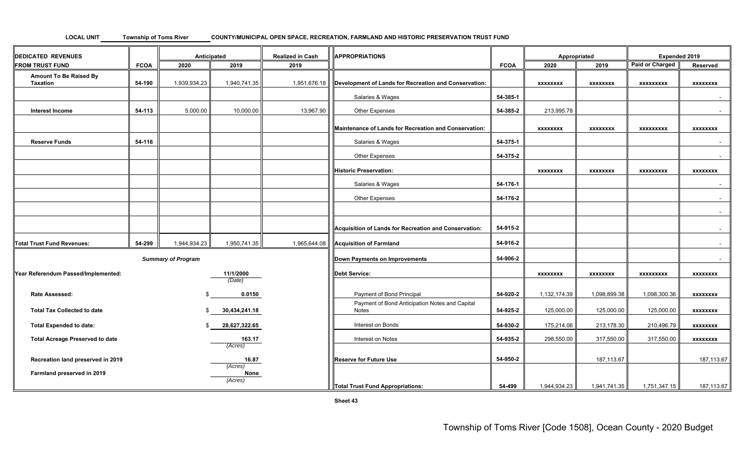**LOCAL UNIT** **Township of Toms River** **COUNTY/MUNICIPAL OPEN SPACE, RECREATION, FARMLAND AND HISTORIC PRESERVATION TRUST FUND**

| DEDICATED REVENUES FROM TRUST FUND | FCOA | Anticipated 2020 | Anticipated 2019 | Realized in Cash 2019 |
|---|---|---|---|---|
| Amount To Be Raised By Taxation | 54-190 | 1,939,934.23 | 1,940,741.35 | 1,951,676.18 |
| Interest Income | 54-113 | 5,000.00 | 10,000.00 | 13,967.90 |
| Reserve Funds | 54-116 | | | |
| Total Trust Fund Revenues: | 54-299 | 1,944,934.23 | 1,950,741.35 | 1,965,644.08 |

*Summary of Program*

| | |
|---|---|
| Year Referendum Passed/Implemented: | 11/1/2000 *(Date)* |
| Rate Assessed: | $ 0.0150 |
| Total Tax Collected to date | $ 30,434,241.18 |
| Total Expended to date: | $ 28,627,322.65 |
| Total Acreage Preserved to date | 163.17 *(Acres)* |
| Recreation land preserved in 2019 | 16.87 *(Acres)* |
| Farmland preserved in 2019 | None *(Acres)* |

| APPROPRIATIONS | FCOA | Appropriated 2020 | Appropriated 2019 | Expended 2019 Paid or Charged | Expended 2019 Reserved |
|---|---|---|---|---|---|
| Development of Lands for Recreation and Conservation: | | xxxxxxxx | xxxxxxxx | xxxxxxxxx | xxxxxxxx |
| Salaries & Wages | 54-385-1 | | | | - |
| Other Expenses | 54-385-2 | 213,995.78 | | | - |
| Maintenance of Lands for Recreation and Conservation: | | xxxxxxxx | xxxxxxxx | xxxxxxxxx | xxxxxxxx |
| Salaries & Wages | 54-375-1 | | | | - |
| Other Expenses | 54-375-2 | | | | - |
| Historic Preservation: | | xxxxxxxx | xxxxxxxx | xxxxxxxxx | xxxxxxxx |
| Salaries & Wages | 54-176-1 | | | | - |
| Other Expenses | 54-176-2 | | | | - |
| | | | | | - |
| Acquisition of Lands for Recreation and Conservation: | 54-915-2 | | | | - |
| Acquisition of Farmland | 54-916-2 | | | | - |
| Down Payments on Improvements | 54-906-2 | | | | - |
| Debt Service: | | xxxxxxxx | xxxxxxxx | xxxxxxxxx | xxxxxxxx |
| Payment of Bond Principal | 54-920-2 | 1,132,174.39 | 1,098,899.38 | 1,098,300.36 | xxxxxxxx |
| Payment of Bond Anticipation Notes and Capital Notes | 54-925-2 | 125,000.00 | 125,000.00 | 125,000.00 | xxxxxxxx |
| Interest on Bonds | 54-930-2 | 175,214.06 | 213,178.30 | 210,496.79 | xxxxxxxx |
| Interest on Notes | 54-935-2 | 298,550.00 | 317,550.00 | 317,550.00 | xxxxxxxx |
| Reserve for Future Use | 54-950-2 | | 187,113.67 | | 187,113.67 |
| Total Trust Fund Appropriations: | 54-499 | 1,944,934.23 | 1,941,741.35 | 1,751,347.15 | 187,113.67 |

Sheet 43

Township of Toms River [Code 1508], Ocean County - 2020 Budget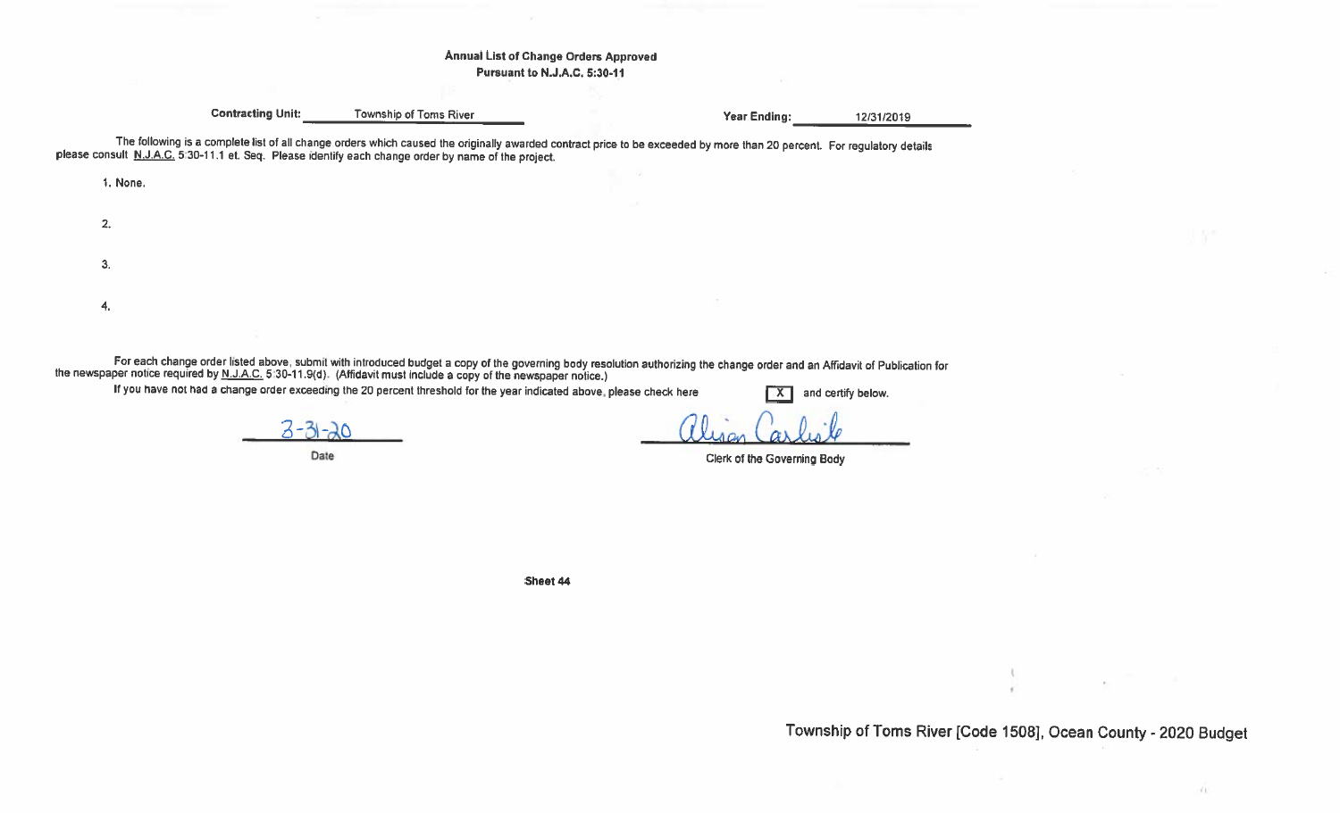**Annual List of Change Orders Approved**
**Pursuant to N.J.A.C. 5:30-11**

**Contracting Unit:** Township of Toms River **Year Ending:** 12/31/2019

The following is a complete list of all change orders which caused the originally awarded contract price to be exceeded by more than 20 percent. For regulatory details please consult N.J.A.C. 5:30-11.1 et. Seq. Please identify each change order by name of the project.

1. None.
2.
3.
4.

For each change order listed above, submit with introduced budget a copy of the governing body resolution authorizing the change order and an Affidavit of Publication for the newspaper notice required by N.J.A.C. 5:30-11.9(d). (Affidavit must include a copy of the newspaper notice.)

If you have not had a change order exceeding the 20 percent threshold for the year indicated above, please check here [X] and certify below.

3-31-20
Date

Alison Carlisle
Clerk of the Governing Body

Sheet 44

Township of Toms River [Code 1508], Ocean County - 2020 Budget